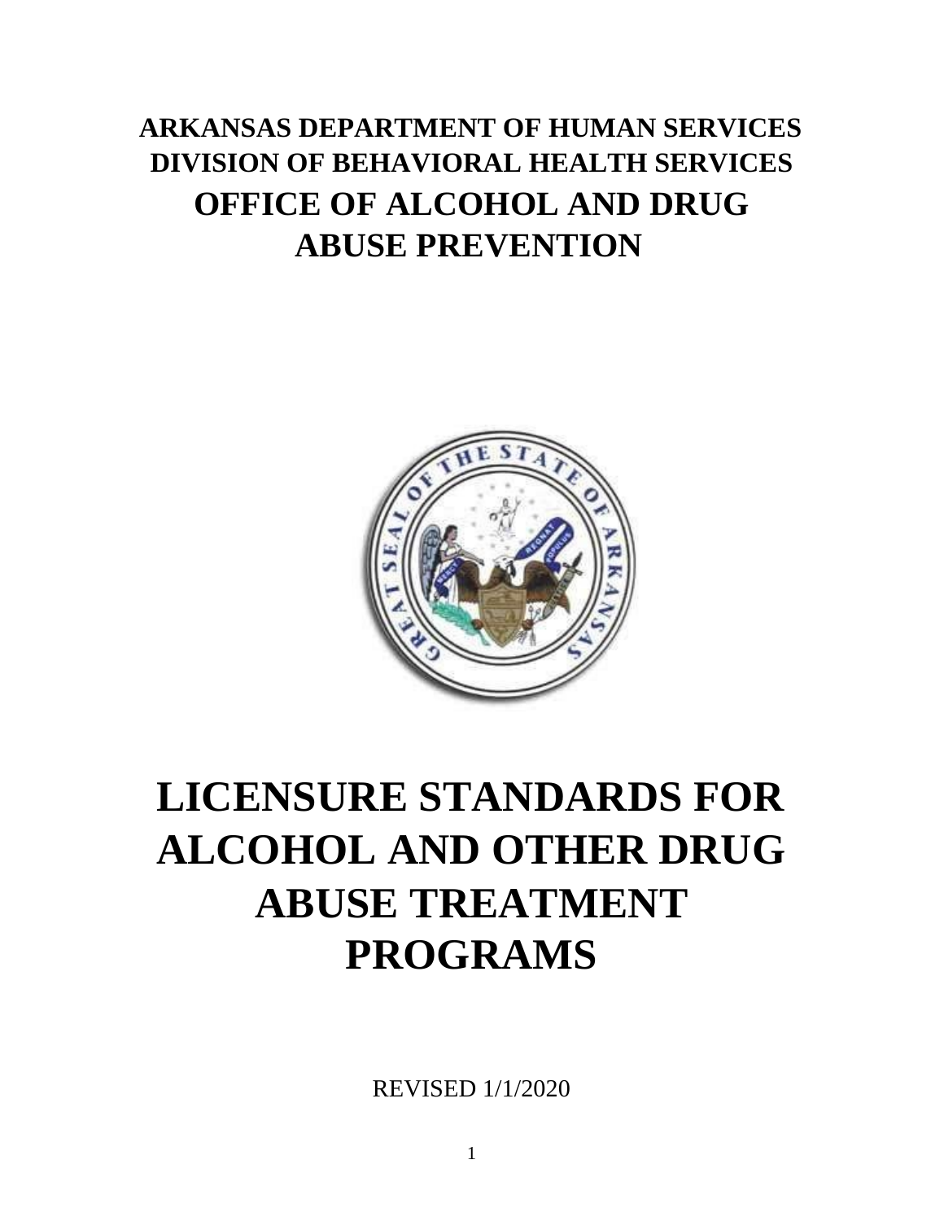**ARKANSAS DEPARTMENT OF HUMAN SERVICES**
**DIVISION OF BEHAVIORAL HEALTH SERVICES**

## OFFICE OF ALCOHOL AND DRUG ABUSE PREVENTION

# LICENSURE STANDARDS FOR ALCOHOL AND OTHER DRUG ABUSE TREATMENT PROGRAMS

REVISED 1/1/2020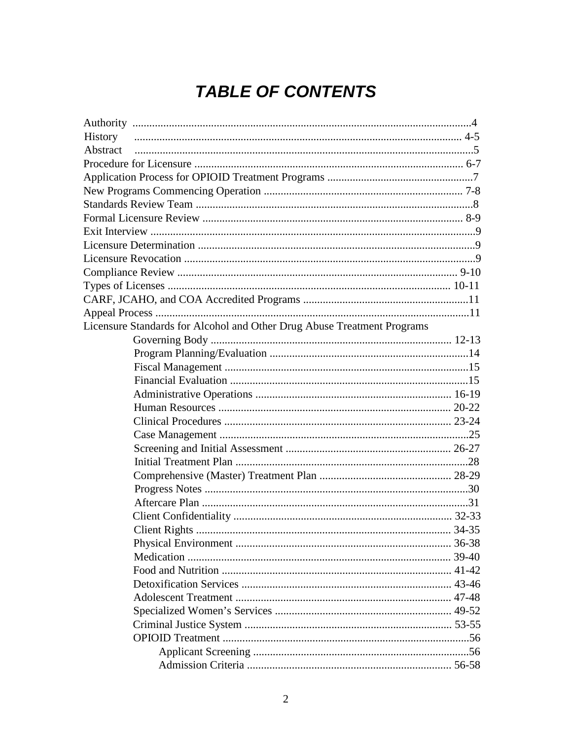# TABLE OF CONTENTS

Authority ........................................................................................................4
History ........................................................................................................ 4-5
Abstract ........................................................................................................5
Procedure for Licensure ................................................................................ 6-7
Application Process for OPIOID Treatment Programs ........................................7
New Programs Commencing Operation ............................................................ 7-8
Standards Review Team ...................................................................................8
Formal Licensure Review ................................................................................ 8-9
Exit Interview ..................................................................................................9
Licensure Determination ...................................................................................9
Licensure Revocation ........................................................................................9
Compliance Review ........................................................................................ 9-10
Types of Licenses .......................................................................................... 10-11
CARF, JCAHO, and COA Accredited Programs ................................................11
Appeal Process ..................................................................................................11
Licensure Standards for Alcohol and Other Drug Abuse Treatment Programs

- Governing Body ...................................................................................... 12-13
- Program Planning/Evaluation ......................................................................14
- Fiscal Management ......................................................................................15
- Financial Evaluation ....................................................................................15
- Administrative Operations ........................................................................ 16-19
- Human Resources ...................................................................................... 20-22
- Clinical Procedures .................................................................................... 23-24
- Case Management ........................................................................................25
- Screening and Initial Assessment .............................................................. 26-27
- Initial Treatment Plan ..................................................................................28
- Comprehensive (Master) Treatment Plan ................................................... 28-29
- Progress Notes ............................................................................................30
- Aftercare Plan ..............................................................................................31
- Client Confidentiality .................................................................................. 32-33
- Client Rights ................................................................................................ 34-35
- Physical Environment ................................................................................ 36-38
- Medication .................................................................................................. 39-40
- Food and Nutrition ...................................................................................... 41-42
- Detoxification Services .............................................................................. 43-46
- Adolescent Treatment ................................................................................ 47-48
- Specialized Women's Services .................................................................. 49-52
- Criminal Justice System .............................................................................. 53-55
- OPIOID Treatment ........................................................................................56
  - Applicant Screening ................................................................................56
  - Admission Criteria .............................................................................. 56-58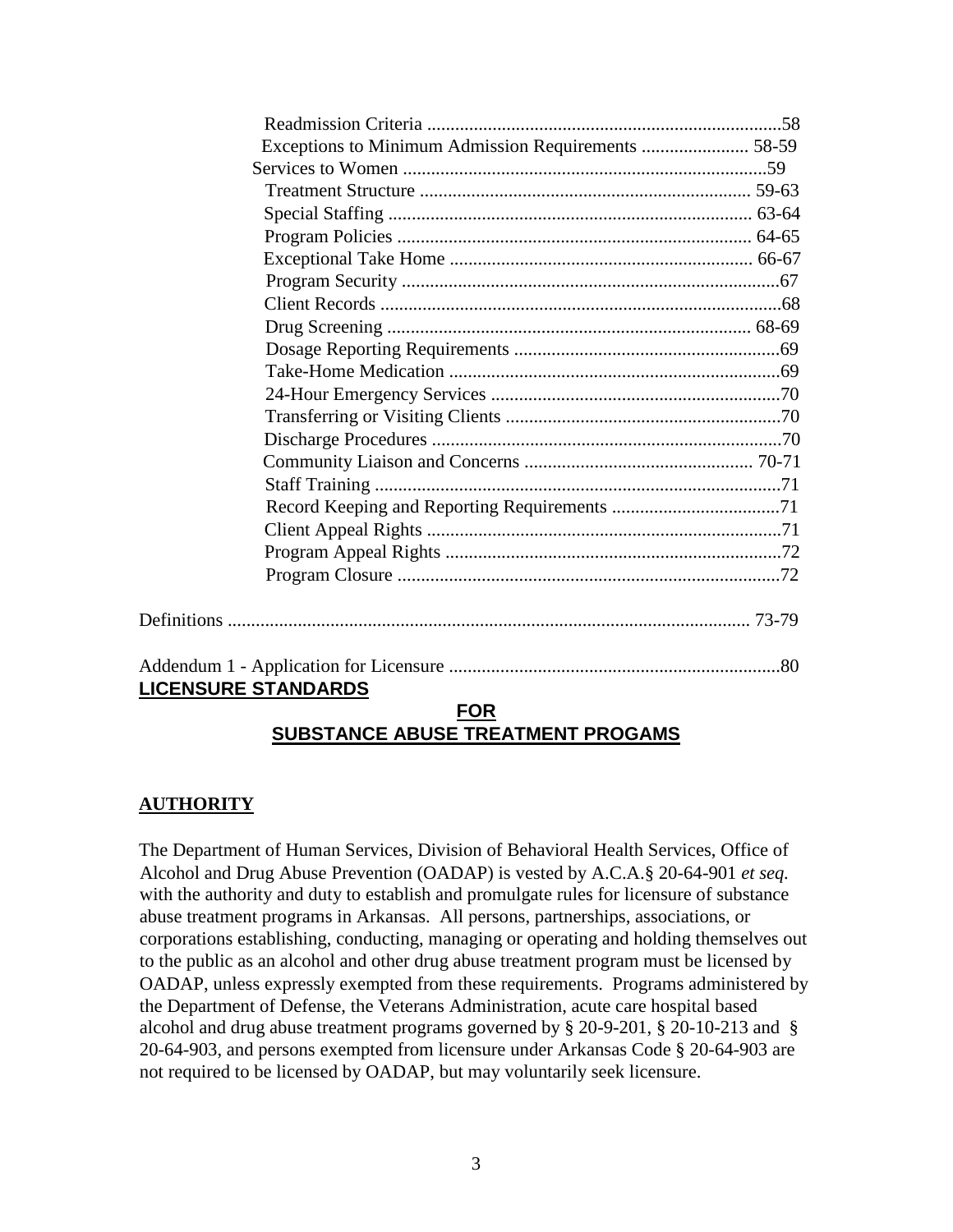Readmission Criteria ...........................................................................58
Exceptions to Minimum Admission Requirements ....................... 58-59
Services to Women .............................................................................59
Treatment Structure ....................................................................... 59-63
Special Staffing .............................................................................. 63-64
Program Policies ............................................................................ 64-65
Exceptional Take Home ................................................................. 66-67
Program Security .................................................................................67
Client Records ......................................................................................68
Drug Screening .............................................................................. 68-69
Dosage Reporting Requirements .........................................................69
Take-Home Medication .......................................................................69
24-Hour Emergency Services ..............................................................70
Transferring or Visiting Clients ...........................................................70
Discharge Procedures ...........................................................................70
Community Liaison and Concerns ................................................. 70-71
Staff Training .......................................................................................71
Record Keeping and Reporting Requirements ....................................71
Client Appeal Rights ............................................................................71
Program Appeal Rights ........................................................................72
Program Closure ..................................................................................72

Definitions ............................................................................................................... 73-79

Addendum 1 - Application for Licensure .......................................................................80

# LICENSURE STANDARDS
# FOR
# SUBSTANCE ABUSE TREATMENT PROGAMS

## AUTHORITY

The Department of Human Services, Division of Behavioral Health Services, Office of Alcohol and Drug Abuse Prevention (OADAP) is vested by A.C.A.§ 20-64-901 *et seq.* with the authority and duty to establish and promulgate rules for licensure of substance abuse treatment programs in Arkansas. All persons, partnerships, associations, or corporations establishing, conducting, managing or operating and holding themselves out to the public as an alcohol and other drug abuse treatment program must be licensed by OADAP, unless expressly exempted from these requirements. Programs administered by the Department of Defense, the Veterans Administration, acute care hospital based alcohol and drug abuse treatment programs governed by § 20-9-201, § 20-10-213 and § 20-64-903, and persons exempted from licensure under Arkansas Code § 20-64-903 are not required to be licensed by OADAP, but may voluntarily seek licensure.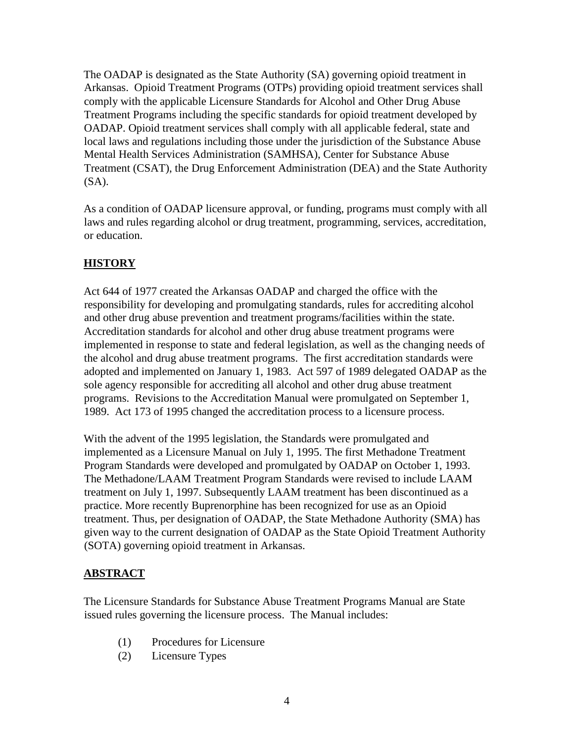The OADAP is designated as the State Authority (SA) governing opioid treatment in Arkansas. Opioid Treatment Programs (OTPs) providing opioid treatment services shall comply with the applicable Licensure Standards for Alcohol and Other Drug Abuse Treatment Programs including the specific standards for opioid treatment developed by OADAP. Opioid treatment services shall comply with all applicable federal, state and local laws and regulations including those under the jurisdiction of the Substance Abuse Mental Health Services Administration (SAMHSA), Center for Substance Abuse Treatment (CSAT), the Drug Enforcement Administration (DEA) and the State Authority (SA).

As a condition of OADAP licensure approval, or funding, programs must comply with all laws and rules regarding alcohol or drug treatment, programming, services, accreditation, or education.

## HISTORY

Act 644 of 1977 created the Arkansas OADAP and charged the office with the responsibility for developing and promulgating standards, rules for accrediting alcohol and other drug abuse prevention and treatment programs/facilities within the state. Accreditation standards for alcohol and other drug abuse treatment programs were implemented in response to state and federal legislation, as well as the changing needs of the alcohol and drug abuse treatment programs. The first accreditation standards were adopted and implemented on January 1, 1983. Act 597 of 1989 delegated OADAP as the sole agency responsible for accrediting all alcohol and other drug abuse treatment programs. Revisions to the Accreditation Manual were promulgated on September 1, 1989. Act 173 of 1995 changed the accreditation process to a licensure process.

With the advent of the 1995 legislation, the Standards were promulgated and implemented as a Licensure Manual on July 1, 1995. The first Methadone Treatment Program Standards were developed and promulgated by OADAP on October 1, 1993. The Methadone/LAAM Treatment Program Standards were revised to include LAAM treatment on July 1, 1997. Subsequently LAAM treatment has been discontinued as a practice. More recently Buprenorphine has been recognized for use as an Opioid treatment. Thus, per designation of OADAP, the State Methadone Authority (SMA) has given way to the current designation of OADAP as the State Opioid Treatment Authority (SOTA) governing opioid treatment in Arkansas.

## ABSTRACT

The Licensure Standards for Substance Abuse Treatment Programs Manual are State issued rules governing the licensure process. The Manual includes:

(1) Procedures for Licensure
(2) Licensure Types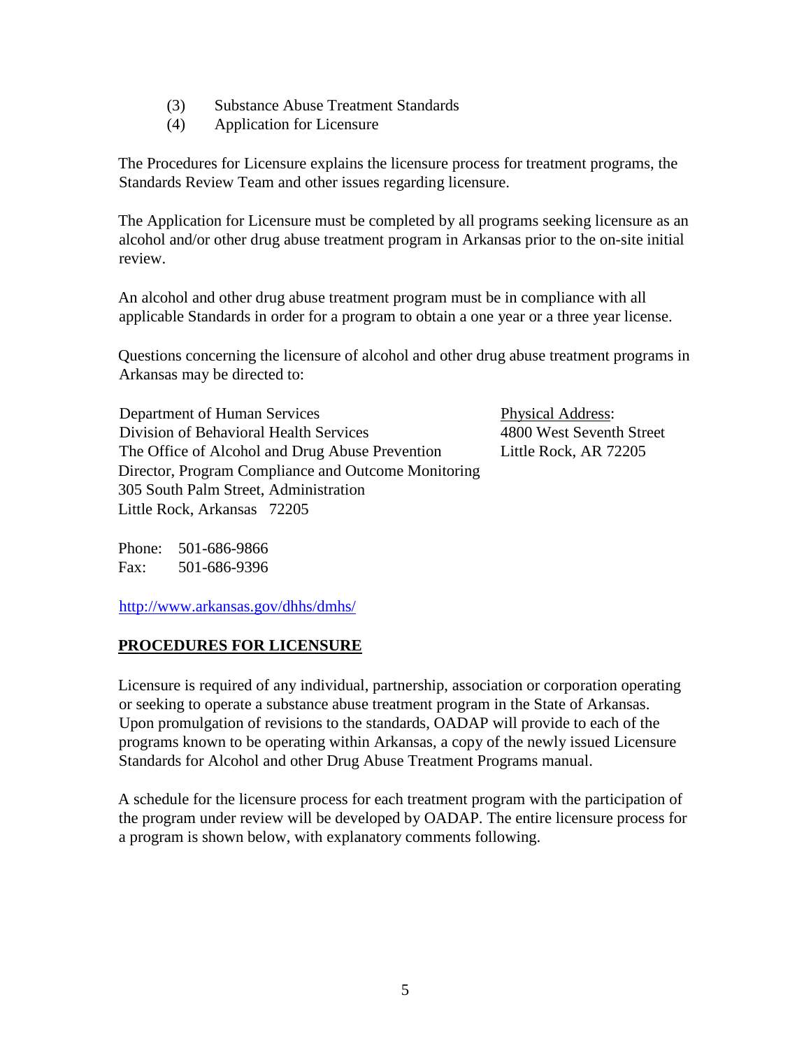(3) Substance Abuse Treatment Standards
(4) Application for Licensure

The Procedures for Licensure explains the licensure process for treatment programs, the Standards Review Team and other issues regarding licensure.

The Application for Licensure must be completed by all programs seeking licensure as an alcohol and/or other drug abuse treatment program in Arkansas prior to the on-site initial review.

An alcohol and other drug abuse treatment program must be in compliance with all applicable Standards in order for a program to obtain a one year or a three year license.

Questions concerning the licensure of alcohol and other drug abuse treatment programs in Arkansas may be directed to:

Department of Human Services
Division of Behavioral Health Services
The Office of Alcohol and Drug Abuse Prevention
Director, Program Compliance and Outcome Monitoring
305 South Palm Street, Administration
Little Rock, Arkansas 72205

Physical Address:
4800 West Seventh Street
Little Rock, AR 72205

Phone: 501-686-9866
Fax: 501-686-9396

http://www.arkansas.gov/dhhs/dmhs/

## PROCEDURES FOR LICENSURE

Licensure is required of any individual, partnership, association or corporation operating or seeking to operate a substance abuse treatment program in the State of Arkansas. Upon promulgation of revisions to the standards, OADAP will provide to each of the programs known to be operating within Arkansas, a copy of the newly issued Licensure Standards for Alcohol and other Drug Abuse Treatment Programs manual.

A schedule for the licensure process for each treatment program with the participation of the program under review will be developed by OADAP. The entire licensure process for a program is shown below, with explanatory comments following.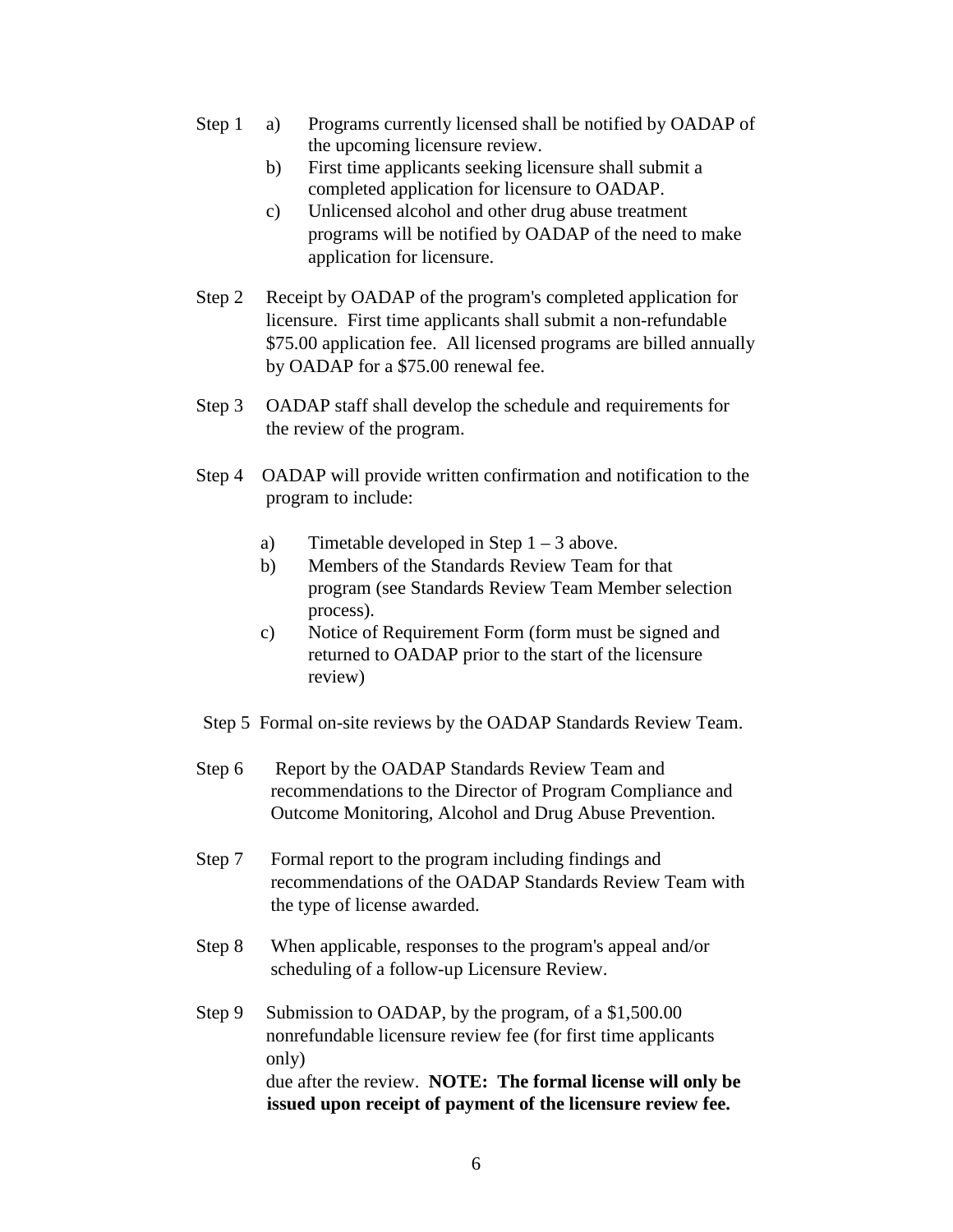Step 1

a) Programs currently licensed shall be notified by OADAP of the upcoming licensure review.

b) First time applicants seeking licensure shall submit a completed application for licensure to OADAP.

c) Unlicensed alcohol and other drug abuse treatment programs will be notified by OADAP of the need to make application for licensure.

Step 2 Receipt by OADAP of the program's completed application for licensure. First time applicants shall submit a non-refundable $75.00 application fee. All licensed programs are billed annually by OADAP for a $75.00 renewal fee.

Step 3 OADAP staff shall develop the schedule and requirements for the review of the program.

Step 4 OADAP will provide written confirmation and notification to the program to include:

a) Timetable developed in Step 1 – 3 above.

b) Members of the Standards Review Team for that program (see Standards Review Team Member selection process).

c) Notice of Requirement Form (form must be signed and returned to OADAP prior to the start of the licensure review)

Step 5 Formal on-site reviews by the OADAP Standards Review Team.

Step 6 Report by the OADAP Standards Review Team and recommendations to the Director of Program Compliance and Outcome Monitoring, Alcohol and Drug Abuse Prevention.

Step 7 Formal report to the program including findings and recommendations of the OADAP Standards Review Team with the type of license awarded.

Step 8 When applicable, responses to the program's appeal and/or scheduling of a follow-up Licensure Review.

Step 9 Submission to OADAP, by the program, of a $1,500.00 nonrefundable licensure review fee (for first time applicants only) due after the review. **NOTE: The formal license will only be issued upon receipt of payment of the licensure review fee.**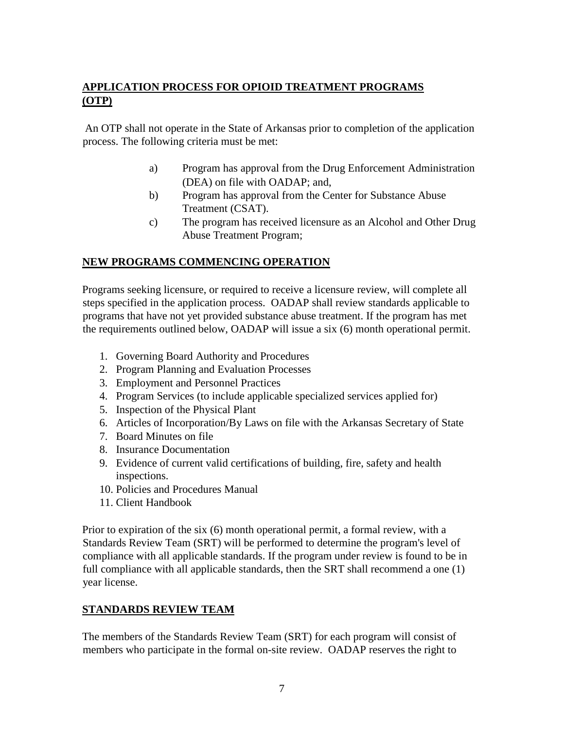## APPLICATION PROCESS FOR OPIOID TREATMENT PROGRAMS (OTP)

An OTP shall not operate in the State of Arkansas prior to completion of the application process. The following criteria must be met:

a) Program has approval from the Drug Enforcement Administration (DEA) on file with OADAP; and,

b) Program has approval from the Center for Substance Abuse Treatment (CSAT).

c) The program has received licensure as an Alcohol and Other Drug Abuse Treatment Program;

## NEW PROGRAMS COMMENCING OPERATION

Programs seeking licensure, or required to receive a licensure review, will complete all steps specified in the application process. OADAP shall review standards applicable to programs that have not yet provided substance abuse treatment. If the program has met the requirements outlined below, OADAP will issue a six (6) month operational permit.

1. Governing Board Authority and Procedures
2. Program Planning and Evaluation Processes
3. Employment and Personnel Practices
4. Program Services (to include applicable specialized services applied for)
5. Inspection of the Physical Plant
6. Articles of Incorporation/By Laws on file with the Arkansas Secretary of State
7. Board Minutes on file
8. Insurance Documentation
9. Evidence of current valid certifications of building, fire, safety and health inspections.
10. Policies and Procedures Manual
11. Client Handbook

Prior to expiration of the six (6) month operational permit, a formal review, with a Standards Review Team (SRT) will be performed to determine the program's level of compliance with all applicable standards. If the program under review is found to be in full compliance with all applicable standards, then the SRT shall recommend a one (1) year license.

## STANDARDS REVIEW TEAM

The members of the Standards Review Team (SRT) for each program will consist of members who participate in the formal on-site review. OADAP reserves the right to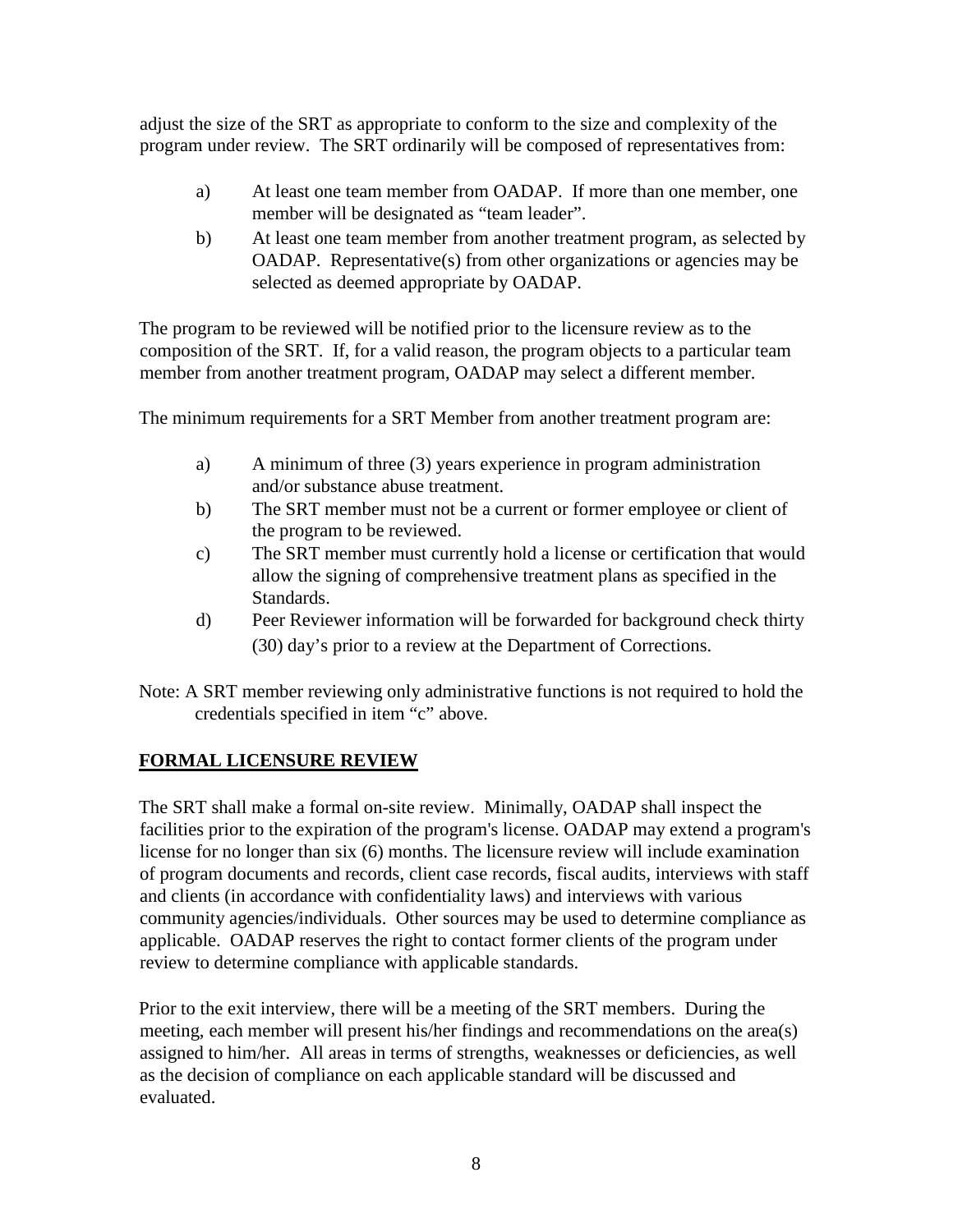adjust the size of the SRT as appropriate to conform to the size and complexity of the program under review. The SRT ordinarily will be composed of representatives from:

a) At least one team member from OADAP. If more than one member, one member will be designated as "team leader".

b) At least one team member from another treatment program, as selected by OADAP. Representative(s) from other organizations or agencies may be selected as deemed appropriate by OADAP.

The program to be reviewed will be notified prior to the licensure review as to the composition of the SRT. If, for a valid reason, the program objects to a particular team member from another treatment program, OADAP may select a different member.

The minimum requirements for a SRT Member from another treatment program are:

a) A minimum of three (3) years experience in program administration and/or substance abuse treatment.

b) The SRT member must not be a current or former employee or client of the program to be reviewed.

c) The SRT member must currently hold a license or certification that would allow the signing of comprehensive treatment plans as specified in the Standards.

d) Peer Reviewer information will be forwarded for background check thirty (30) day's prior to a review at the Department of Corrections.

Note: A SRT member reviewing only administrative functions is not required to hold the credentials specified in item "c" above.

## FORMAL LICENSURE REVIEW

The SRT shall make a formal on-site review. Minimally, OADAP shall inspect the facilities prior to the expiration of the program's license. OADAP may extend a program's license for no longer than six (6) months. The licensure review will include examination of program documents and records, client case records, fiscal audits, interviews with staff and clients (in accordance with confidentiality laws) and interviews with various community agencies/individuals. Other sources may be used to determine compliance as applicable. OADAP reserves the right to contact former clients of the program under review to determine compliance with applicable standards.

Prior to the exit interview, there will be a meeting of the SRT members. During the meeting, each member will present his/her findings and recommendations on the area(s) assigned to him/her. All areas in terms of strengths, weaknesses or deficiencies, as well as the decision of compliance on each applicable standard will be discussed and evaluated.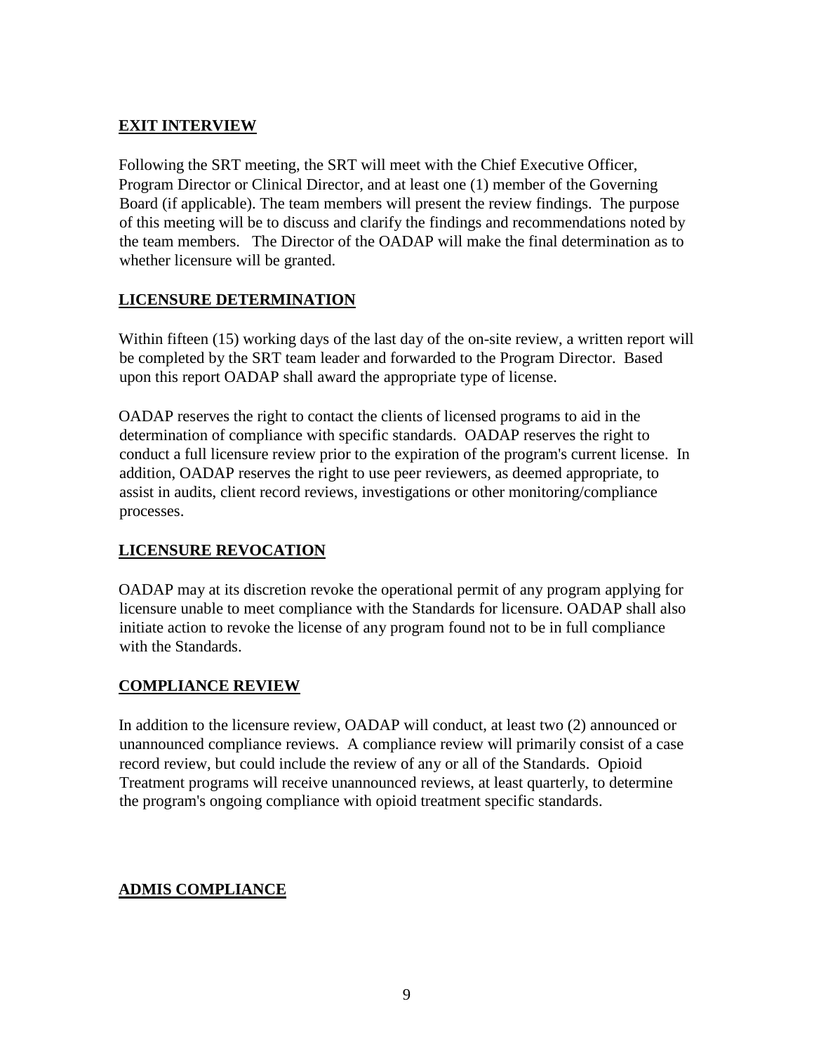## EXIT INTERVIEW

Following the SRT meeting, the SRT will meet with the Chief Executive Officer, Program Director or Clinical Director, and at least one (1) member of the Governing Board (if applicable). The team members will present the review findings. The purpose of this meeting will be to discuss and clarify the findings and recommendations noted by the team members. The Director of the OADAP will make the final determination as to whether licensure will be granted.

## LICENSURE DETERMINATION

Within fifteen (15) working days of the last day of the on-site review, a written report will be completed by the SRT team leader and forwarded to the Program Director. Based upon this report OADAP shall award the appropriate type of license.

OADAP reserves the right to contact the clients of licensed programs to aid in the determination of compliance with specific standards. OADAP reserves the right to conduct a full licensure review prior to the expiration of the program's current license. In addition, OADAP reserves the right to use peer reviewers, as deemed appropriate, to assist in audits, client record reviews, investigations or other monitoring/compliance processes.

## LICENSURE REVOCATION

OADAP may at its discretion revoke the operational permit of any program applying for licensure unable to meet compliance with the Standards for licensure. OADAP shall also initiate action to revoke the license of any program found not to be in full compliance with the Standards.

## COMPLIANCE REVIEW

In addition to the licensure review, OADAP will conduct, at least two (2) announced or unannounced compliance reviews. A compliance review will primarily consist of a case record review, but could include the review of any or all of the Standards. Opioid Treatment programs will receive unannounced reviews, at least quarterly, to determine the program's ongoing compliance with opioid treatment specific standards.

## ADMIS COMPLIANCE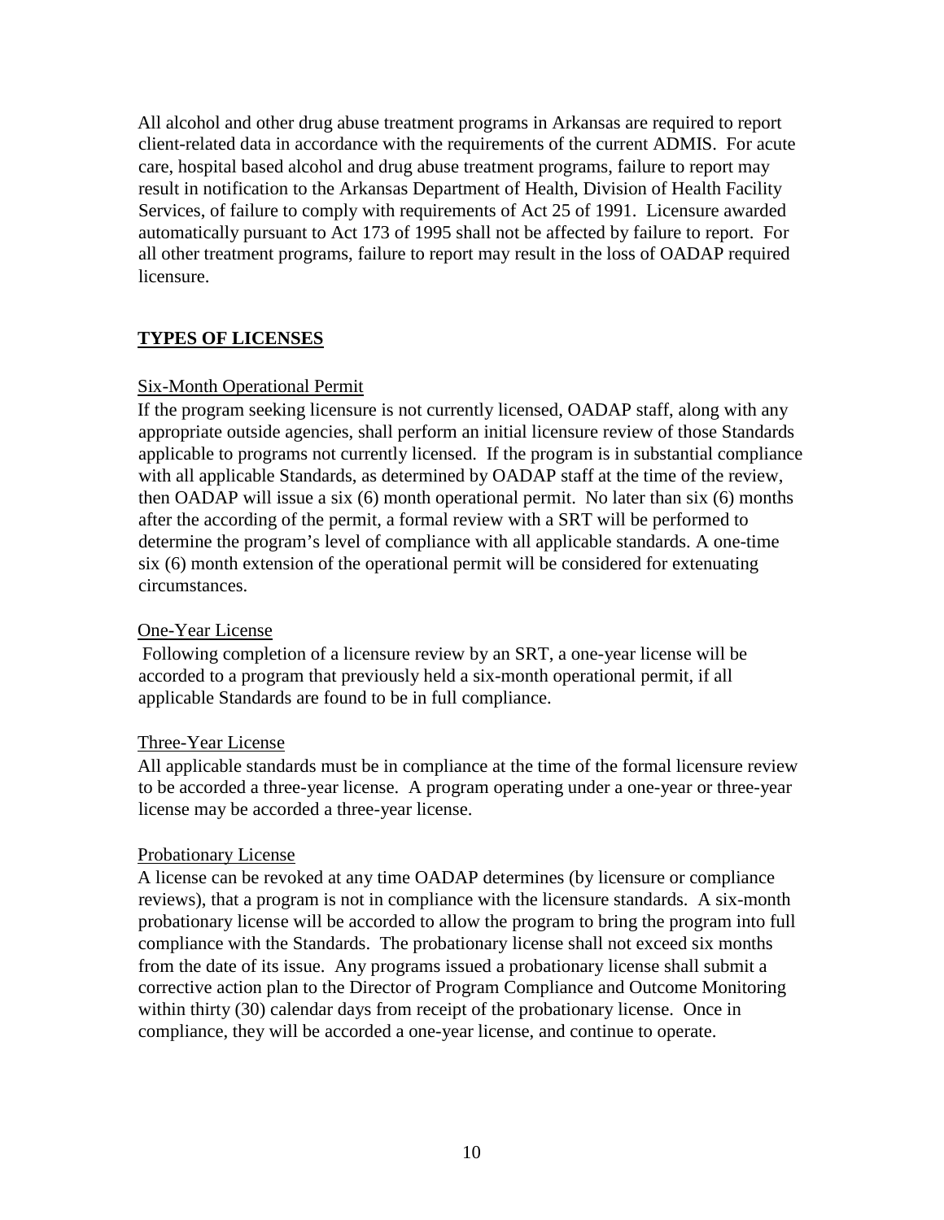All alcohol and other drug abuse treatment programs in Arkansas are required to report client-related data in accordance with the requirements of the current ADMIS. For acute care, hospital based alcohol and drug abuse treatment programs, failure to report may result in notification to the Arkansas Department of Health, Division of Health Facility Services, of failure to comply with requirements of Act 25 of 1991. Licensure awarded automatically pursuant to Act 173 of 1995 shall not be affected by failure to report. For all other treatment programs, failure to report may result in the loss of OADAP required licensure.

## **TYPES OF LICENSES**

### Six-Month Operational Permit

If the program seeking licensure is not currently licensed, OADAP staff, along with any appropriate outside agencies, shall perform an initial licensure review of those Standards applicable to programs not currently licensed. If the program is in substantial compliance with all applicable Standards, as determined by OADAP staff at the time of the review, then OADAP will issue a six (6) month operational permit. No later than six (6) months after the according of the permit, a formal review with a SRT will be performed to determine the program's level of compliance with all applicable standards. A one-time six (6) month extension of the operational permit will be considered for extenuating circumstances.

### One-Year License

Following completion of a licensure review by an SRT, a one-year license will be accorded to a program that previously held a six-month operational permit, if all applicable Standards are found to be in full compliance.

### Three-Year License

All applicable standards must be in compliance at the time of the formal licensure review to be accorded a three-year license. A program operating under a one-year or three-year license may be accorded a three-year license.

### Probationary License

A license can be revoked at any time OADAP determines (by licensure or compliance reviews), that a program is not in compliance with the licensure standards. A six-month probationary license will be accorded to allow the program to bring the program into full compliance with the Standards. The probationary license shall not exceed six months from the date of its issue. Any programs issued a probationary license shall submit a corrective action plan to the Director of Program Compliance and Outcome Monitoring within thirty (30) calendar days from receipt of the probationary license. Once in compliance, they will be accorded a one-year license, and continue to operate.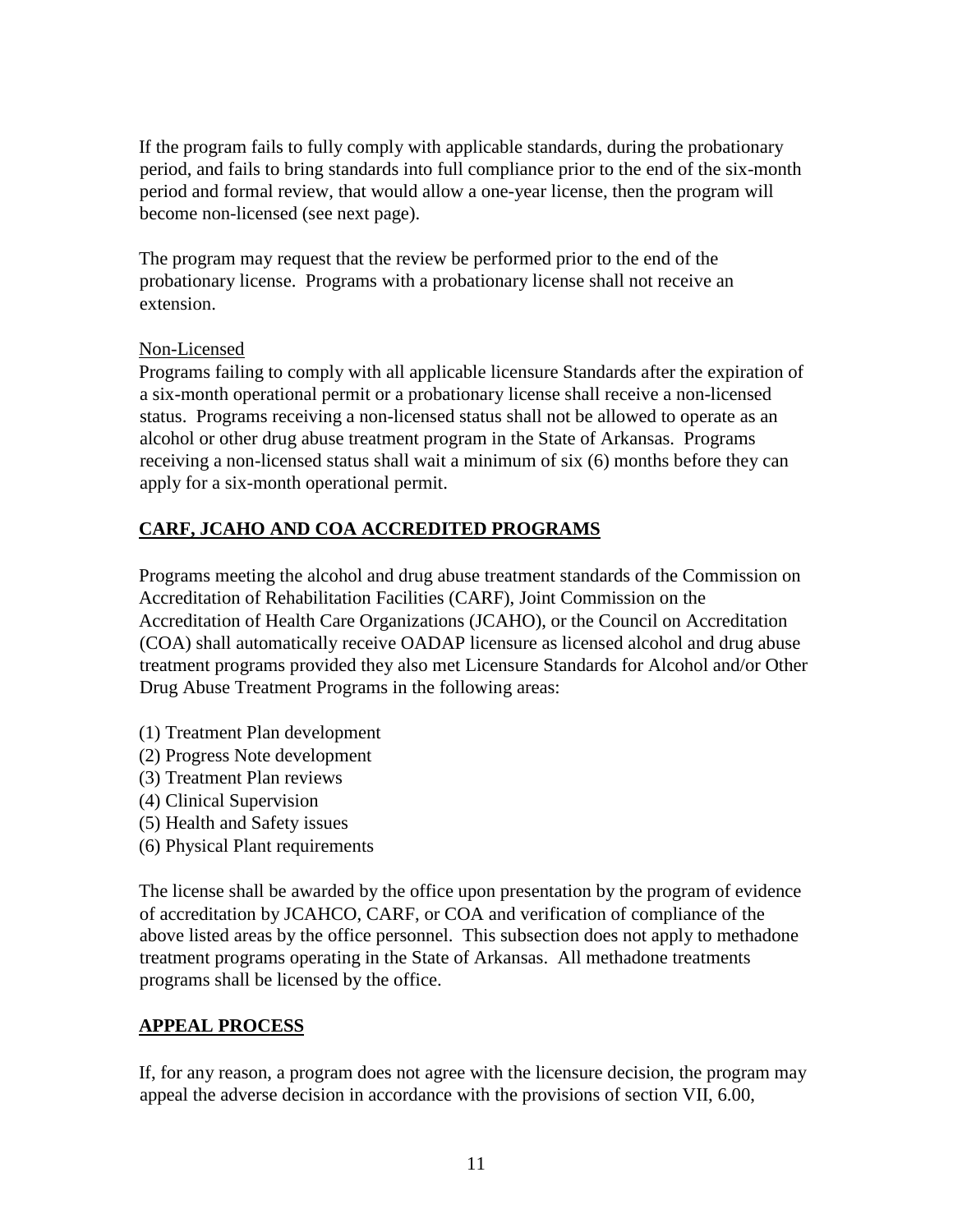If the program fails to fully comply with applicable standards, during the probationary period, and fails to bring standards into full compliance prior to the end of the six-month period and formal review, that would allow a one-year license, then the program will become non-licensed (see next page).

The program may request that the review be performed prior to the end of the probationary license. Programs with a probationary license shall not receive an extension.

Non-Licensed

Programs failing to comply with all applicable licensure Standards after the expiration of a six-month operational permit or a probationary license shall receive a non-licensed status. Programs receiving a non-licensed status shall not be allowed to operate as an alcohol or other drug abuse treatment program in the State of Arkansas. Programs receiving a non-licensed status shall wait a minimum of six (6) months before they can apply for a six-month operational permit.

## CARF, JCAHO AND COA ACCREDITED PROGRAMS

Programs meeting the alcohol and drug abuse treatment standards of the Commission on Accreditation of Rehabilitation Facilities (CARF), Joint Commission on the Accreditation of Health Care Organizations (JCAHO), or the Council on Accreditation (COA) shall automatically receive OADAP licensure as licensed alcohol and drug abuse treatment programs provided they also met Licensure Standards for Alcohol and/or Other Drug Abuse Treatment Programs in the following areas:

(1) Treatment Plan development
(2) Progress Note development
(3) Treatment Plan reviews
(4) Clinical Supervision
(5) Health and Safety issues
(6) Physical Plant requirements

The license shall be awarded by the office upon presentation by the program of evidence of accreditation by JCAHCO, CARF, or COA and verification of compliance of the above listed areas by the office personnel. This subsection does not apply to methadone treatment programs operating in the State of Arkansas. All methadone treatments programs shall be licensed by the office.

## APPEAL PROCESS

If, for any reason, a program does not agree with the licensure decision, the program may appeal the adverse decision in accordance with the provisions of section VII, 6.00,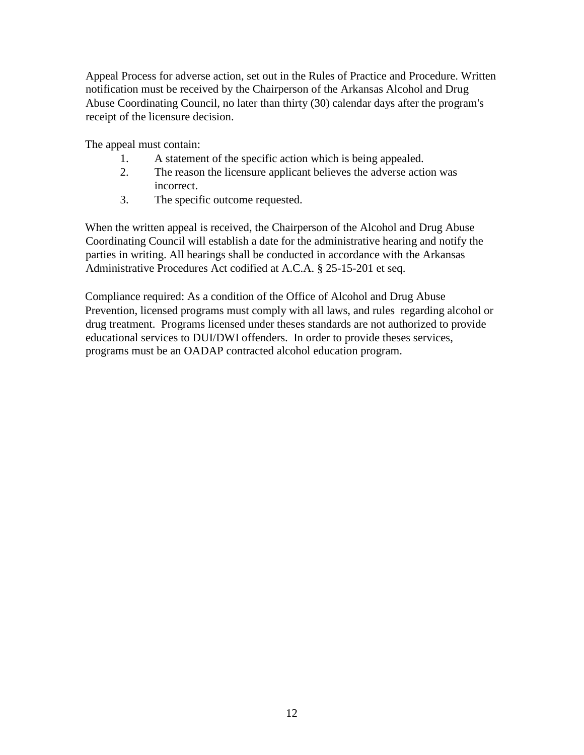Appeal Process for adverse action, set out in the Rules of Practice and Procedure. Written notification must be received by the Chairperson of the Arkansas Alcohol and Drug Abuse Coordinating Council, no later than thirty (30) calendar days after the program's receipt of the licensure decision.

The appeal must contain:

1. A statement of the specific action which is being appealed.
2. The reason the licensure applicant believes the adverse action was incorrect.
3. The specific outcome requested.

When the written appeal is received, the Chairperson of the Alcohol and Drug Abuse Coordinating Council will establish a date for the administrative hearing and notify the parties in writing. All hearings shall be conducted in accordance with the Arkansas Administrative Procedures Act codified at A.C.A. § 25-15-201 et seq.

Compliance required: As a condition of the Office of Alcohol and Drug Abuse Prevention, licensed programs must comply with all laws, and rules regarding alcohol or drug treatment. Programs licensed under theses standards are not authorized to provide educational services to DUI/DWI offenders. In order to provide theses services, programs must be an OADAP contracted alcohol education program.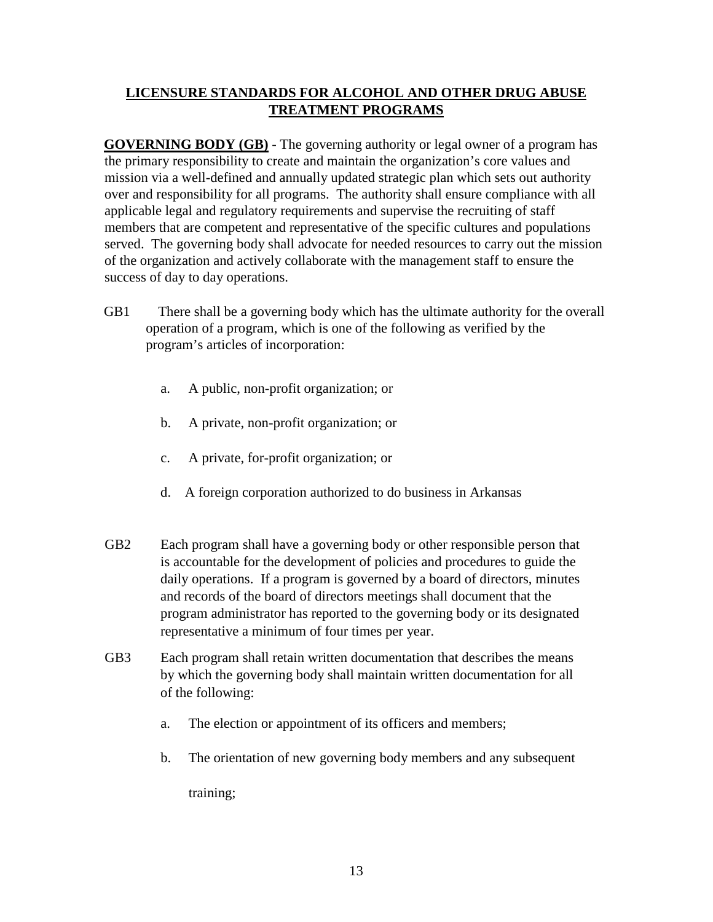## LICENSURE STANDARDS FOR ALCOHOL AND OTHER DRUG ABUSE TREATMENT PROGRAMS

**GOVERNING BODY (GB)** - The governing authority or legal owner of a program has the primary responsibility to create and maintain the organization's core values and mission via a well-defined and annually updated strategic plan which sets out authority over and responsibility for all programs. The authority shall ensure compliance with all applicable legal and regulatory requirements and supervise the recruiting of staff members that are competent and representative of the specific cultures and populations served. The governing body shall advocate for needed resources to carry out the mission of the organization and actively collaborate with the management staff to ensure the success of day to day operations.

GB1 There shall be a governing body which has the ultimate authority for the overall operation of a program, which is one of the following as verified by the program's articles of incorporation:

a. A public, non-profit organization; or

b. A private, non-profit organization; or

c. A private, for-profit organization; or

d. A foreign corporation authorized to do business in Arkansas

GB2 Each program shall have a governing body or other responsible person that is accountable for the development of policies and procedures to guide the daily operations. If a program is governed by a board of directors, minutes and records of the board of directors meetings shall document that the program administrator has reported to the governing body or its designated representative a minimum of four times per year.

GB3 Each program shall retain written documentation that describes the means by which the governing body shall maintain written documentation for all of the following:

a. The election or appointment of its officers and members;

b. The orientation of new governing body members and any subsequent training;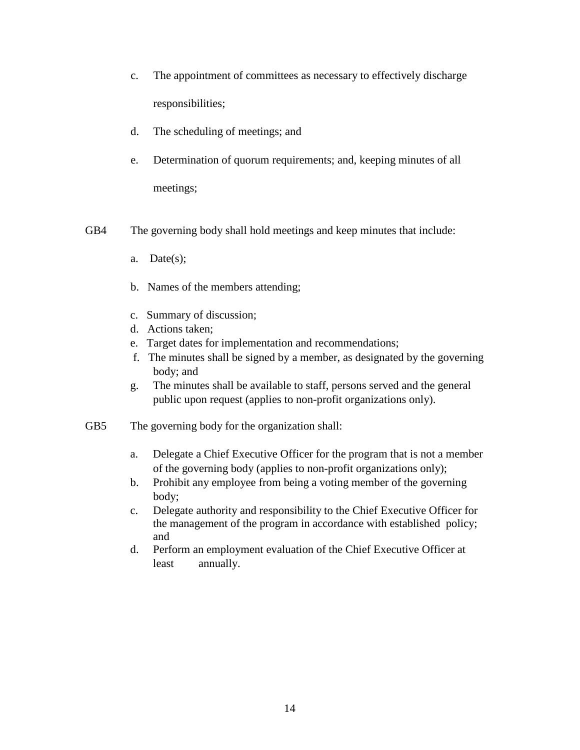c. The appointment of committees as necessary to effectively discharge responsibilities;

d. The scheduling of meetings; and

e. Determination of quorum requirements; and, keeping minutes of all meetings;

GB4 The governing body shall hold meetings and keep minutes that include:

a. Date(s);

b. Names of the members attending;

c. Summary of discussion;

d. Actions taken;

e. Target dates for implementation and recommendations;

f. The minutes shall be signed by a member, as designated by the governing body; and

g. The minutes shall be available to staff, persons served and the general public upon request (applies to non-profit organizations only).

GB5 The governing body for the organization shall:

a. Delegate a Chief Executive Officer for the program that is not a member of the governing body (applies to non-profit organizations only);

b. Prohibit any employee from being a voting member of the governing body;

c. Delegate authority and responsibility to the Chief Executive Officer for the management of the program in accordance with established policy; and

d. Perform an employment evaluation of the Chief Executive Officer at least annually.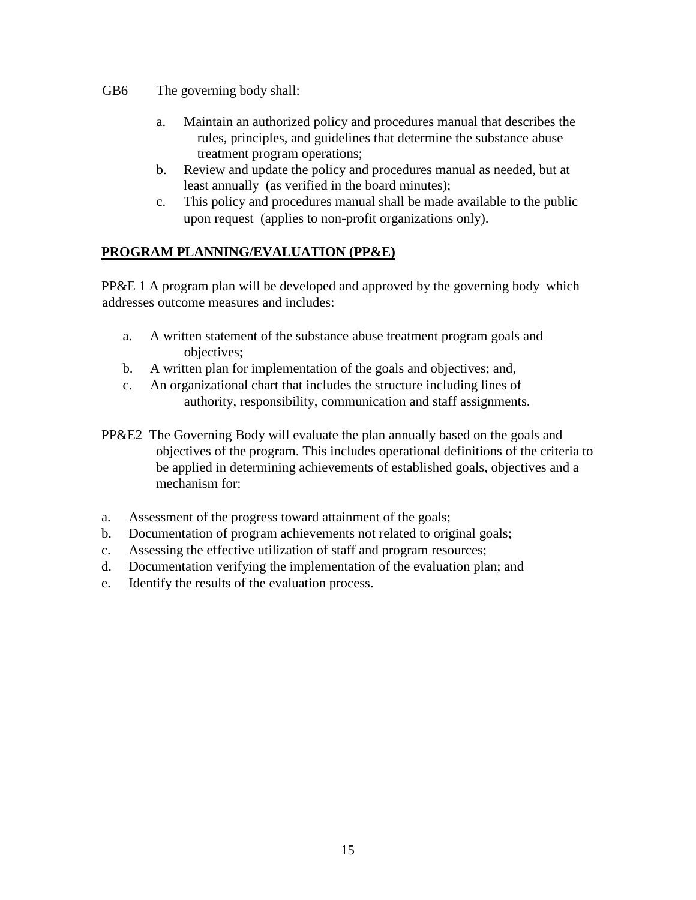GB6 The governing body shall:

a. Maintain an authorized policy and procedures manual that describes the rules, principles, and guidelines that determine the substance abuse treatment program operations;
b. Review and update the policy and procedures manual as needed, but at least annually (as verified in the board minutes);
c. This policy and procedures manual shall be made available to the public upon request (applies to non-profit organizations only).

**PROGRAM PLANNING/EVALUATION (PP&E)**

PP&E 1 A program plan will be developed and approved by the governing body which addresses outcome measures and includes:

a. A written statement of the substance abuse treatment program goals and objectives;
b. A written plan for implementation of the goals and objectives; and,
c. An organizational chart that includes the structure including lines of authority, responsibility, communication and staff assignments.

PP&E2 The Governing Body will evaluate the plan annually based on the goals and objectives of the program. This includes operational definitions of the criteria to be applied in determining achievements of established goals, objectives and a mechanism for:

a. Assessment of the progress toward attainment of the goals;
b. Documentation of program achievements not related to original goals;
c. Assessing the effective utilization of staff and program resources;
d. Documentation verifying the implementation of the evaluation plan; and
e. Identify the results of the evaluation process.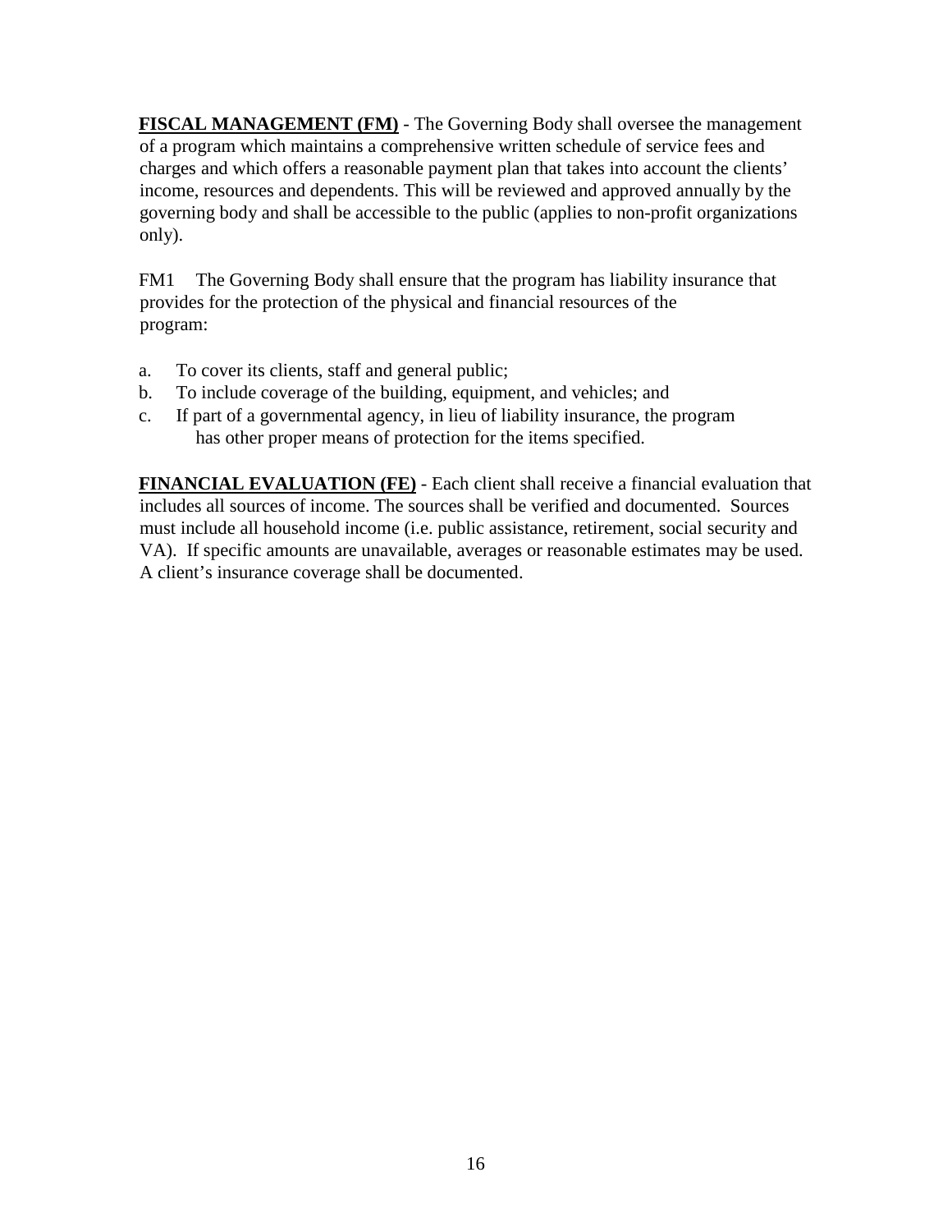**<u>FISCAL MANAGEMENT (FM)</u>** - The Governing Body shall oversee the management of a program which maintains a comprehensive written schedule of service fees and charges and which offers a reasonable payment plan that takes into account the clients' income, resources and dependents. This will be reviewed and approved annually by the governing body and shall be accessible to the public (applies to non-profit organizations only).

FM1 The Governing Body shall ensure that the program has liability insurance that provides for the protection of the physical and financial resources of the program:

a. To cover its clients, staff and general public;
b. To include coverage of the building, equipment, and vehicles; and
c. If part of a governmental agency, in lieu of liability insurance, the program has other proper means of protection for the items specified.

**<u>FINANCIAL EVALUATION (FE)</u>** - Each client shall receive a financial evaluation that includes all sources of income. The sources shall be verified and documented. Sources must include all household income (i.e. public assistance, retirement, social security and VA). If specific amounts are unavailable, averages or reasonable estimates may be used. A client's insurance coverage shall be documented.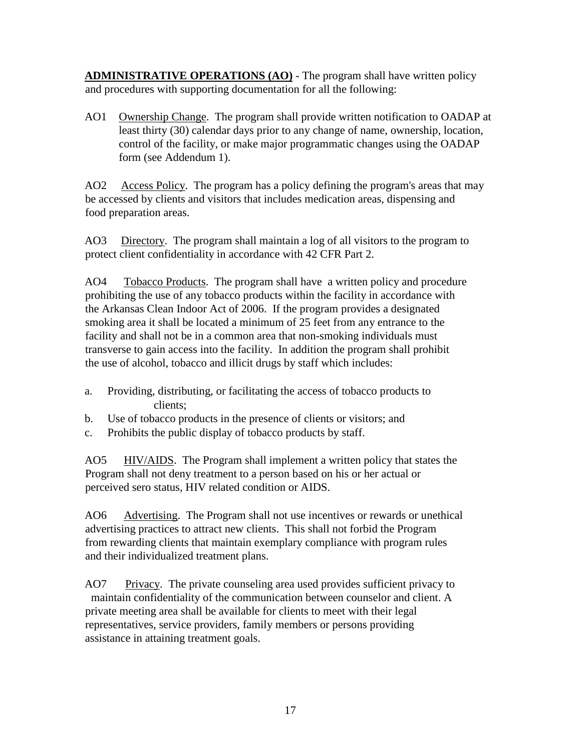**<u>ADMINISTRATIVE OPERATIONS (AO)</u>** - The program shall have written policy and procedures with supporting documentation for all the following:

AO1 <u>Ownership Change</u>. The program shall provide written notification to OADAP at least thirty (30) calendar days prior to any change of name, ownership, location, control of the facility, or make major programmatic changes using the OADAP form (see Addendum 1).

AO2 <u>Access Policy</u>. The program has a policy defining the program's areas that may be accessed by clients and visitors that includes medication areas, dispensing and food preparation areas.

AO3 <u>Directory</u>. The program shall maintain a log of all visitors to the program to protect client confidentiality in accordance with 42 CFR Part 2.

AO4 <u>Tobacco Products</u>. The program shall have a written policy and procedure prohibiting the use of any tobacco products within the facility in accordance with the Arkansas Clean Indoor Act of 2006. If the program provides a designated smoking area it shall be located a minimum of 25 feet from any entrance to the facility and shall not be in a common area that non-smoking individuals must transverse to gain access into the facility. In addition the program shall prohibit the use of alcohol, tobacco and illicit drugs by staff which includes:

a. Providing, distributing, or facilitating the access of tobacco products to clients;
b. Use of tobacco products in the presence of clients or visitors; and
c. Prohibits the public display of tobacco products by staff.

AO5 <u>HIV/AIDS</u>. The Program shall implement a written policy that states the Program shall not deny treatment to a person based on his or her actual or perceived sero status, HIV related condition or AIDS.

AO6 <u>Advertising</u>. The Program shall not use incentives or rewards or unethical advertising practices to attract new clients. This shall not forbid the Program from rewarding clients that maintain exemplary compliance with program rules and their individualized treatment plans.

AO7 <u>Privacy</u>. The private counseling area used provides sufficient privacy to maintain confidentiality of the communication between counselor and client. A private meeting area shall be available for clients to meet with their legal representatives, service providers, family members or persons providing assistance in attaining treatment goals.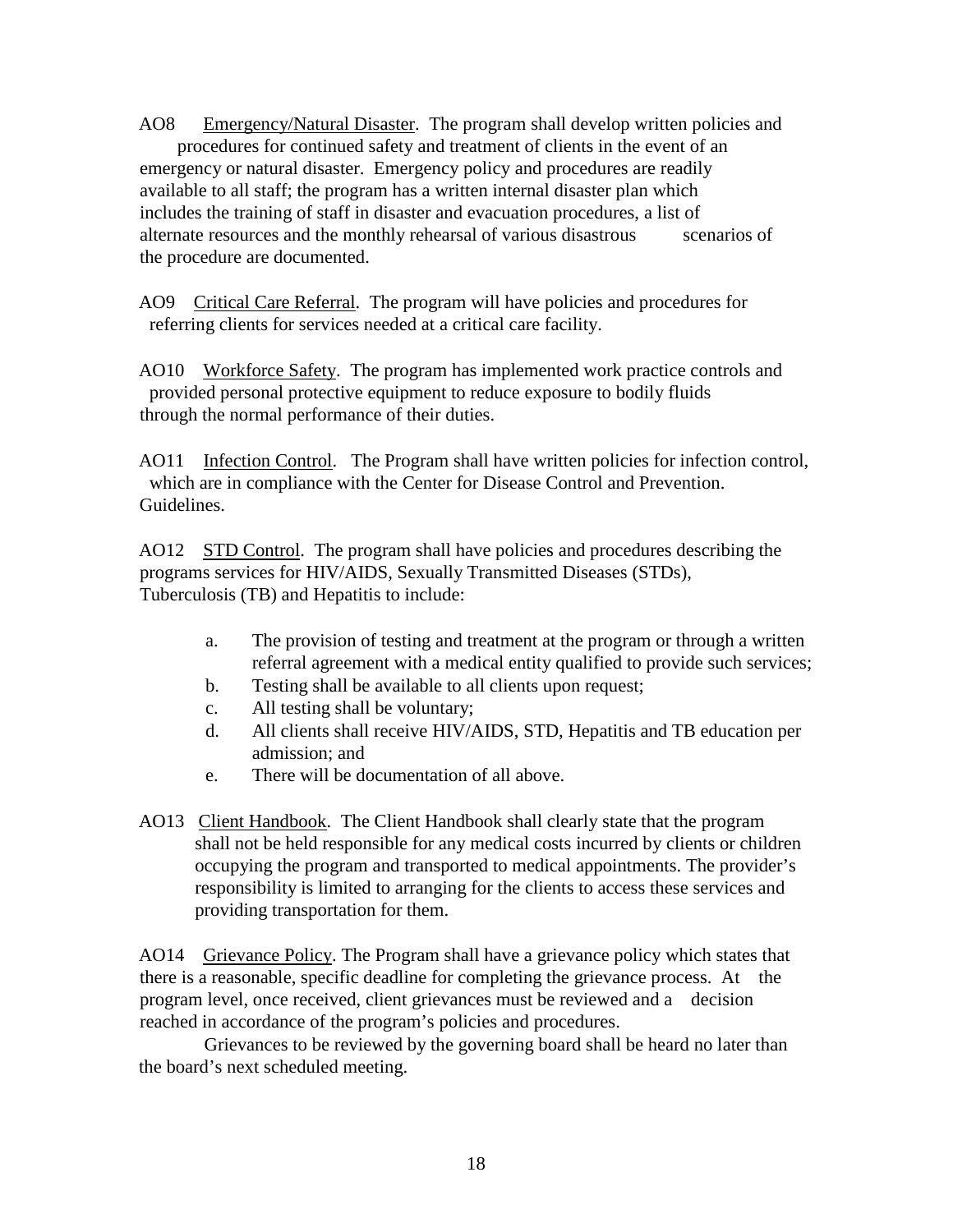AO8 <u>Emergency/Natural Disaster</u>. The program shall develop written policies and procedures for continued safety and treatment of clients in the event of an emergency or natural disaster. Emergency policy and procedures are readily available to all staff; the program has a written internal disaster plan which includes the training of staff in disaster and evacuation procedures, a list of alternate resources and the monthly rehearsal of various disastrous scenarios of the procedure are documented.

AO9 <u>Critical Care Referral</u>. The program will have policies and procedures for referring clients for services needed at a critical care facility.

AO10 <u>Workforce Safety</u>. The program has implemented work practice controls and provided personal protective equipment to reduce exposure to bodily fluids through the normal performance of their duties.

AO11 <u>Infection Control</u>. The Program shall have written policies for infection control, which are in compliance with the Center for Disease Control and Prevention. Guidelines.

AO12 <u>STD Control</u>. The program shall have policies and procedures describing the programs services for HIV/AIDS, Sexually Transmitted Diseases (STDs), Tuberculosis (TB) and Hepatitis to include:

a. The provision of testing and treatment at the program or through a written referral agreement with a medical entity qualified to provide such services;
b. Testing shall be available to all clients upon request;
c. All testing shall be voluntary;
d. All clients shall receive HIV/AIDS, STD, Hepatitis and TB education per admission; and
e. There will be documentation of all above.

AO13 <u>Client Handbook</u>. The Client Handbook shall clearly state that the program shall not be held responsible for any medical costs incurred by clients or children occupying the program and transported to medical appointments. The provider's responsibility is limited to arranging for the clients to access these services and providing transportation for them.

AO14 <u>Grievance Policy</u>. The Program shall have a grievance policy which states that there is a reasonable, specific deadline for completing the grievance process. At the program level, once received, client grievances must be reviewed and a decision reached in accordance of the program's policies and procedures.

Grievances to be reviewed by the governing board shall be heard no later than the board's next scheduled meeting.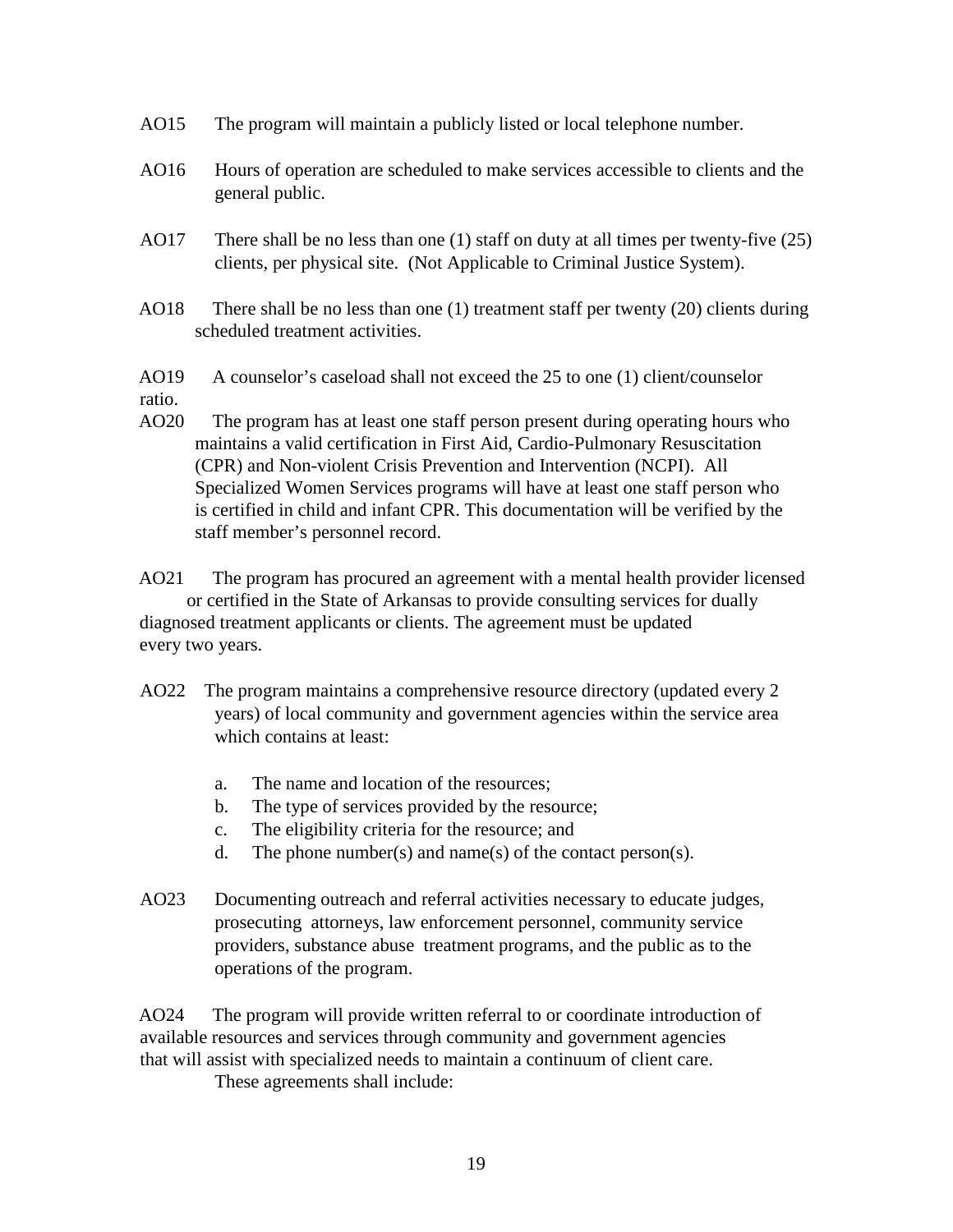AO15 The program will maintain a publicly listed or local telephone number.

AO16 Hours of operation are scheduled to make services accessible to clients and the general public.

AO17 There shall be no less than one (1) staff on duty at all times per twenty-five (25) clients, per physical site. (Not Applicable to Criminal Justice System).

AO18 There shall be no less than one (1) treatment staff per twenty (20) clients during scheduled treatment activities.

AO19 A counselor's caseload shall not exceed the 25 to one (1) client/counselor ratio.

AO20 The program has at least one staff person present during operating hours who maintains a valid certification in First Aid, Cardio-Pulmonary Resuscitation (CPR) and Non-violent Crisis Prevention and Intervention (NCPI). All Specialized Women Services programs will have at least one staff person who is certified in child and infant CPR. This documentation will be verified by the staff member's personnel record.

AO21 The program has procured an agreement with a mental health provider licensed or certified in the State of Arkansas to provide consulting services for dually diagnosed treatment applicants or clients. The agreement must be updated every two years.

AO22 The program maintains a comprehensive resource directory (updated every 2 years) of local community and government agencies within the service area which contains at least:

a. The name and location of the resources;
b. The type of services provided by the resource;
c. The eligibility criteria for the resource; and
d. The phone number(s) and name(s) of the contact person(s).

AO23 Documenting outreach and referral activities necessary to educate judges, prosecuting attorneys, law enforcement personnel, community service providers, substance abuse treatment programs, and the public as to the operations of the program.

AO24 The program will provide written referral to or coordinate introduction of available resources and services through community and government agencies that will assist with specialized needs to maintain a continuum of client care. These agreements shall include: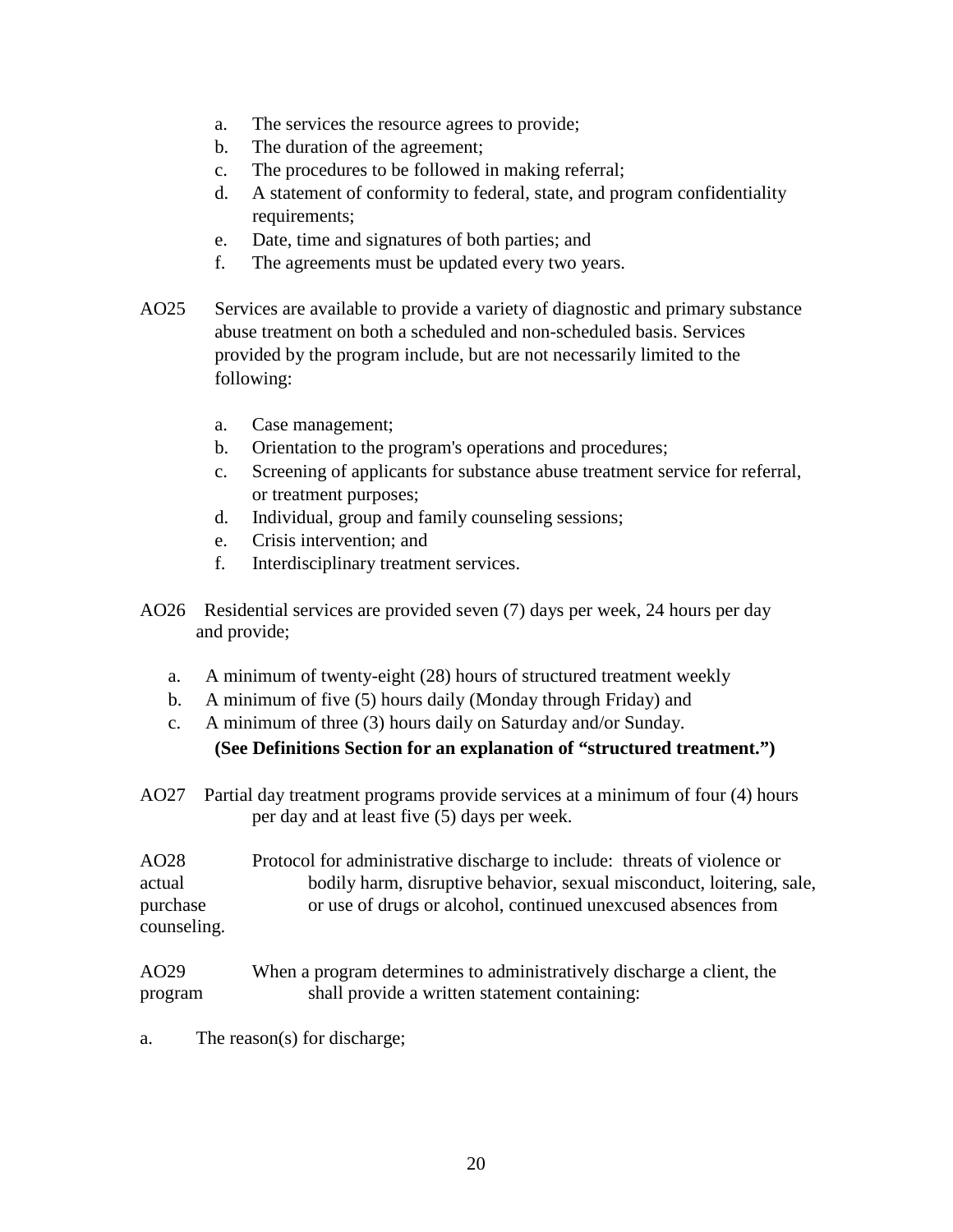a. The services the resource agrees to provide;
b. The duration of the agreement;
c. The procedures to be followed in making referral;
d. A statement of conformity to federal, state, and program confidentiality requirements;
e. Date, time and signatures of both parties; and
f. The agreements must be updated every two years.

AO25 Services are available to provide a variety of diagnostic and primary substance abuse treatment on both a scheduled and non-scheduled basis. Services provided by the program include, but are not necessarily limited to the following:

a. Case management;
b. Orientation to the program's operations and procedures;
c. Screening of applicants for substance abuse treatment service for referral, or treatment purposes;
d. Individual, group and family counseling sessions;
e. Crisis intervention; and
f. Interdisciplinary treatment services.

AO26 Residential services are provided seven (7) days per week, 24 hours per day and provide;

a. A minimum of twenty-eight (28) hours of structured treatment weekly
b. A minimum of five (5) hours daily (Monday through Friday) and
c. A minimum of three (3) hours daily on Saturday and/or Sunday.

**(See Definitions Section for an explanation of "structured treatment.")**

AO27 Partial day treatment programs provide services at a minimum of four (4) hours per day and at least five (5) days per week.

AO28 Protocol for administrative discharge to include: threats of violence or actual bodily harm, disruptive behavior, sexual misconduct, loitering, sale, purchase or use of drugs or alcohol, continued unexcused absences from counseling.

AO29 When a program determines to administratively discharge a client, the program shall provide a written statement containing:

a. The reason(s) for discharge;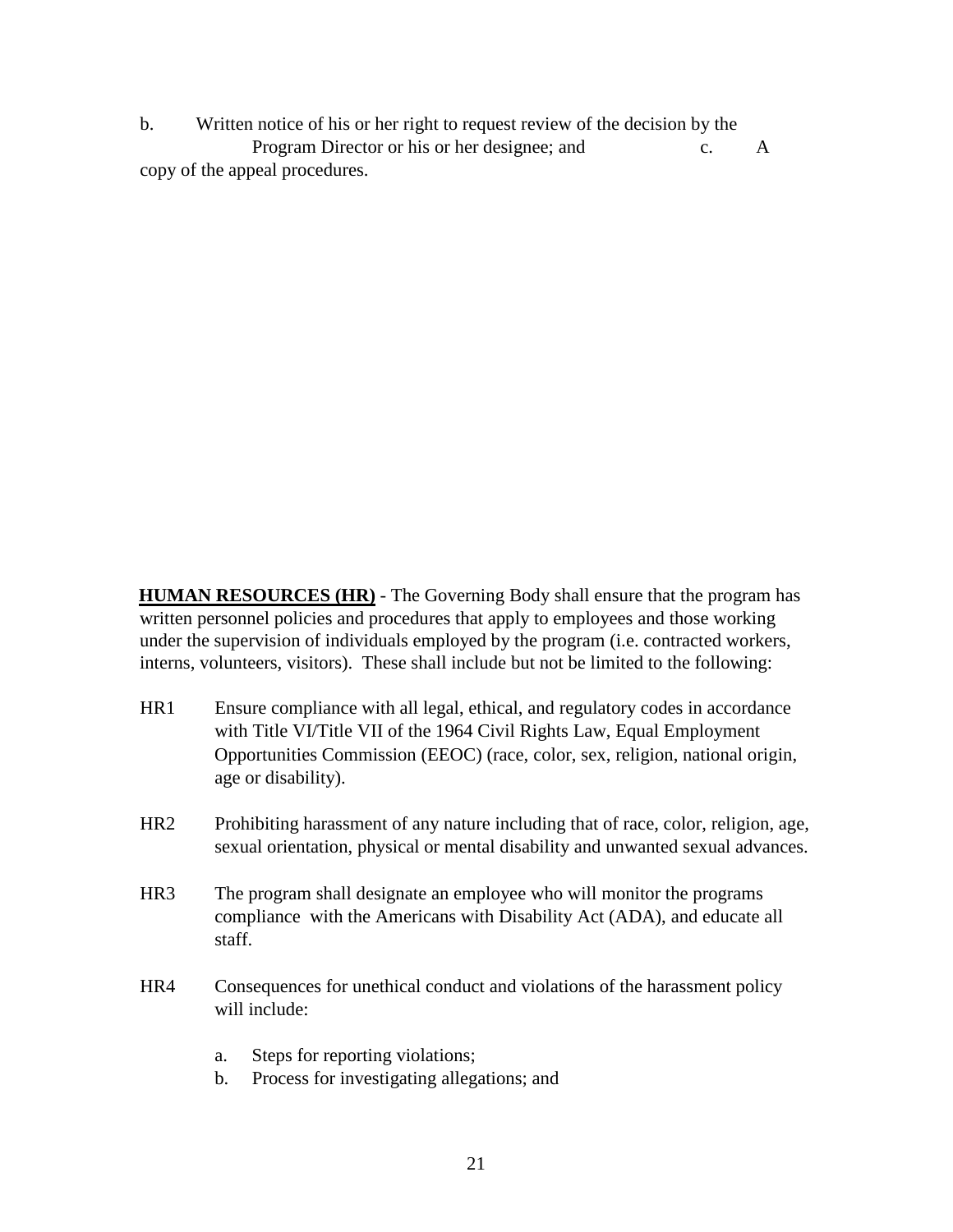b. Written notice of his or her right to request review of the decision by the Program Director or his or her designee; and

c. A copy of the appeal procedures.

**HUMAN RESOURCES (HR)** - The Governing Body shall ensure that the program has written personnel policies and procedures that apply to employees and those working under the supervision of individuals employed by the program (i.e. contracted workers, interns, volunteers, visitors). These shall include but not be limited to the following:

HR1 Ensure compliance with all legal, ethical, and regulatory codes in accordance with Title VI/Title VII of the 1964 Civil Rights Law, Equal Employment Opportunities Commission (EEOC) (race, color, sex, religion, national origin, age or disability).

HR2 Prohibiting harassment of any nature including that of race, color, religion, age, sexual orientation, physical or mental disability and unwanted sexual advances.

HR3 The program shall designate an employee who will monitor the programs compliance with the Americans with Disability Act (ADA), and educate all staff.

HR4 Consequences for unethical conduct and violations of the harassment policy will include:

a. Steps for reporting violations;
b. Process for investigating allegations; and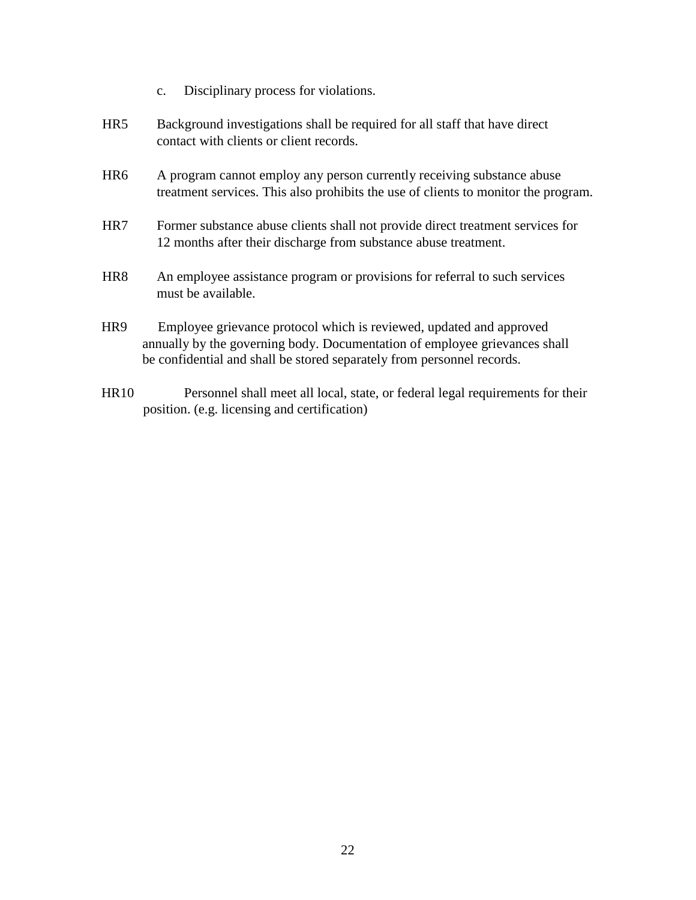c. Disciplinary process for violations.

HR5 Background investigations shall be required for all staff that have direct contact with clients or client records.

HR6 A program cannot employ any person currently receiving substance abuse treatment services. This also prohibits the use of clients to monitor the program.

HR7 Former substance abuse clients shall not provide direct treatment services for 12 months after their discharge from substance abuse treatment.

HR8 An employee assistance program or provisions for referral to such services must be available.

HR9 Employee grievance protocol which is reviewed, updated and approved annually by the governing body. Documentation of employee grievances shall be confidential and shall be stored separately from personnel records.

HR10 Personnel shall meet all local, state, or federal legal requirements for their position. (e.g. licensing and certification)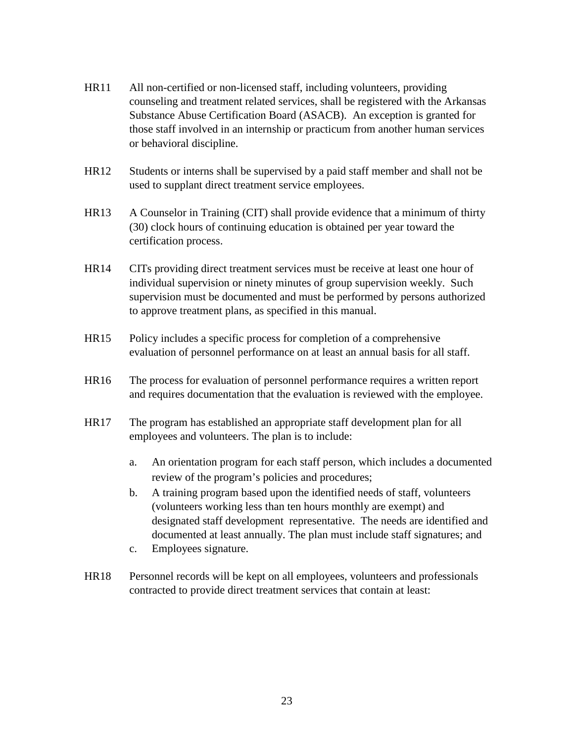HR11 All non-certified or non-licensed staff, including volunteers, providing counseling and treatment related services, shall be registered with the Arkansas Substance Abuse Certification Board (ASACB). An exception is granted for those staff involved in an internship or practicum from another human services or behavioral discipline.

HR12 Students or interns shall be supervised by a paid staff member and shall not be used to supplant direct treatment service employees.

HR13 A Counselor in Training (CIT) shall provide evidence that a minimum of thirty (30) clock hours of continuing education is obtained per year toward the certification process.

HR14 CITs providing direct treatment services must be receive at least one hour of individual supervision or ninety minutes of group supervision weekly. Such supervision must be documented and must be performed by persons authorized to approve treatment plans, as specified in this manual.

HR15 Policy includes a specific process for completion of a comprehensive evaluation of personnel performance on at least an annual basis for all staff.

HR16 The process for evaluation of personnel performance requires a written report and requires documentation that the evaluation is reviewed with the employee.

HR17 The program has established an appropriate staff development plan for all employees and volunteers. The plan is to include:

a. An orientation program for each staff person, which includes a documented review of the program's policies and procedures;
b. A training program based upon the identified needs of staff, volunteers (volunteers working less than ten hours monthly are exempt) and designated staff development representative. The needs are identified and documented at least annually. The plan must include staff signatures; and
c. Employees signature.

HR18 Personnel records will be kept on all employees, volunteers and professionals contracted to provide direct treatment services that contain at least: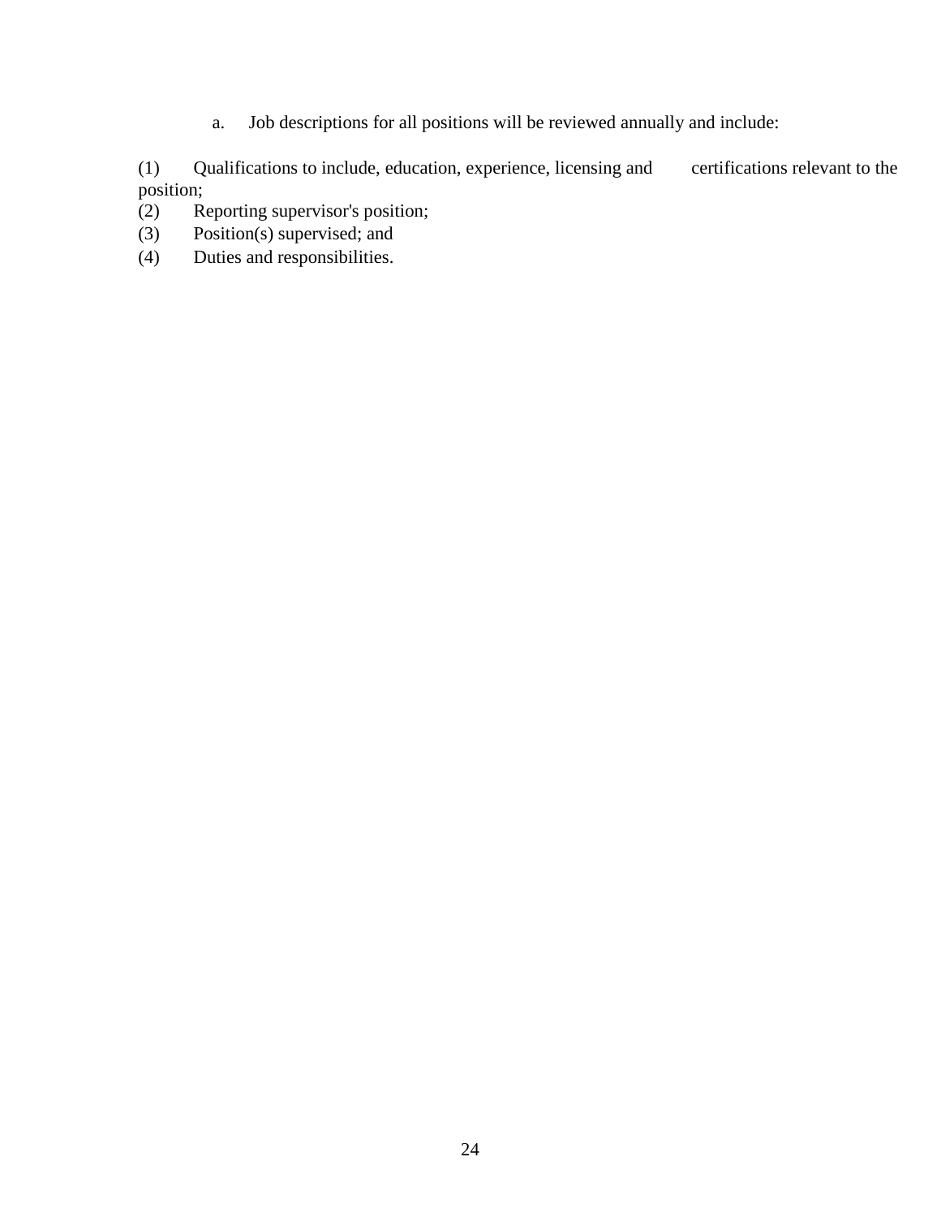a. Job descriptions for all positions will be reviewed annually and include:

(1) Qualifications to include, education, experience, licensing and certifications relevant to the position;
(2) Reporting supervisor's position;
(3) Position(s) supervised; and
(4) Duties and responsibilities.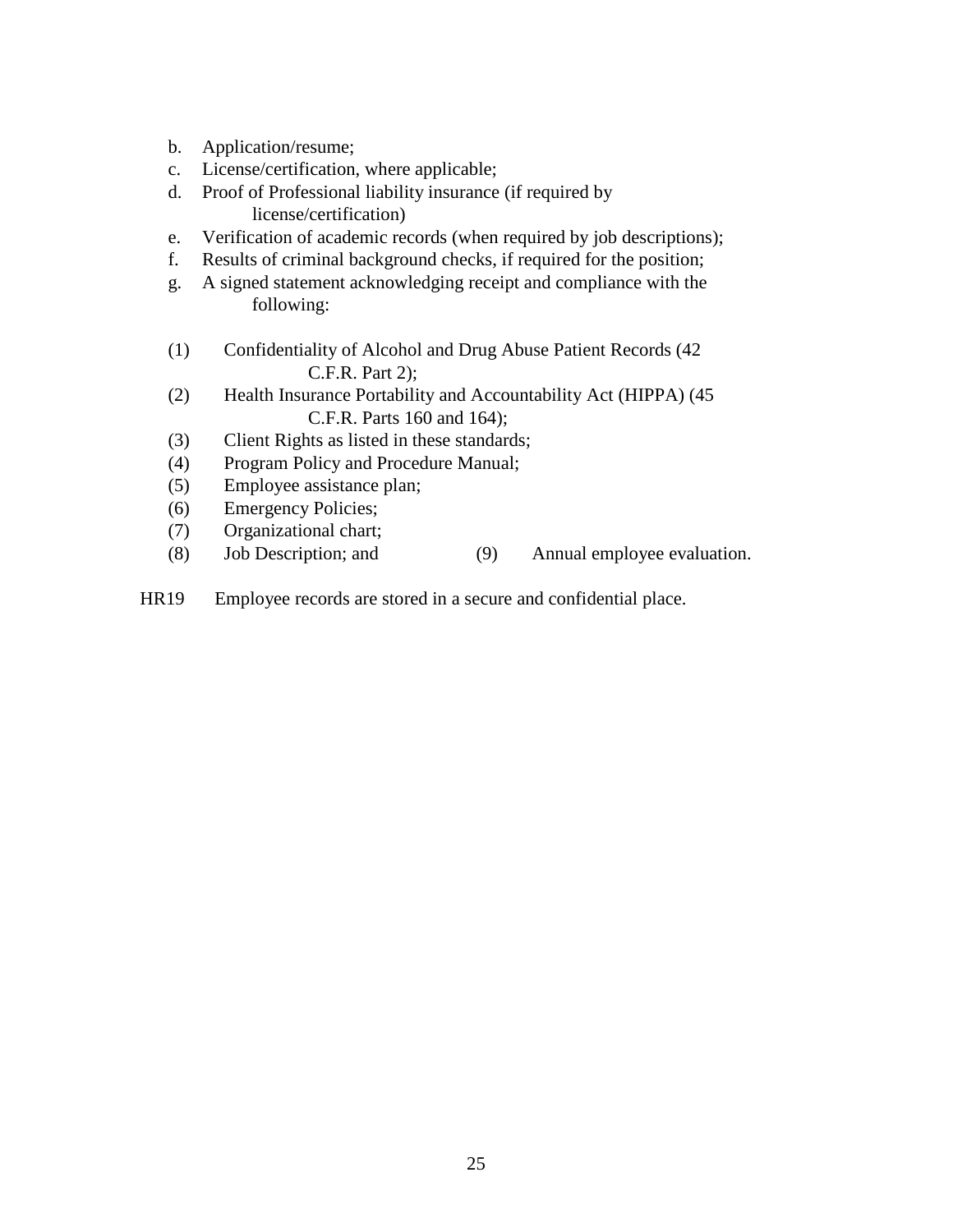b. Application/resume;
c. License/certification, where applicable;
d. Proof of Professional liability insurance (if required by license/certification)
e. Verification of academic records (when required by job descriptions);
f. Results of criminal background checks, if required for the position;
g. A signed statement acknowledging receipt and compliance with the following:

   (1) Confidentiality of Alcohol and Drug Abuse Patient Records (42 C.F.R. Part 2);
   (2) Health Insurance Portability and Accountability Act (HIPPA) (45 C.F.R. Parts 160 and 164);
   (3) Client Rights as listed in these standards;
   (4) Program Policy and Procedure Manual;
   (5) Employee assistance plan;
   (6) Emergency Policies;
   (7) Organizational chart;
   (8) Job Description; and
   (9) Annual employee evaluation.

HR19 Employee records are stored in a secure and confidential place.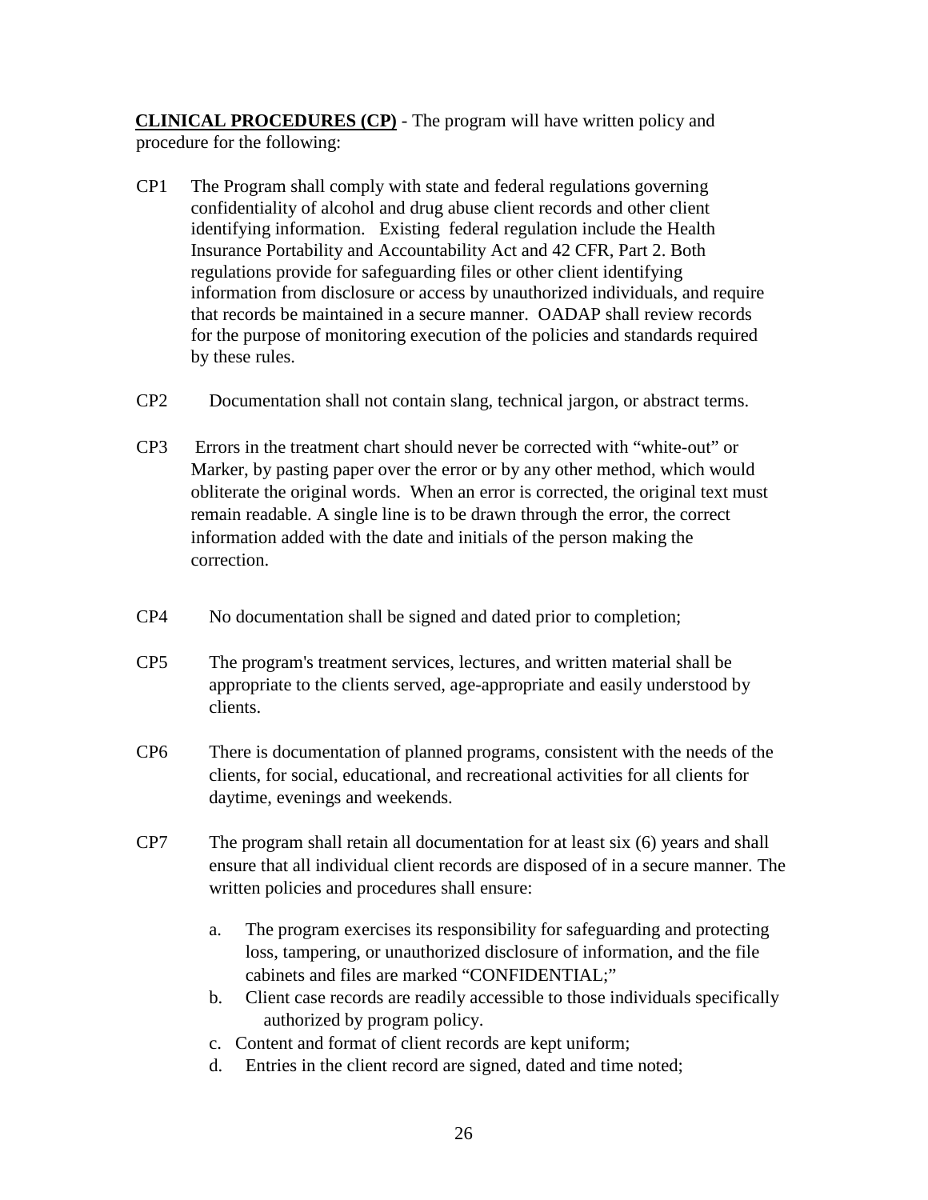**CLINICAL PROCEDURES (CP)** - The program will have written policy and procedure for the following:

CP1 The Program shall comply with state and federal regulations governing confidentiality of alcohol and drug abuse client records and other client identifying information. Existing federal regulation include the Health Insurance Portability and Accountability Act and 42 CFR, Part 2. Both regulations provide for safeguarding files or other client identifying information from disclosure or access by unauthorized individuals, and require that records be maintained in a secure manner. OADAP shall review records for the purpose of monitoring execution of the policies and standards required by these rules.

CP2 Documentation shall not contain slang, technical jargon, or abstract terms.

CP3 Errors in the treatment chart should never be corrected with "white-out" or Marker, by pasting paper over the error or by any other method, which would obliterate the original words. When an error is corrected, the original text must remain readable. A single line is to be drawn through the error, the correct information added with the date and initials of the person making the correction.

CP4 No documentation shall be signed and dated prior to completion;

CP5 The program's treatment services, lectures, and written material shall be appropriate to the clients served, age-appropriate and easily understood by clients.

CP6 There is documentation of planned programs, consistent with the needs of the clients, for social, educational, and recreational activities for all clients for daytime, evenings and weekends.

CP7 The program shall retain all documentation for at least six (6) years and shall ensure that all individual client records are disposed of in a secure manner. The written policies and procedures shall ensure:

a. The program exercises its responsibility for safeguarding and protecting loss, tampering, or unauthorized disclosure of information, and the file cabinets and files are marked "CONFIDENTIAL;"
b. Client case records are readily accessible to those individuals specifically authorized by program policy.
c. Content and format of client records are kept uniform;
d. Entries in the client record are signed, dated and time noted;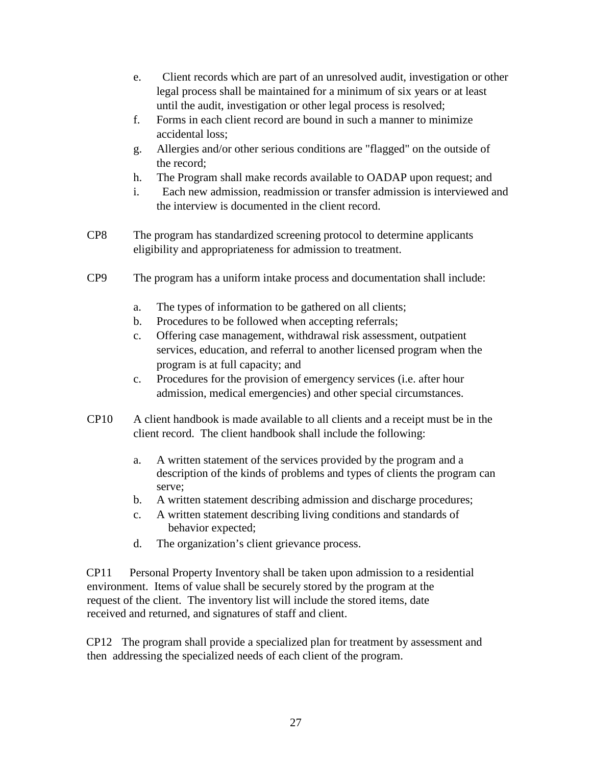e. Client records which are part of an unresolved audit, investigation or other legal process shall be maintained for a minimum of six years or at least until the audit, investigation or other legal process is resolved;

f. Forms in each client record are bound in such a manner to minimize accidental loss;

g. Allergies and/or other serious conditions are "flagged" on the outside of the record;

h. The Program shall make records available to OADAP upon request; and

i. Each new admission, readmission or transfer admission is interviewed and the interview is documented in the client record.

CP8 The program has standardized screening protocol to determine applicants eligibility and appropriateness for admission to treatment.

CP9 The program has a uniform intake process and documentation shall include:

a. The types of information to be gathered on all clients;

b. Procedures to be followed when accepting referrals;

c. Offering case management, withdrawal risk assessment, outpatient services, education, and referral to another licensed program when the program is at full capacity; and

c. Procedures for the provision of emergency services (i.e. after hour admission, medical emergencies) and other special circumstances.

CP10 A client handbook is made available to all clients and a receipt must be in the client record. The client handbook shall include the following:

a. A written statement of the services provided by the program and a description of the kinds of problems and types of clients the program can serve;

b. A written statement describing admission and discharge procedures;

c. A written statement describing living conditions and standards of behavior expected;

d. The organization’s client grievance process.

CP11 Personal Property Inventory shall be taken upon admission to a residential environment. Items of value shall be securely stored by the program at the request of the client. The inventory list will include the stored items, date received and returned, and signatures of staff and client.

CP12 The program shall provide a specialized plan for treatment by assessment and then addressing the specialized needs of each client of the program.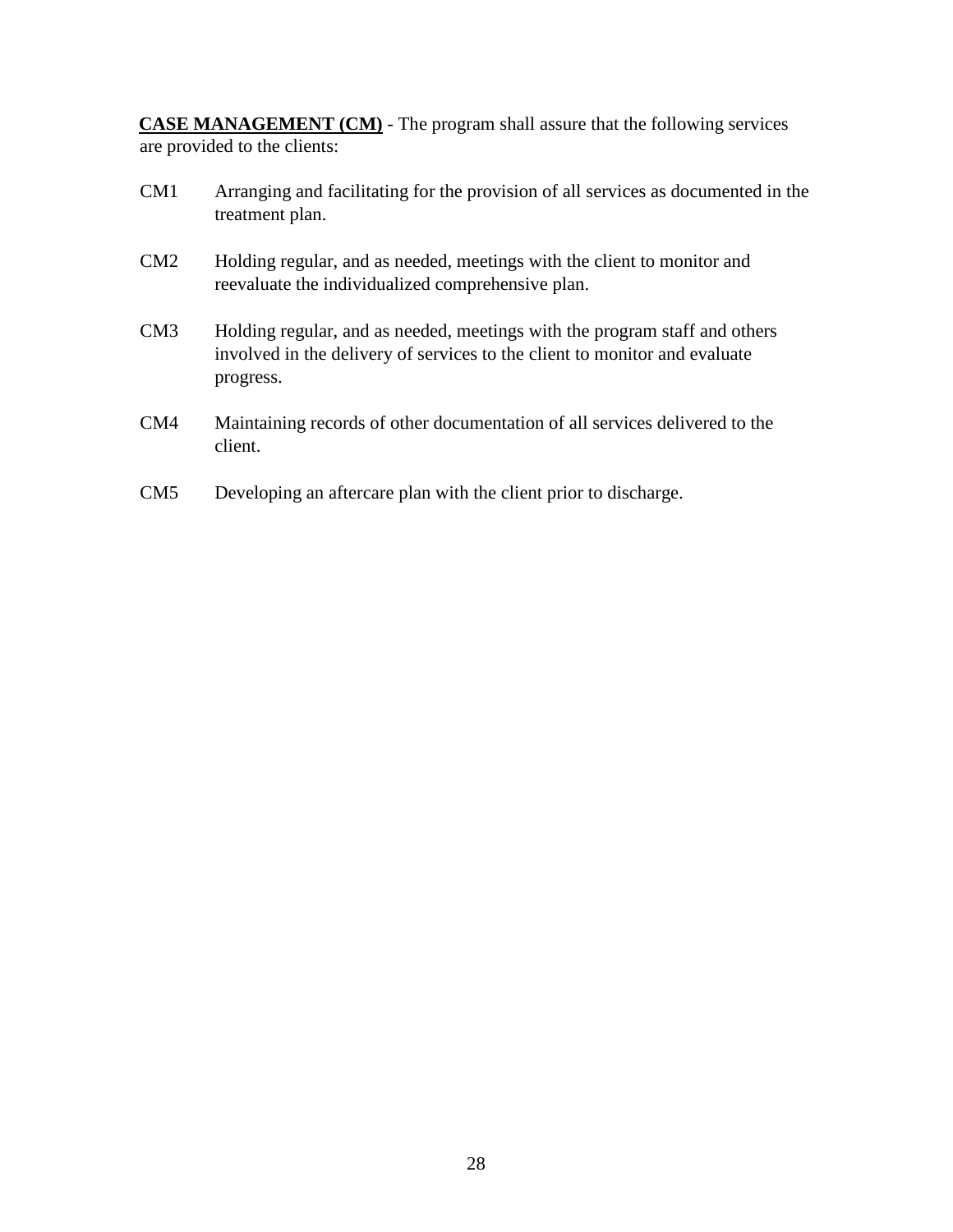**<u>CASE MANAGEMENT (CM)</u>** - The program shall assure that the following services are provided to the clients:

CM1 Arranging and facilitating for the provision of all services as documented in the treatment plan.

CM2 Holding regular, and as needed, meetings with the client to monitor and reevaluate the individualized comprehensive plan.

CM3 Holding regular, and as needed, meetings with the program staff and others involved in the delivery of services to the client to monitor and evaluate progress.

CM4 Maintaining records of other documentation of all services delivered to the client.

CM5 Developing an aftercare plan with the client prior to discharge.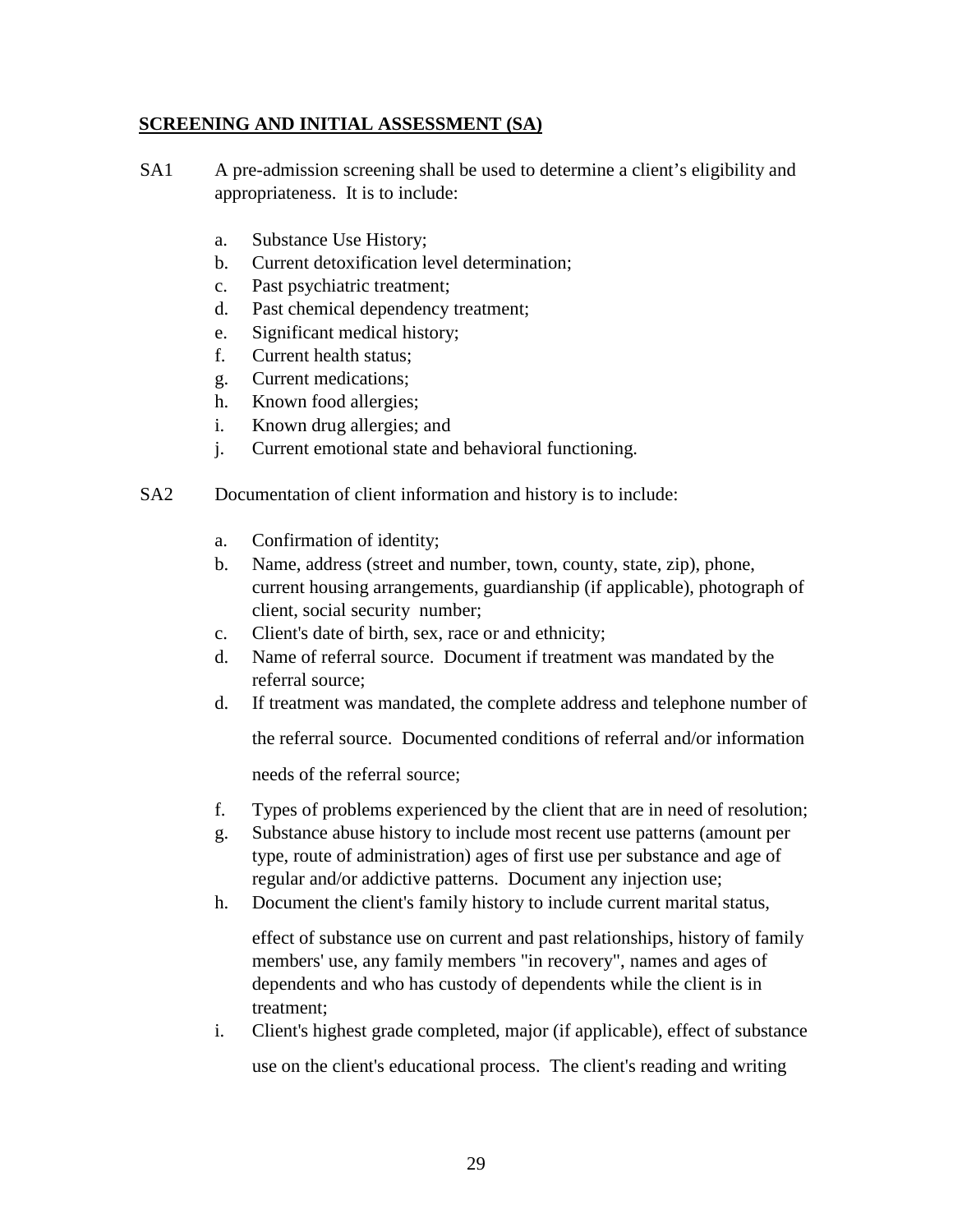**SCREENING AND INITIAL ASSESSMENT (SA)**

SA1 A pre-admission screening shall be used to determine a client's eligibility and appropriateness. It is to include:

a. Substance Use History;
b. Current detoxification level determination;
c. Past psychiatric treatment;
d. Past chemical dependency treatment;
e. Significant medical history;
f. Current health status;
g. Current medications;
h. Known food allergies;
i. Known drug allergies; and
j. Current emotional state and behavioral functioning.

SA2 Documentation of client information and history is to include:

a. Confirmation of identity;
b. Name, address (street and number, town, county, state, zip), phone, current housing arrangements, guardianship (if applicable), photograph of client, social security number;
c. Client's date of birth, sex, race or and ethnicity;
d. Name of referral source. Document if treatment was mandated by the referral source;
d. If treatment was mandated, the complete address and telephone number of the referral source. Documented conditions of referral and/or information needs of the referral source;
f. Types of problems experienced by the client that are in need of resolution;
g. Substance abuse history to include most recent use patterns (amount per type, route of administration) ages of first use per substance and age of regular and/or addictive patterns. Document any injection use;
h. Document the client's family history to include current marital status, effect of substance use on current and past relationships, history of family members' use, any family members "in recovery", names and ages of dependents and who has custody of dependents while the client is in treatment;
i. Client's highest grade completed, major (if applicable), effect of substance use on the client's educational process. The client's reading and writing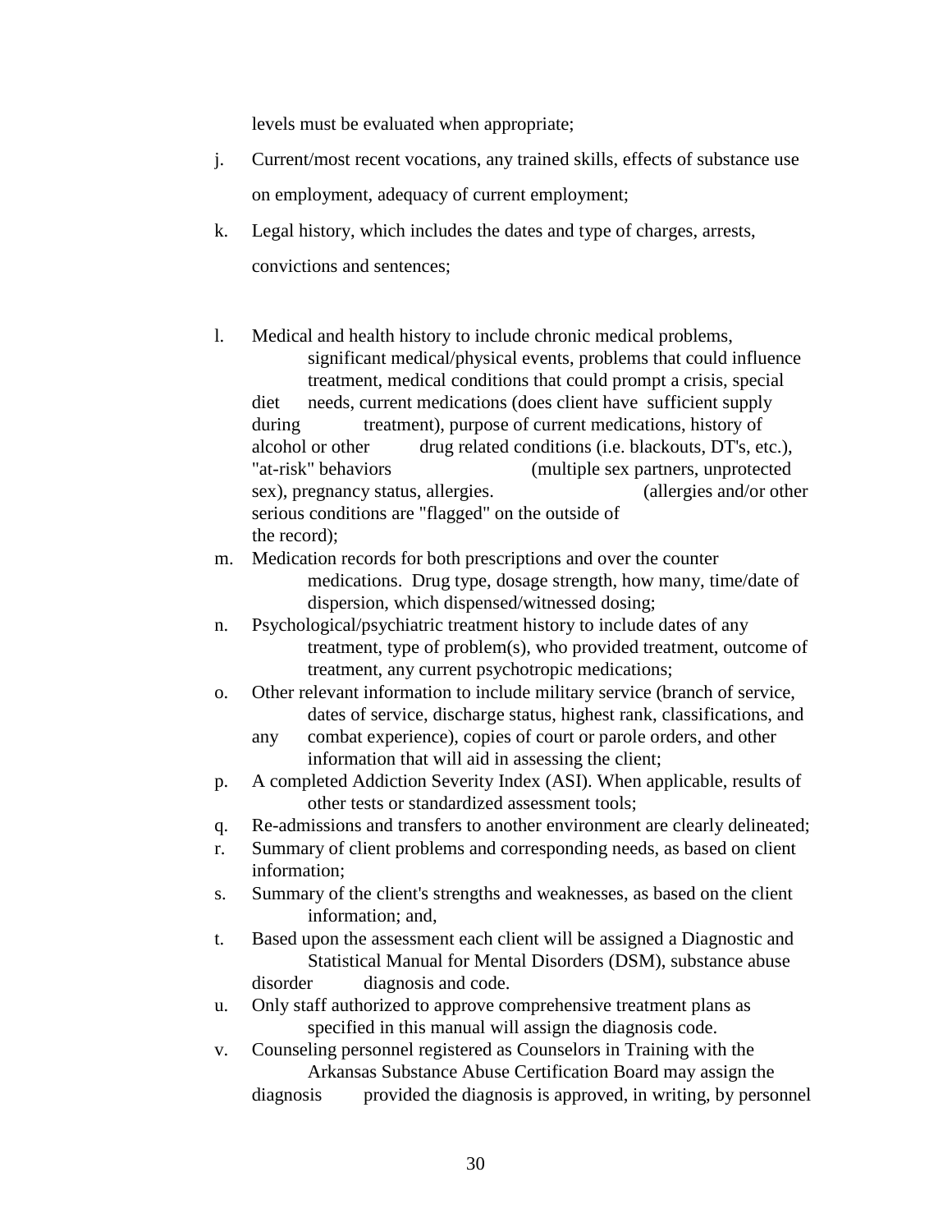levels must be evaluated when appropriate;

j. Current/most recent vocations, any trained skills, effects of substance use on employment, adequacy of current employment;

k. Legal history, which includes the dates and type of charges, arrests, convictions and sentences;

l. Medical and health history to include chronic medical problems, significant medical/physical events, problems that could influence treatment, medical conditions that could prompt a crisis, special diet needs, current medications (does client have sufficient supply during treatment), purpose of current medications, history of alcohol or other drug related conditions (i.e. blackouts, DT's, etc.), "at-risk" behaviors (multiple sex partners, unprotected sex), pregnancy status, allergies. (allergies and/or other serious conditions are "flagged" on the outside of the record);

m. Medication records for both prescriptions and over the counter medications. Drug type, dosage strength, how many, time/date of dispersion, which dispensed/witnessed dosing;

n. Psychological/psychiatric treatment history to include dates of any treatment, type of problem(s), who provided treatment, outcome of treatment, any current psychotropic medications;

o. Other relevant information to include military service (branch of service, dates of service, discharge status, highest rank, classifications, and any combat experience), copies of court or parole orders, and other information that will aid in assessing the client;

p. A completed Addiction Severity Index (ASI). When applicable, results of other tests or standardized assessment tools;

q. Re-admissions and transfers to another environment are clearly delineated;

r. Summary of client problems and corresponding needs, as based on client information;

s. Summary of the client's strengths and weaknesses, as based on the client information; and,

t. Based upon the assessment each client will be assigned a Diagnostic and Statistical Manual for Mental Disorders (DSM), substance abuse disorder diagnosis and code.

u. Only staff authorized to approve comprehensive treatment plans as specified in this manual will assign the diagnosis code.

v. Counseling personnel registered as Counselors in Training with the Arkansas Substance Abuse Certification Board may assign the diagnosis provided the diagnosis is approved, in writing, by personnel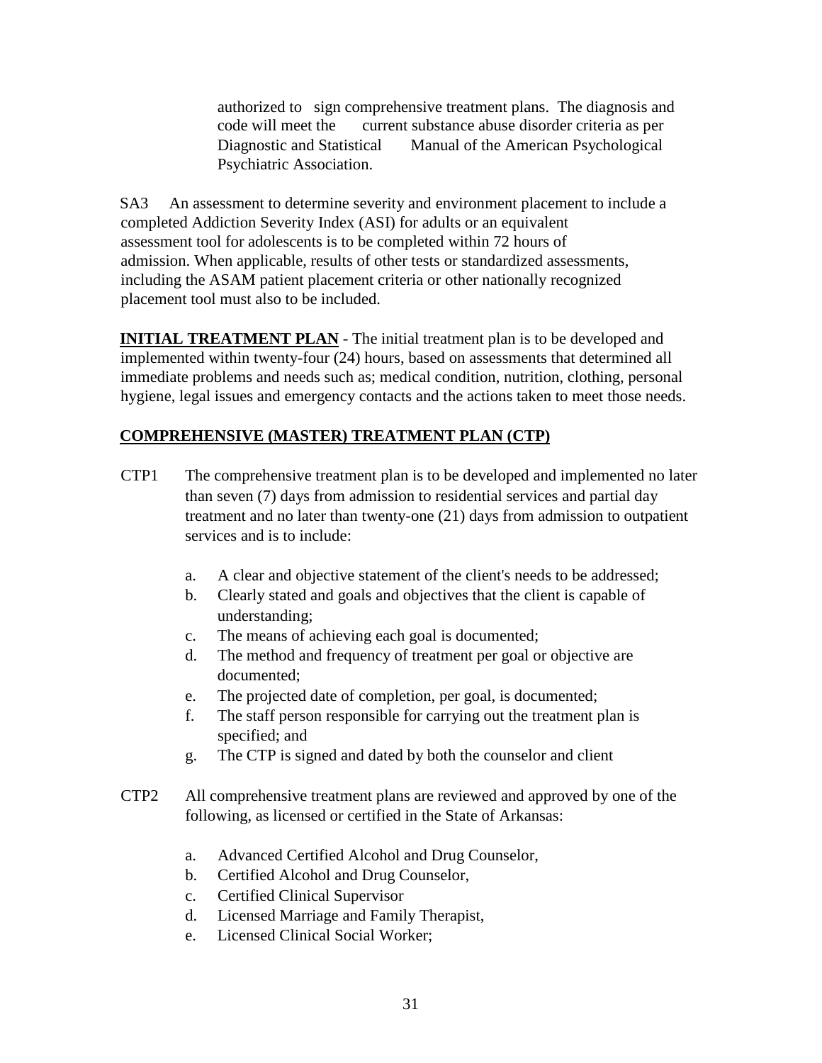authorized to sign comprehensive treatment plans. The diagnosis and code will meet the current substance abuse disorder criteria as per Diagnostic and Statistical Manual of the American Psychological Psychiatric Association.

SA3 An assessment to determine severity and environment placement to include a completed Addiction Severity Index (ASI) for adults or an equivalent assessment tool for adolescents is to be completed within 72 hours of admission. When applicable, results of other tests or standardized assessments, including the ASAM patient placement criteria or other nationally recognized placement tool must also to be included.

**INITIAL TREATMENT PLAN** - The initial treatment plan is to be developed and implemented within twenty-four (24) hours, based on assessments that determined all immediate problems and needs such as; medical condition, nutrition, clothing, personal hygiene, legal issues and emergency contacts and the actions taken to meet those needs.

**COMPREHENSIVE (MASTER) TREATMENT PLAN (CTP)**

CTP1 The comprehensive treatment plan is to be developed and implemented no later than seven (7) days from admission to residential services and partial day treatment and no later than twenty-one (21) days from admission to outpatient services and is to include:

a. A clear and objective statement of the client's needs to be addressed;
b. Clearly stated and goals and objectives that the client is capable of understanding;
c. The means of achieving each goal is documented;
d. The method and frequency of treatment per goal or objective are documented;
e. The projected date of completion, per goal, is documented;
f. The staff person responsible for carrying out the treatment plan is specified; and
g. The CTP is signed and dated by both the counselor and client

CTP2 All comprehensive treatment plans are reviewed and approved by one of the following, as licensed or certified in the State of Arkansas:

a. Advanced Certified Alcohol and Drug Counselor,
b. Certified Alcohol and Drug Counselor,
c. Certified Clinical Supervisor
d. Licensed Marriage and Family Therapist,
e. Licensed Clinical Social Worker;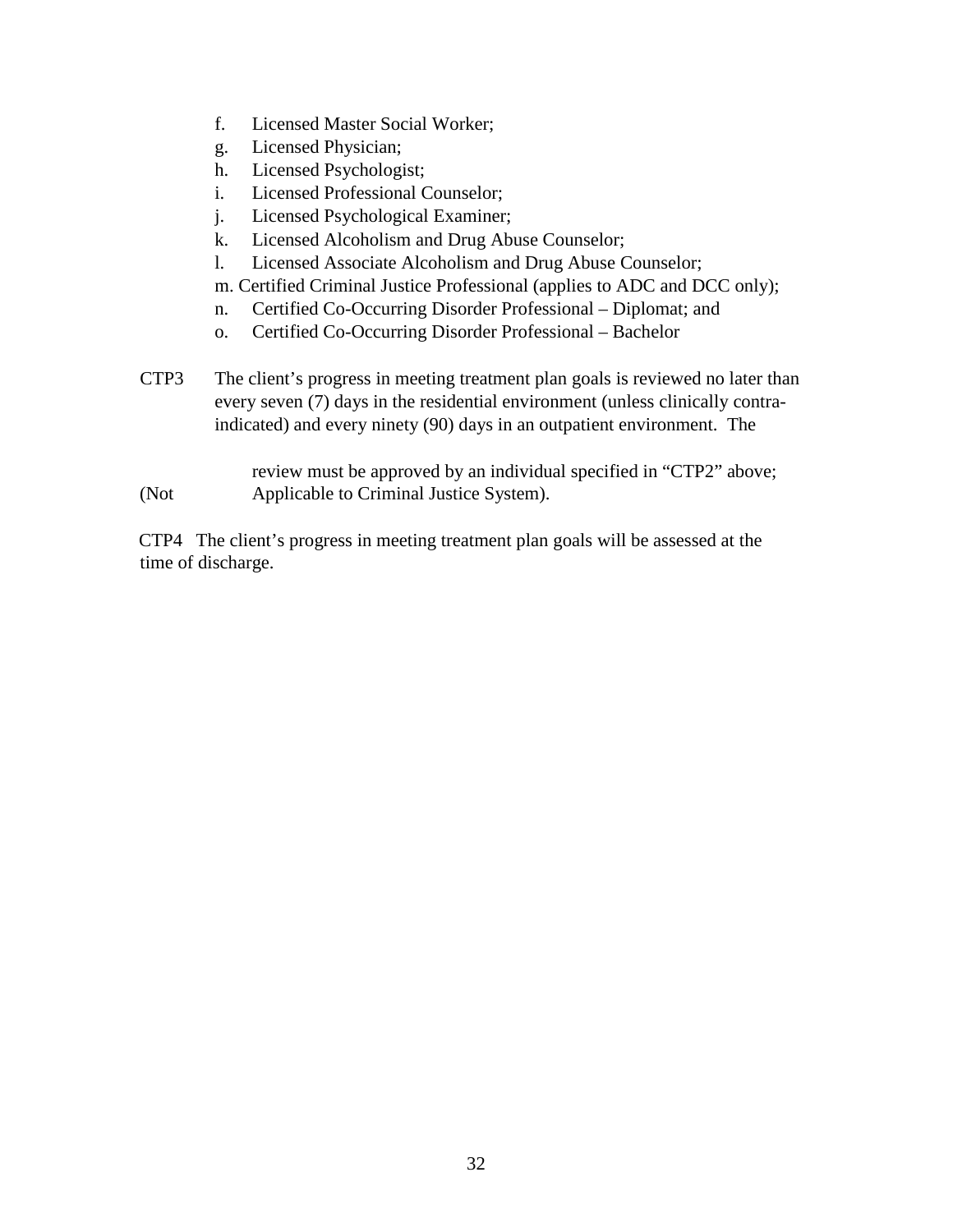f. Licensed Master Social Worker;
g. Licensed Physician;
h. Licensed Psychologist;
i. Licensed Professional Counselor;
j. Licensed Psychological Examiner;
k. Licensed Alcoholism and Drug Abuse Counselor;
l. Licensed Associate Alcoholism and Drug Abuse Counselor;
m. Certified Criminal Justice Professional (applies to ADC and DCC only);
n. Certified Co-Occurring Disorder Professional – Diplomat; and
o. Certified Co-Occurring Disorder Professional – Bachelor

CTP3 The client's progress in meeting treatment plan goals is reviewed no later than every seven (7) days in the residential environment (unless clinically contra-indicated) and every ninety (90) days in an outpatient environment. The review must be approved by an individual specified in "CTP2" above; (Not Applicable to Criminal Justice System).

CTP4 The client's progress in meeting treatment plan goals will be assessed at the time of discharge.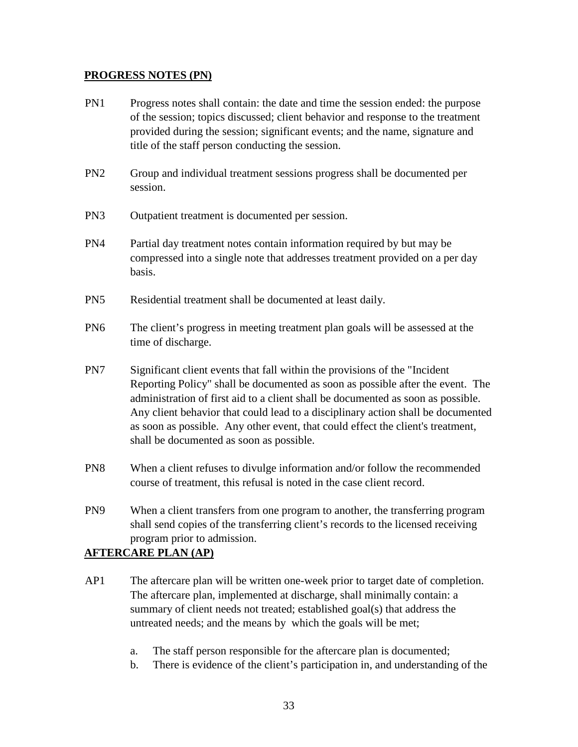**PROGRESS NOTES (PN)**

PN1 Progress notes shall contain: the date and time the session ended: the purpose of the session; topics discussed; client behavior and response to the treatment provided during the session; significant events; and the name, signature and title of the staff person conducting the session.

PN2 Group and individual treatment sessions progress shall be documented per session.

PN3 Outpatient treatment is documented per session.

PN4 Partial day treatment notes contain information required by but may be compressed into a single note that addresses treatment provided on a per day basis.

PN5 Residential treatment shall be documented at least daily.

PN6 The client's progress in meeting treatment plan goals will be assessed at the time of discharge.

PN7 Significant client events that fall within the provisions of the "Incident Reporting Policy" shall be documented as soon as possible after the event. The administration of first aid to a client shall be documented as soon as possible. Any client behavior that could lead to a disciplinary action shall be documented as soon as possible. Any other event, that could effect the client's treatment, shall be documented as soon as possible.

PN8 When a client refuses to divulge information and/or follow the recommended course of treatment, this refusal is noted in the case client record.

PN9 When a client transfers from one program to another, the transferring program shall send copies of the transferring client's records to the licensed receiving program prior to admission.

**AFTERCARE PLAN (AP)**

AP1 The aftercare plan will be written one-week prior to target date of completion. The aftercare plan, implemented at discharge, shall minimally contain: a summary of client needs not treated; established goal(s) that address the untreated needs; and the means by which the goals will be met;

a. The staff person responsible for the aftercare plan is documented;
b. There is evidence of the client's participation in, and understanding of the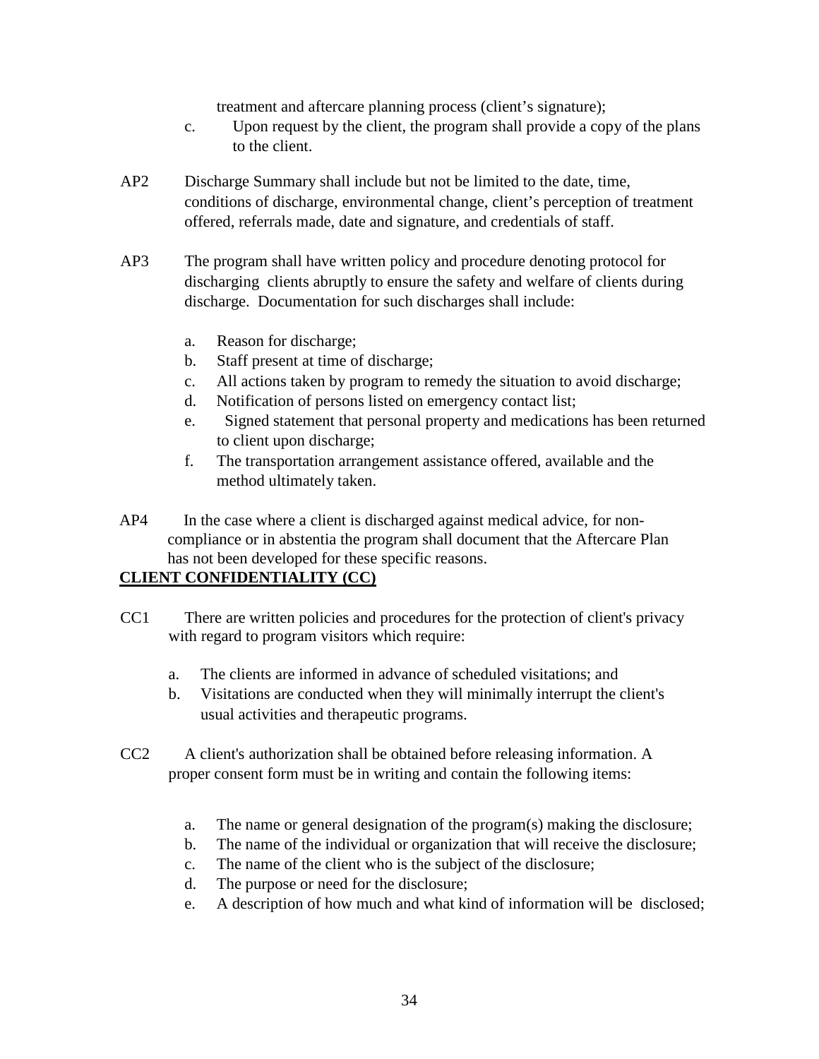treatment and aftercare planning process (client's signature);

c. Upon request by the client, the program shall provide a copy of the plans to the client.

AP2 Discharge Summary shall include but not be limited to the date, time, conditions of discharge, environmental change, client's perception of treatment offered, referrals made, date and signature, and credentials of staff.

AP3 The program shall have written policy and procedure denoting protocol for discharging clients abruptly to ensure the safety and welfare of clients during discharge. Documentation for such discharges shall include:

a. Reason for discharge;
b. Staff present at time of discharge;
c. All actions taken by program to remedy the situation to avoid discharge;
d. Notification of persons listed on emergency contact list;
e. Signed statement that personal property and medications has been returned to client upon discharge;
f. The transportation arrangement assistance offered, available and the method ultimately taken.

AP4 In the case where a client is discharged against medical advice, for non-compliance or in abstentia the program shall document that the Aftercare Plan has not been developed for these specific reasons.

**CLIENT CONFIDENTIALITY (CC)**

CC1 There are written policies and procedures for the protection of client's privacy with regard to program visitors which require:

a. The clients are informed in advance of scheduled visitations; and
b. Visitations are conducted when they will minimally interrupt the client's usual activities and therapeutic programs.

CC2 A client's authorization shall be obtained before releasing information. A proper consent form must be in writing and contain the following items:

a. The name or general designation of the program(s) making the disclosure;
b. The name of the individual or organization that will receive the disclosure;
c. The name of the client who is the subject of the disclosure;
d. The purpose or need for the disclosure;
e. A description of how much and what kind of information will be disclosed;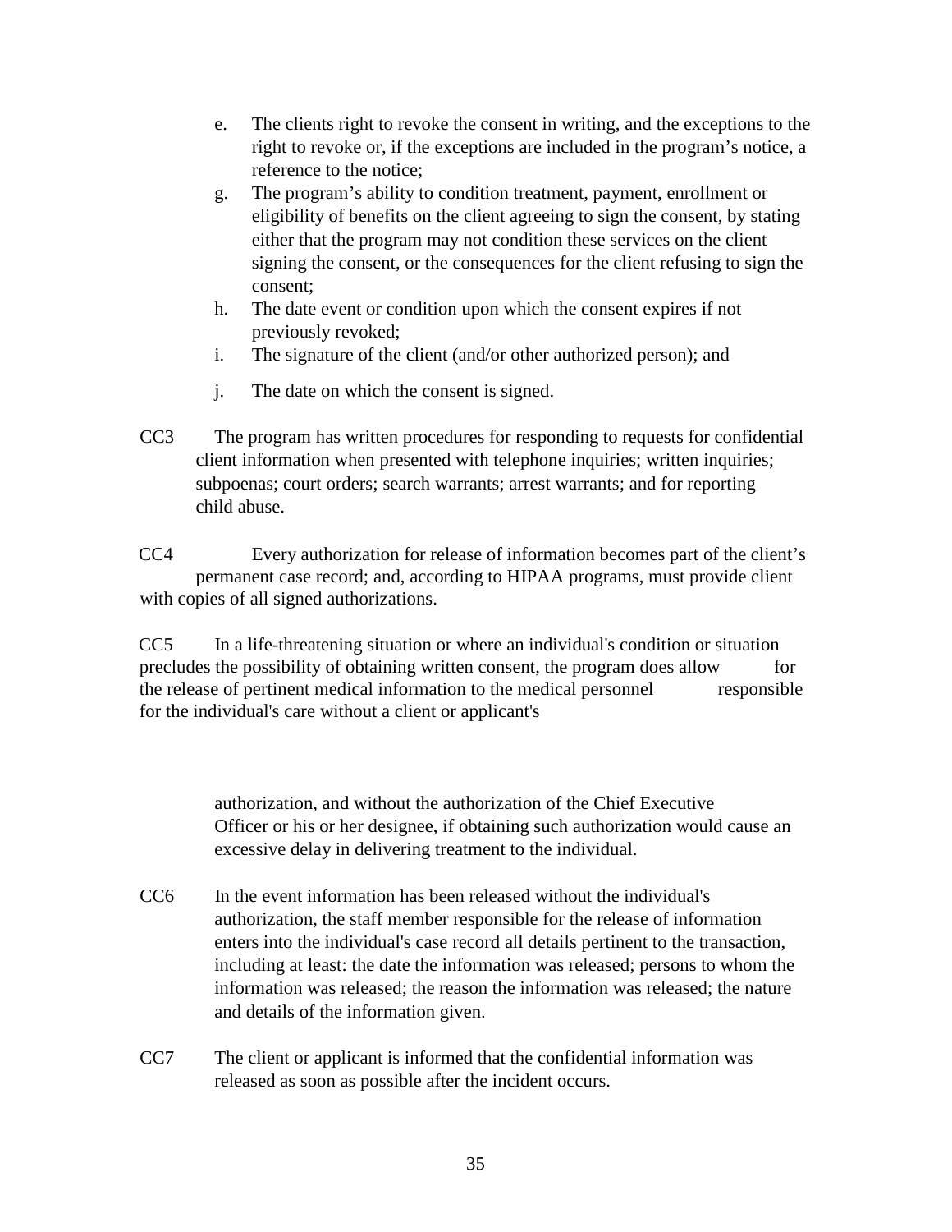e. The clients right to revoke the consent in writing, and the exceptions to the right to revoke or, if the exceptions are included in the program's notice, a reference to the notice;

g. The program's ability to condition treatment, payment, enrollment or eligibility of benefits on the client agreeing to sign the consent, by stating either that the program may not condition these services on the client signing the consent, or the consequences for the client refusing to sign the consent;

h. The date event or condition upon which the consent expires if not previously revoked;

i. The signature of the client (and/or other authorized person); and

j. The date on which the consent is signed.

CC3 The program has written procedures for responding to requests for confidential client information when presented with telephone inquiries; written inquiries; subpoenas; court orders; search warrants; arrest warrants; and for reporting child abuse.

CC4 Every authorization for release of information becomes part of the client's permanent case record; and, according to HIPAA programs, must provide client with copies of all signed authorizations.

CC5 In a life-threatening situation or where an individual's condition or situation precludes the possibility of obtaining written consent, the program does allow for the release of pertinent medical information to the medical personnel responsible for the individual's care without a client or applicant's authorization, and without the authorization of the Chief Executive Officer or his or her designee, if obtaining such authorization would cause an excessive delay in delivering treatment to the individual.

CC6 In the event information has been released without the individual's authorization, the staff member responsible for the release of information enters into the individual's case record all details pertinent to the transaction, including at least: the date the information was released; persons to whom the information was released; the reason the information was released; the nature and details of the information given.

CC7 The client or applicant is informed that the confidential information was released as soon as possible after the incident occurs.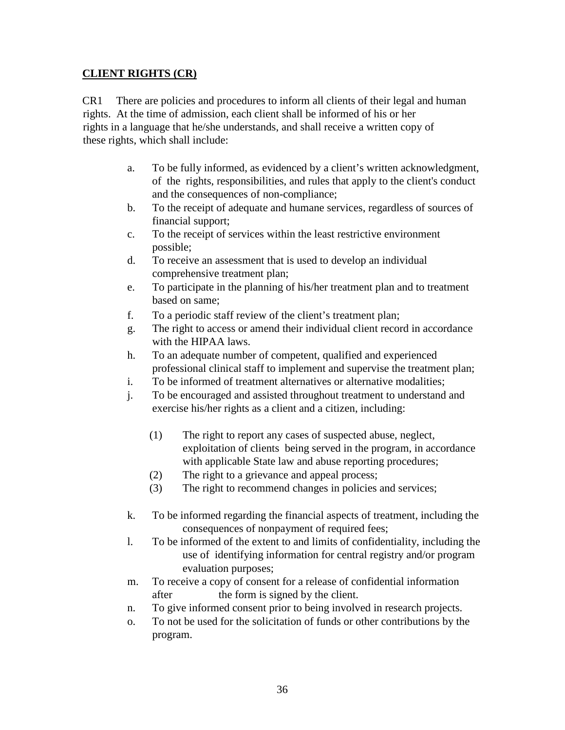**CLIENT RIGHTS (CR)**

CR1 There are policies and procedures to inform all clients of their legal and human rights. At the time of admission, each client shall be informed of his or her rights in a language that he/she understands, and shall receive a written copy of these rights, which shall include:

a. To be fully informed, as evidenced by a client's written acknowledgment, of the rights, responsibilities, and rules that apply to the client's conduct and the consequences of non-compliance;

b. To the receipt of adequate and humane services, regardless of sources of financial support;

c. To the receipt of services within the least restrictive environment possible;

d. To receive an assessment that is used to develop an individual comprehensive treatment plan;

e. To participate in the planning of his/her treatment plan and to treatment based on same;

f. To a periodic staff review of the client's treatment plan;

g. The right to access or amend their individual client record in accordance with the HIPAA laws.

h. To an adequate number of competent, qualified and experienced professional clinical staff to implement and supervise the treatment plan;

i. To be informed of treatment alternatives or alternative modalities;

j. To be encouraged and assisted throughout treatment to understand and exercise his/her rights as a client and a citizen, including:

   (1) The right to report any cases of suspected abuse, neglect, exploitation of clients being served in the program, in accordance with applicable State law and abuse reporting procedures;

   (2) The right to a grievance and appeal process;

   (3) The right to recommend changes in policies and services;

k. To be informed regarding the financial aspects of treatment, including the consequences of nonpayment of required fees;

l. To be informed of the extent to and limits of confidentiality, including the use of identifying information for central registry and/or program evaluation purposes;

m. To receive a copy of consent for a release of confidential information after the form is signed by the client.

n. To give informed consent prior to being involved in research projects.

o. To not be used for the solicitation of funds or other contributions by the program.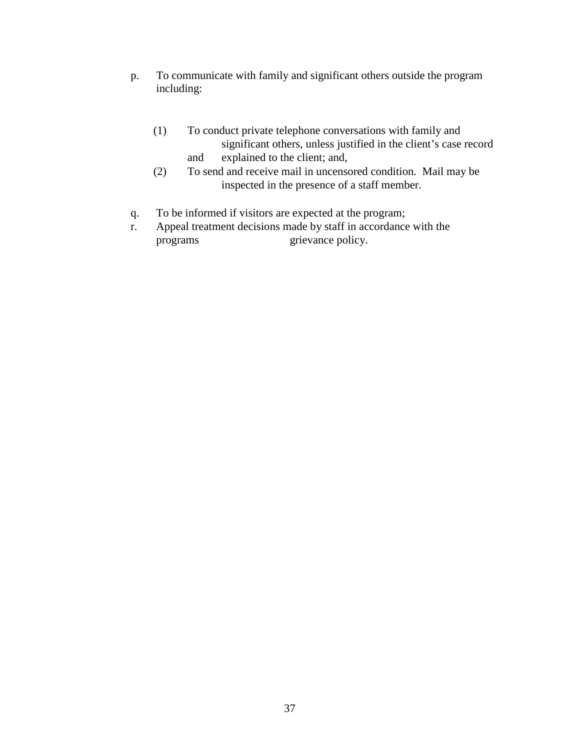p. To communicate with family and significant others outside the program including:

   (1) To conduct private telephone conversations with family and significant others, unless justified in the client's case record and explained to the client; and,

   (2) To send and receive mail in uncensored condition. Mail may be inspected in the presence of a staff member.

q. To be informed if visitors are expected at the program;

r. Appeal treatment decisions made by staff in accordance with the programs grievance policy.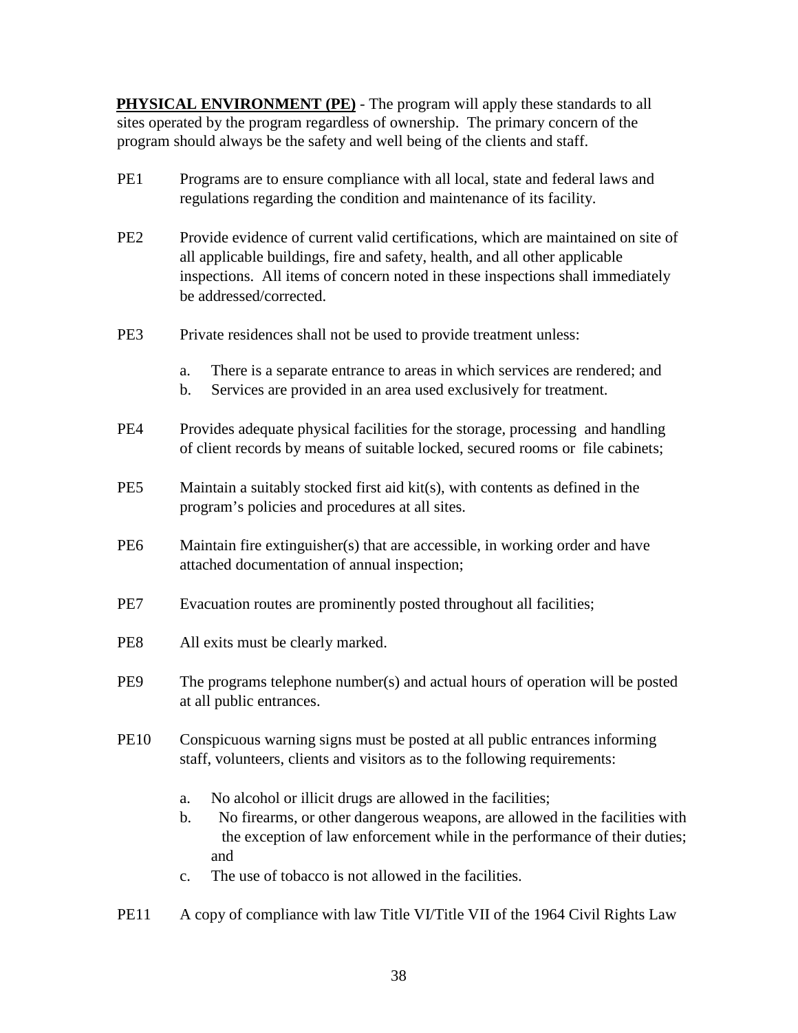**<u>PHYSICAL ENVIRONMENT (PE)</u>** - The program will apply these standards to all sites operated by the program regardless of ownership. The primary concern of the program should always be the safety and well being of the clients and staff.

PE1 Programs are to ensure compliance with all local, state and federal laws and regulations regarding the condition and maintenance of its facility.

PE2 Provide evidence of current valid certifications, which are maintained on site of all applicable buildings, fire and safety, health, and all other applicable inspections. All items of concern noted in these inspections shall immediately be addressed/corrected.

PE3 Private residences shall not be used to provide treatment unless:

- a. There is a separate entrance to areas in which services are rendered; and
- b. Services are provided in an area used exclusively for treatment.

PE4 Provides adequate physical facilities for the storage, processing and handling of client records by means of suitable locked, secured rooms or file cabinets;

PE5 Maintain a suitably stocked first aid kit(s), with contents as defined in the program's policies and procedures at all sites.

PE6 Maintain fire extinguisher(s) that are accessible, in working order and have attached documentation of annual inspection;

PE7 Evacuation routes are prominently posted throughout all facilities;

PE8 All exits must be clearly marked.

PE9 The programs telephone number(s) and actual hours of operation will be posted at all public entrances.

PE10 Conspicuous warning signs must be posted at all public entrances informing staff, volunteers, clients and visitors as to the following requirements:

- a. No alcohol or illicit drugs are allowed in the facilities;
- b. No firearms, or other dangerous weapons, are allowed in the facilities with the exception of law enforcement while in the performance of their duties; and
- c. The use of tobacco is not allowed in the facilities.

PE11 A copy of compliance with law Title VI/Title VII of the 1964 Civil Rights Law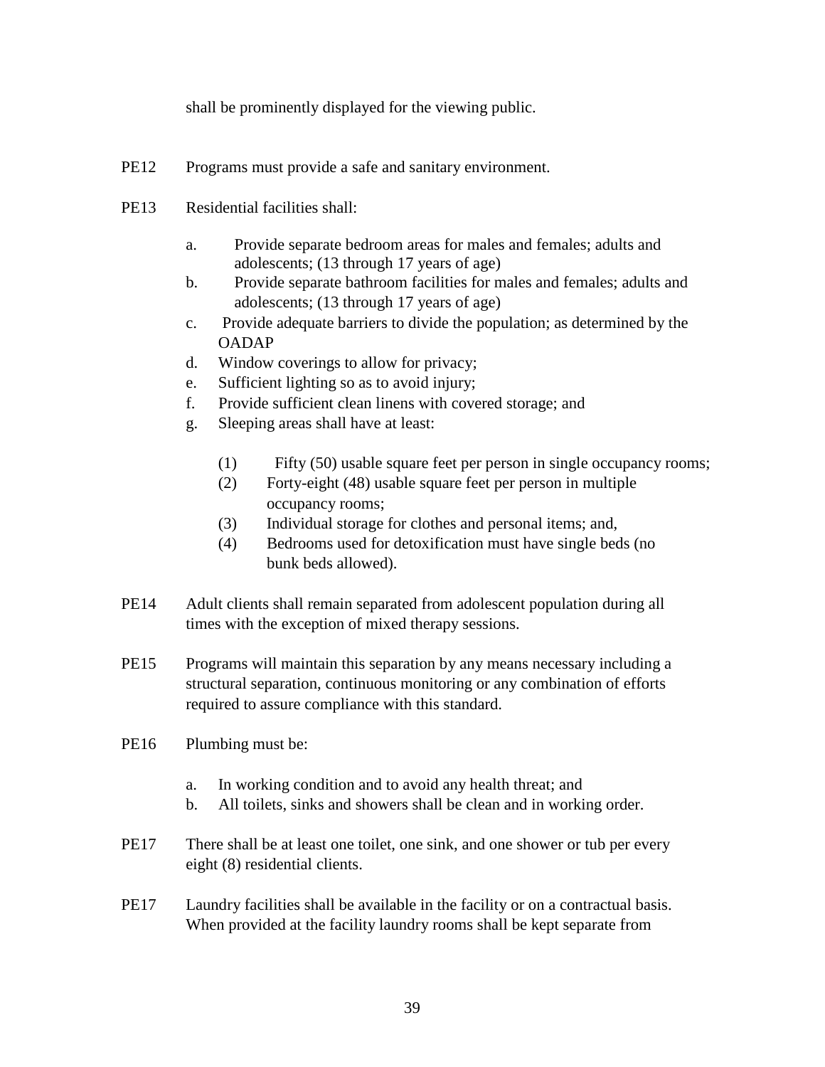shall be prominently displayed for the viewing public.

PE12 Programs must provide a safe and sanitary environment.

PE13 Residential facilities shall:

a. Provide separate bedroom areas for males and females; adults and adolescents; (13 through 17 years of age)
b. Provide separate bathroom facilities for males and females; adults and adolescents; (13 through 17 years of age)
c. Provide adequate barriers to divide the population; as determined by the OADAP
d. Window coverings to allow for privacy;
e. Sufficient lighting so as to avoid injury;
f. Provide sufficient clean linens with covered storage; and
g. Sleeping areas shall have at least:

    (1) Fifty (50) usable square feet per person in single occupancy rooms;
    (2) Forty-eight (48) usable square feet per person in multiple occupancy rooms;
    (3) Individual storage for clothes and personal items; and,
    (4) Bedrooms used for detoxification must have single beds (no bunk beds allowed).

PE14 Adult clients shall remain separated from adolescent population during all times with the exception of mixed therapy sessions.

PE15 Programs will maintain this separation by any means necessary including a structural separation, continuous monitoring or any combination of efforts required to assure compliance with this standard.

PE16 Plumbing must be:

a. In working condition and to avoid any health threat; and
b. All toilets, sinks and showers shall be clean and in working order.

PE17 There shall be at least one toilet, one sink, and one shower or tub per every eight (8) residential clients.

PE17 Laundry facilities shall be available in the facility or on a contractual basis. When provided at the facility laundry rooms shall be kept separate from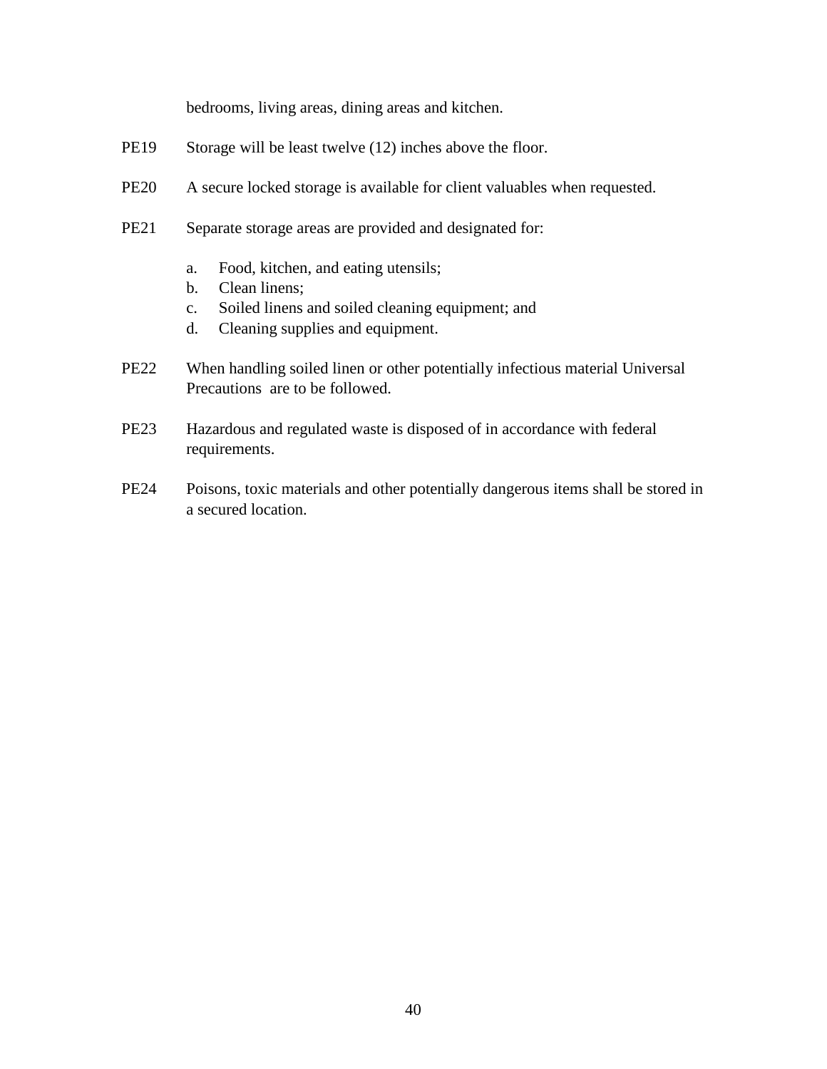bedrooms, living areas, dining areas and kitchen.

PE19 Storage will be least twelve (12) inches above the floor.

PE20 A secure locked storage is available for client valuables when requested.

PE21 Separate storage areas are provided and designated for:

a. Food, kitchen, and eating utensils;
b. Clean linens;
c. Soiled linens and soiled cleaning equipment; and
d. Cleaning supplies and equipment.

PE22 When handling soiled linen or other potentially infectious material Universal Precautions are to be followed.

PE23 Hazardous and regulated waste is disposed of in accordance with federal requirements.

PE24 Poisons, toxic materials and other potentially dangerous items shall be stored in a secured location.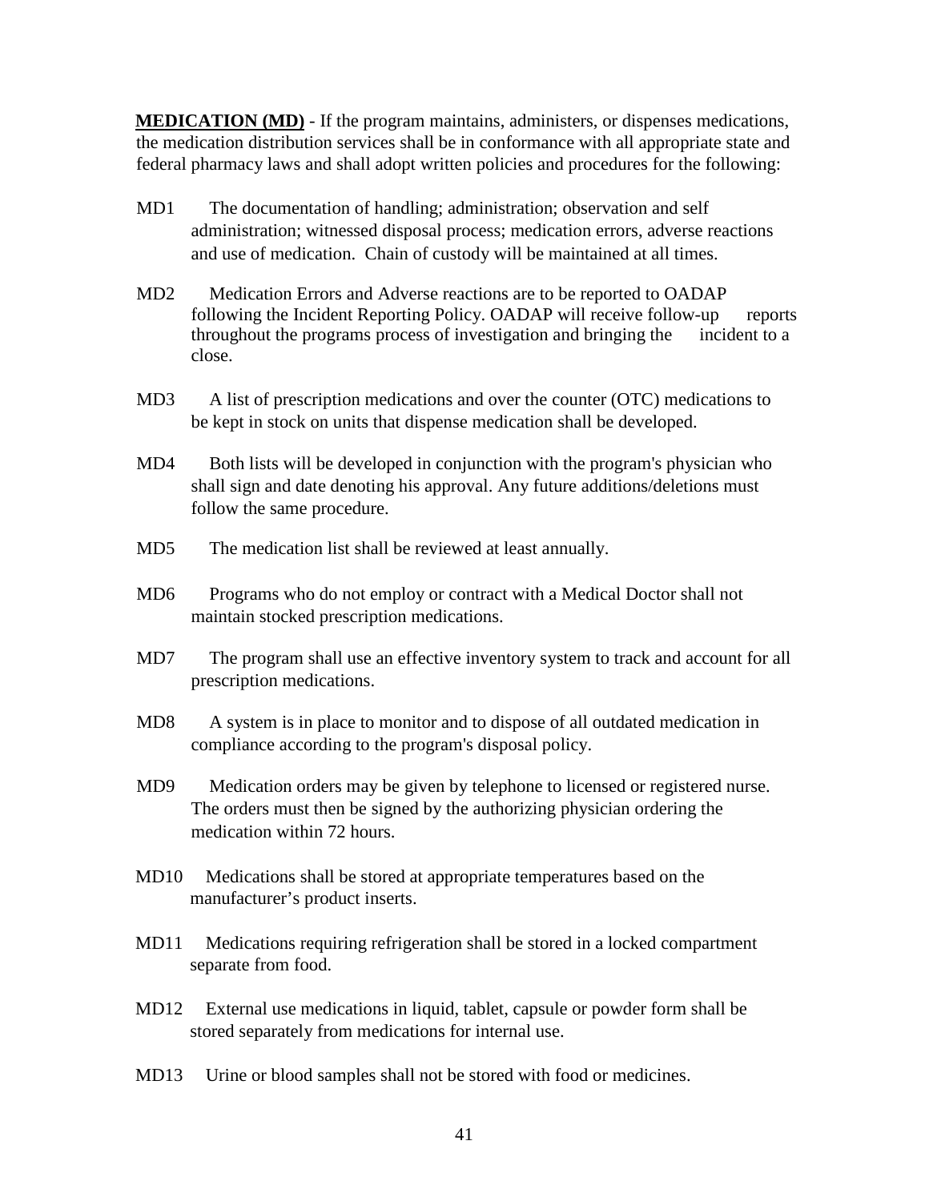**<u>MEDICATION (MD)</u>** - If the program maintains, administers, or dispenses medications, the medication distribution services shall be in conformance with all appropriate state and federal pharmacy laws and shall adopt written policies and procedures for the following:

MD1 The documentation of handling; administration; observation and self administration; witnessed disposal process; medication errors, adverse reactions and use of medication. Chain of custody will be maintained at all times.

MD2 Medication Errors and Adverse reactions are to be reported to OADAP following the Incident Reporting Policy. OADAP will receive follow-up reports throughout the programs process of investigation and bringing the incident to a close.

MD3 A list of prescription medications and over the counter (OTC) medications to be kept in stock on units that dispense medication shall be developed.

MD4 Both lists will be developed in conjunction with the program's physician who shall sign and date denoting his approval. Any future additions/deletions must follow the same procedure.

MD5 The medication list shall be reviewed at least annually.

MD6 Programs who do not employ or contract with a Medical Doctor shall not maintain stocked prescription medications.

MD7 The program shall use an effective inventory system to track and account for all prescription medications.

MD8 A system is in place to monitor and to dispose of all outdated medication in compliance according to the program's disposal policy.

MD9 Medication orders may be given by telephone to licensed or registered nurse. The orders must then be signed by the authorizing physician ordering the medication within 72 hours.

MD10 Medications shall be stored at appropriate temperatures based on the manufacturer's product inserts.

MD11 Medications requiring refrigeration shall be stored in a locked compartment separate from food.

MD12 External use medications in liquid, tablet, capsule or powder form shall be stored separately from medications for internal use.

MD13 Urine or blood samples shall not be stored with food or medicines.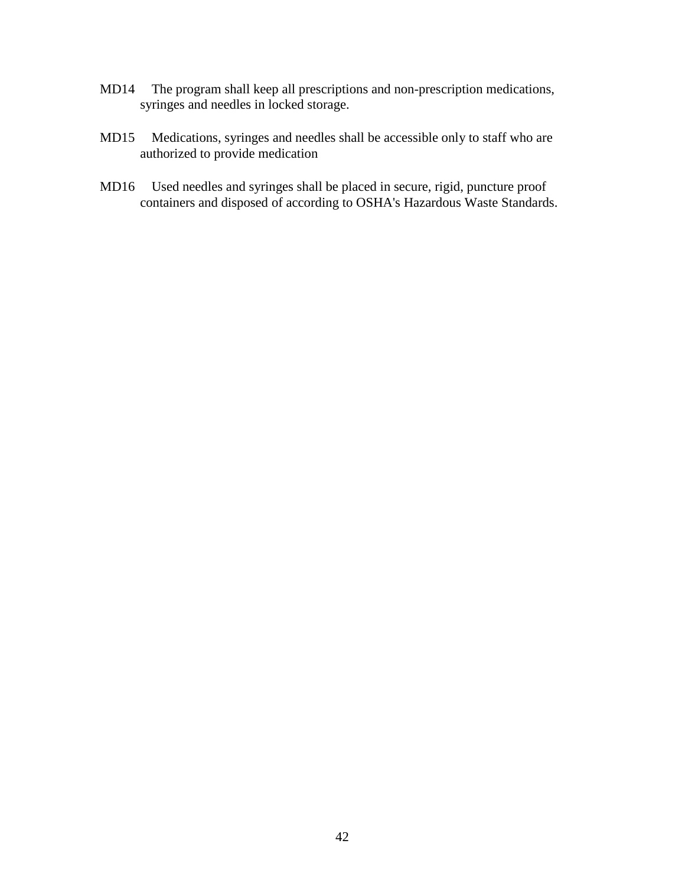MD14 The program shall keep all prescriptions and non-prescription medications, syringes and needles in locked storage.

MD15 Medications, syringes and needles shall be accessible only to staff who are authorized to provide medication

MD16 Used needles and syringes shall be placed in secure, rigid, puncture proof containers and disposed of according to OSHA's Hazardous Waste Standards.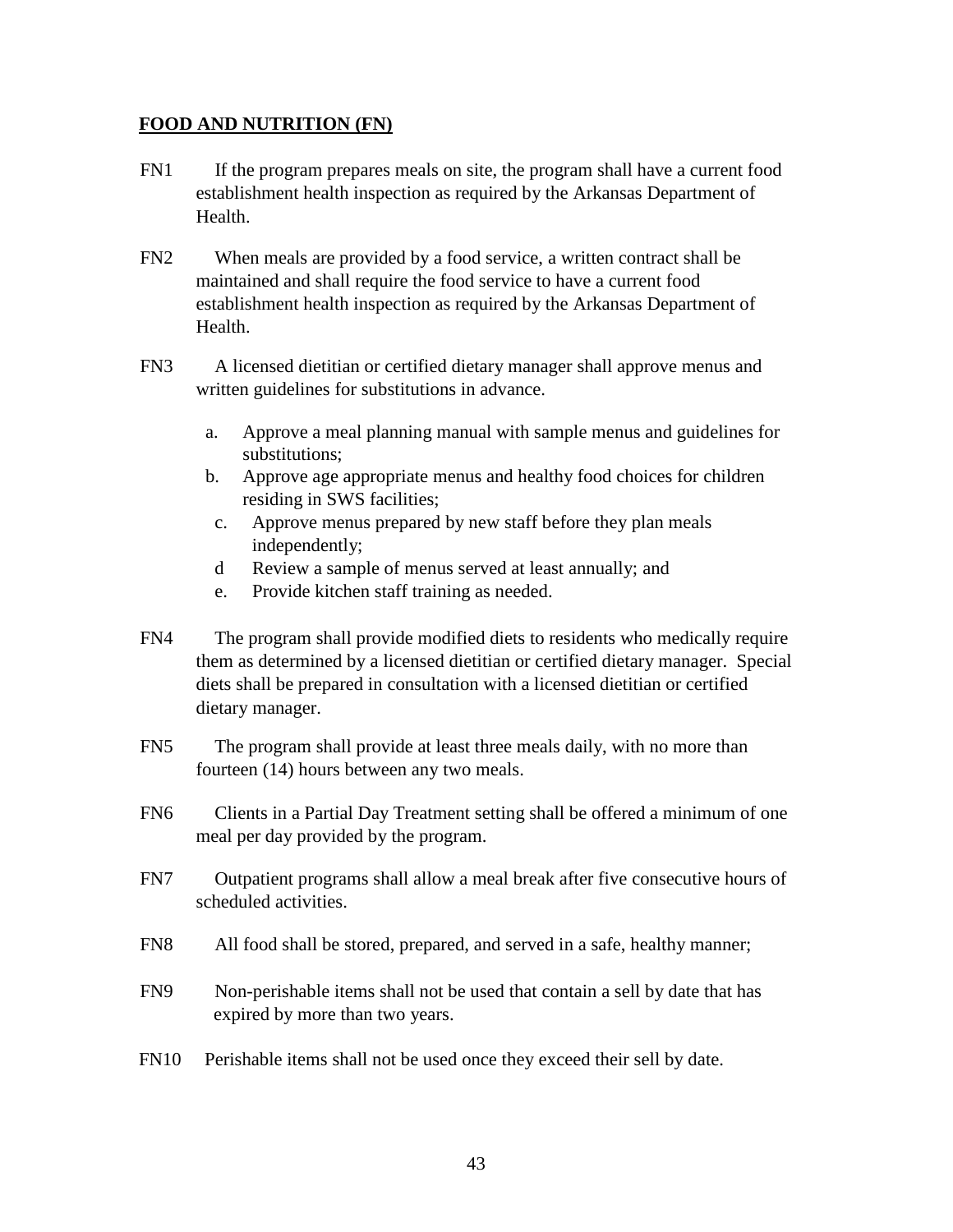**FOOD AND NUTRITION (FN)**

FN1 If the program prepares meals on site, the program shall have a current food establishment health inspection as required by the Arkansas Department of Health.

FN2 When meals are provided by a food service, a written contract shall be maintained and shall require the food service to have a current food establishment health inspection as required by the Arkansas Department of Health.

FN3 A licensed dietitian or certified dietary manager shall approve menus and written guidelines for substitutions in advance.

- a. Approve a meal planning manual with sample menus and guidelines for substitutions;
- b. Approve age appropriate menus and healthy food choices for children residing in SWS facilities;
- c. Approve menus prepared by new staff before they plan meals independently;
- d Review a sample of menus served at least annually; and
- e. Provide kitchen staff training as needed.

FN4 The program shall provide modified diets to residents who medically require them as determined by a licensed dietitian or certified dietary manager. Special diets shall be prepared in consultation with a licensed dietitian or certified dietary manager.

FN5 The program shall provide at least three meals daily, with no more than fourteen (14) hours between any two meals.

FN6 Clients in a Partial Day Treatment setting shall be offered a minimum of one meal per day provided by the program.

FN7 Outpatient programs shall allow a meal break after five consecutive hours of scheduled activities.

FN8 All food shall be stored, prepared, and served in a safe, healthy manner;

FN9 Non-perishable items shall not be used that contain a sell by date that has expired by more than two years.

FN10 Perishable items shall not be used once they exceed their sell by date.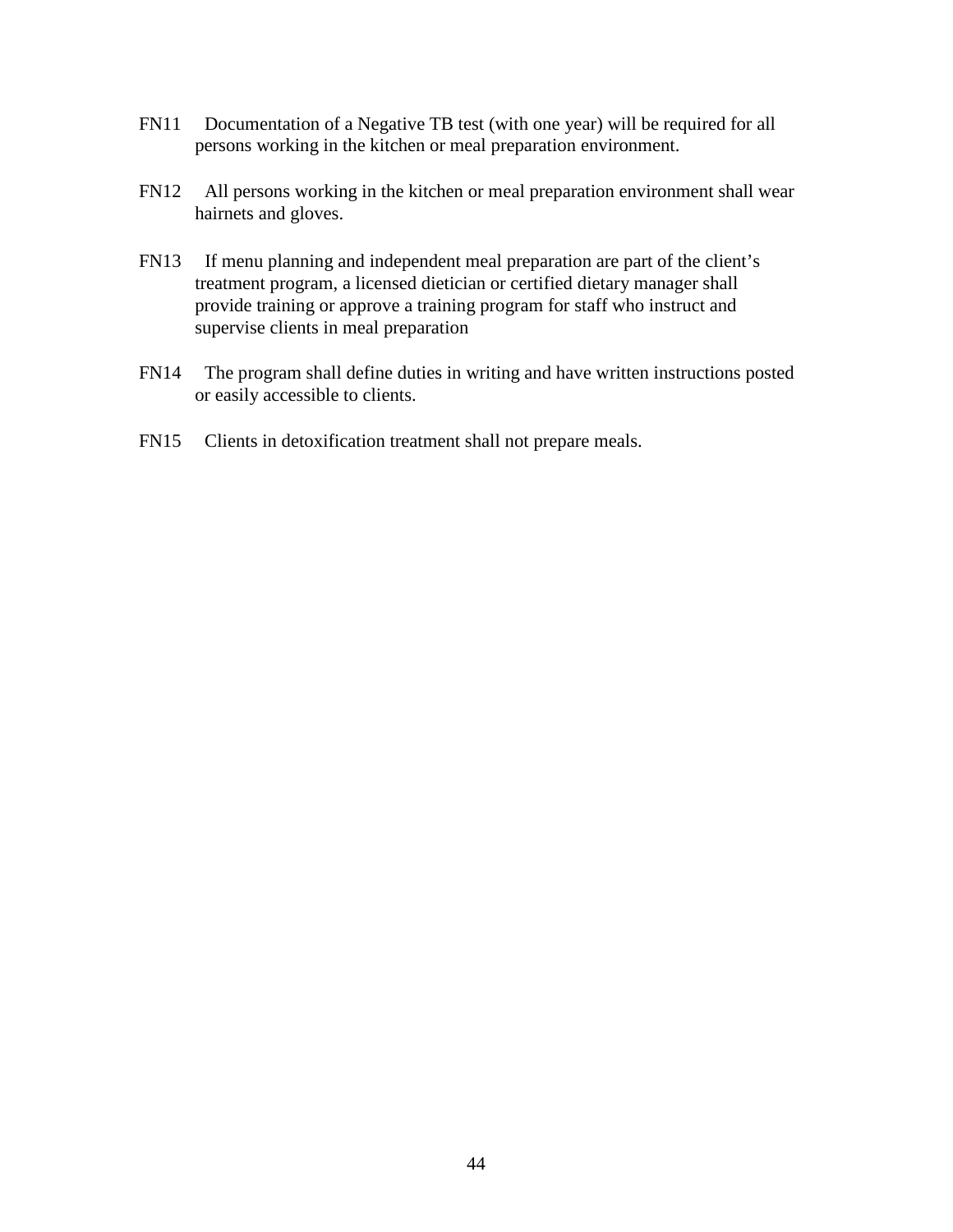FN11 Documentation of a Negative TB test (with one year) will be required for all persons working in the kitchen or meal preparation environment.

FN12 All persons working in the kitchen or meal preparation environment shall wear hairnets and gloves.

FN13 If menu planning and independent meal preparation are part of the client's treatment program, a licensed dietician or certified dietary manager shall provide training or approve a training program for staff who instruct and supervise clients in meal preparation

FN14 The program shall define duties in writing and have written instructions posted or easily accessible to clients.

FN15 Clients in detoxification treatment shall not prepare meals.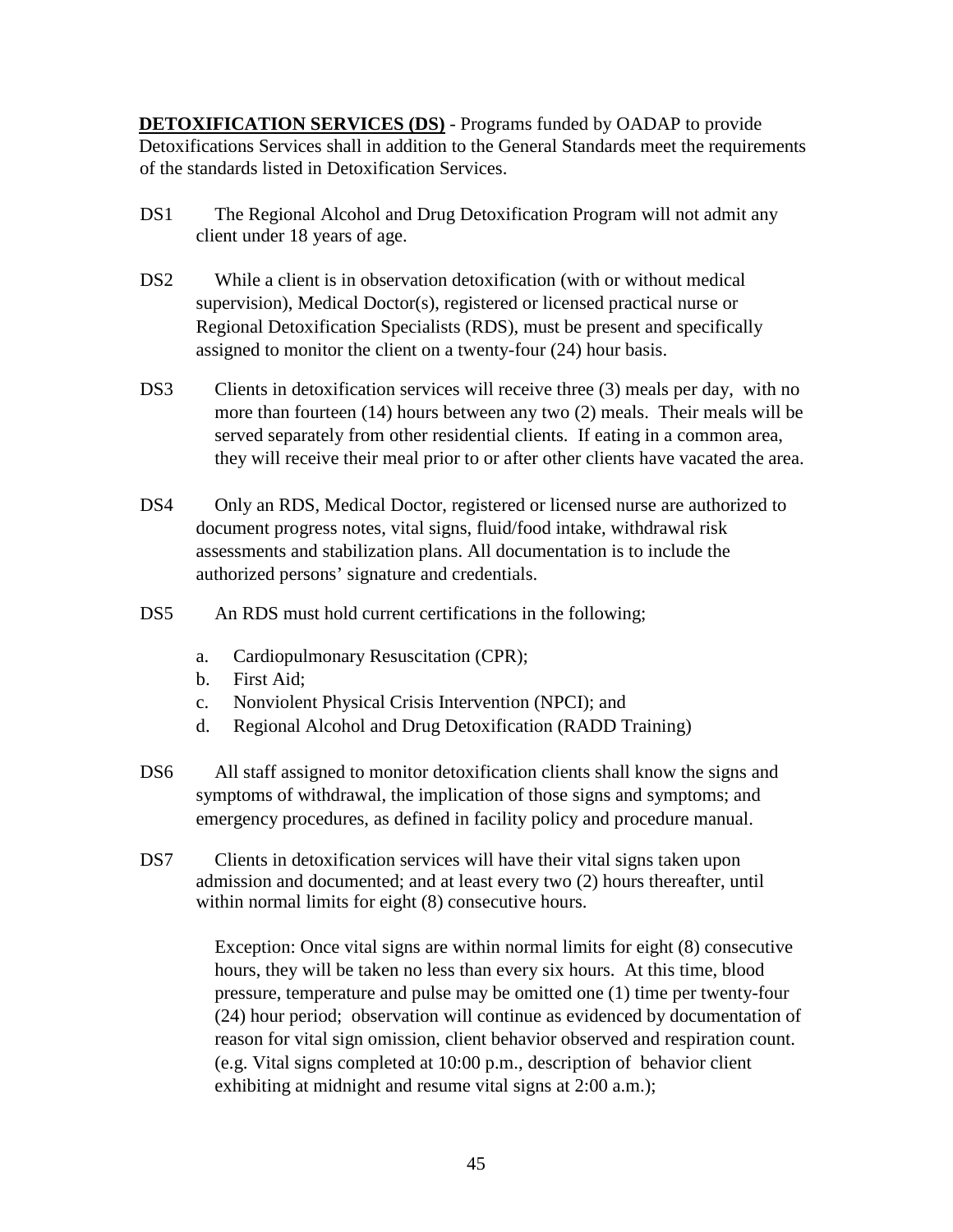**DETOXIFICATION SERVICES (DS)** - Programs funded by OADAP to provide Detoxifications Services shall in addition to the General Standards meet the requirements of the standards listed in Detoxification Services.

DS1 The Regional Alcohol and Drug Detoxification Program will not admit any client under 18 years of age.

DS2 While a client is in observation detoxification (with or without medical supervision), Medical Doctor(s), registered or licensed practical nurse or Regional Detoxification Specialists (RDS), must be present and specifically assigned to monitor the client on a twenty-four (24) hour basis.

DS3 Clients in detoxification services will receive three (3) meals per day, with no more than fourteen (14) hours between any two (2) meals. Their meals will be served separately from other residential clients. If eating in a common area, they will receive their meal prior to or after other clients have vacated the area.

DS4 Only an RDS, Medical Doctor, registered or licensed nurse are authorized to document progress notes, vital signs, fluid/food intake, withdrawal risk assessments and stabilization plans. All documentation is to include the authorized persons' signature and credentials.

DS5 An RDS must hold current certifications in the following;

a. Cardiopulmonary Resuscitation (CPR);
b. First Aid;
c. Nonviolent Physical Crisis Intervention (NPCI); and
d. Regional Alcohol and Drug Detoxification (RADD Training)

DS6 All staff assigned to monitor detoxification clients shall know the signs and symptoms of withdrawal, the implication of those signs and symptoms; and emergency procedures, as defined in facility policy and procedure manual.

DS7 Clients in detoxification services will have their vital signs taken upon admission and documented; and at least every two (2) hours thereafter, until within normal limits for eight (8) consecutive hours.

Exception: Once vital signs are within normal limits for eight (8) consecutive hours, they will be taken no less than every six hours. At this time, blood pressure, temperature and pulse may be omitted one (1) time per twenty-four (24) hour period; observation will continue as evidenced by documentation of reason for vital sign omission, client behavior observed and respiration count. (e.g. Vital signs completed at 10:00 p.m., description of behavior client exhibiting at midnight and resume vital signs at 2:00 a.m.);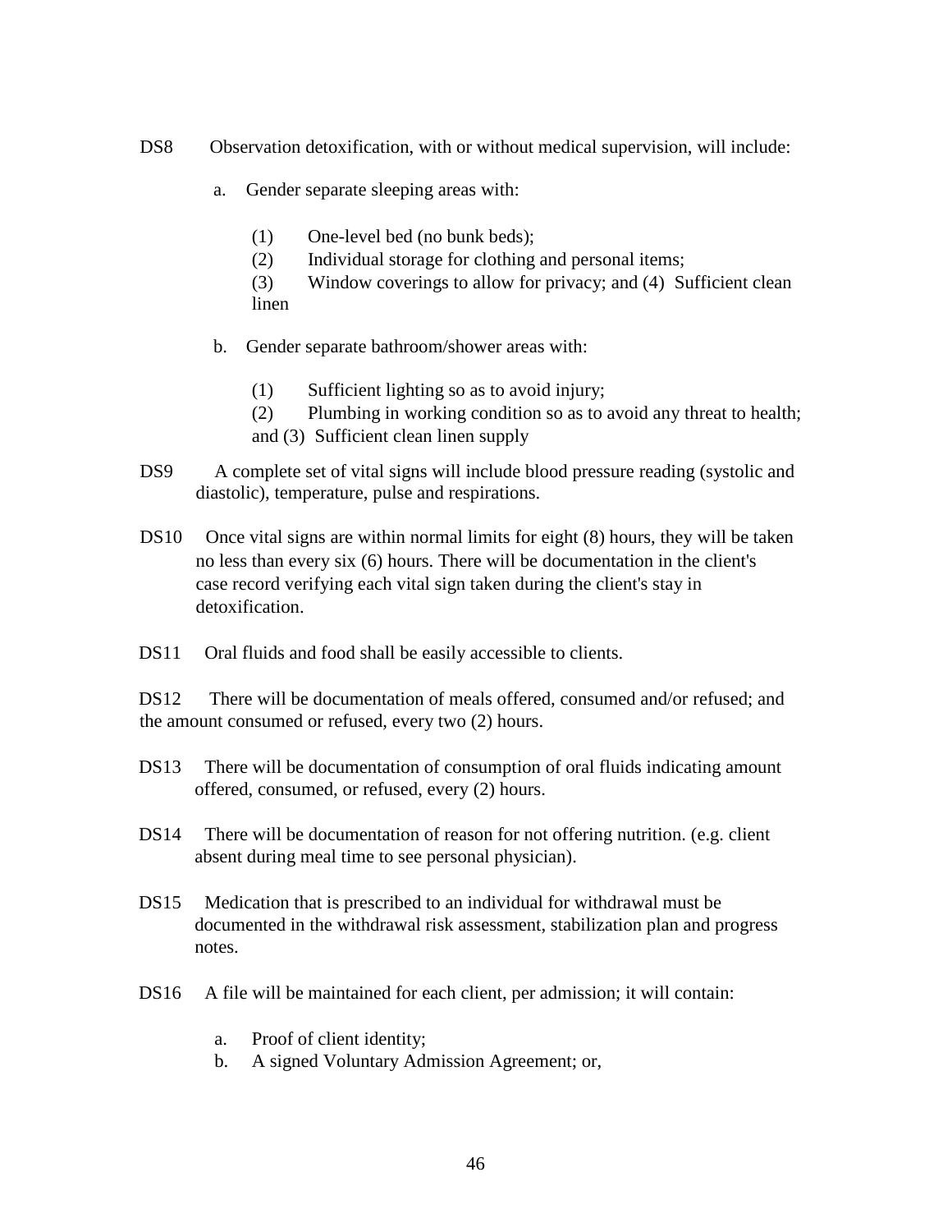DS8 Observation detoxification, with or without medical supervision, will include:

a. Gender separate sleeping areas with:

(1) One-level bed (no bunk beds);
(2) Individual storage for clothing and personal items;
(3) Window coverings to allow for privacy; and (4) Sufficient clean linen

b. Gender separate bathroom/shower areas with:

(1) Sufficient lighting so as to avoid injury;
(2) Plumbing in working condition so as to avoid any threat to health; and (3) Sufficient clean linen supply

DS9 A complete set of vital signs will include blood pressure reading (systolic and diastolic), temperature, pulse and respirations.

DS10 Once vital signs are within normal limits for eight (8) hours, they will be taken no less than every six (6) hours. There will be documentation in the client's case record verifying each vital sign taken during the client's stay in detoxification.

DS11 Oral fluids and food shall be easily accessible to clients.

DS12 There will be documentation of meals offered, consumed and/or refused; and the amount consumed or refused, every two (2) hours.

DS13 There will be documentation of consumption of oral fluids indicating amount offered, consumed, or refused, every (2) hours.

DS14 There will be documentation of reason for not offering nutrition. (e.g. client absent during meal time to see personal physician).

DS15 Medication that is prescribed to an individual for withdrawal must be documented in the withdrawal risk assessment, stabilization plan and progress notes.

DS16 A file will be maintained for each client, per admission; it will contain:

a. Proof of client identity;
b. A signed Voluntary Admission Agreement; or,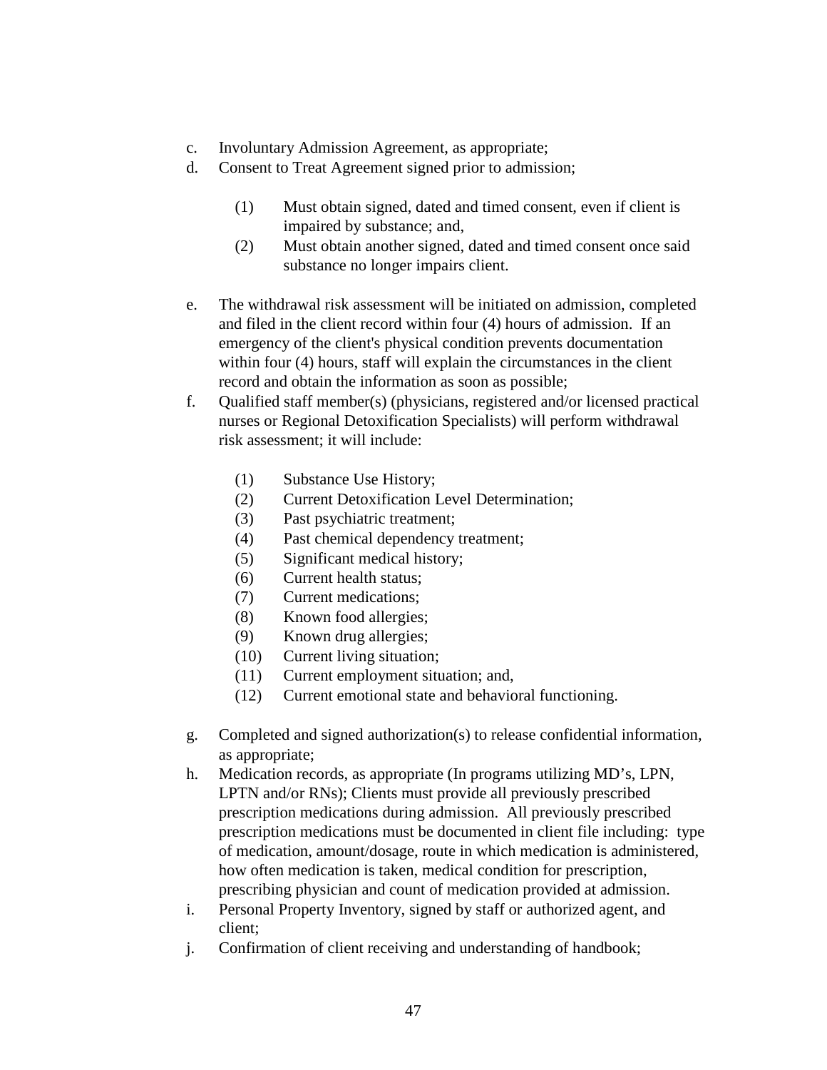c. Involuntary Admission Agreement, as appropriate;

d. Consent to Treat Agreement signed prior to admission;

   (1) Must obtain signed, dated and timed consent, even if client is impaired by substance; and,

   (2) Must obtain another signed, dated and timed consent once said substance no longer impairs client.

e. The withdrawal risk assessment will be initiated on admission, completed and filed in the client record within four (4) hours of admission. If an emergency of the client's physical condition prevents documentation within four (4) hours, staff will explain the circumstances in the client record and obtain the information as soon as possible;

f. Qualified staff member(s) (physicians, registered and/or licensed practical nurses or Regional Detoxification Specialists) will perform withdrawal risk assessment; it will include:

   (1) Substance Use History;
   (2) Current Detoxification Level Determination;
   (3) Past psychiatric treatment;
   (4) Past chemical dependency treatment;
   (5) Significant medical history;
   (6) Current health status;
   (7) Current medications;
   (8) Known food allergies;
   (9) Known drug allergies;
   (10) Current living situation;
   (11) Current employment situation; and,
   (12) Current emotional state and behavioral functioning.

g. Completed and signed authorization(s) to release confidential information, as appropriate;

h. Medication records, as appropriate (In programs utilizing MD's, LPN, LPTN and/or RNs); Clients must provide all previously prescribed prescription medications during admission. All previously prescribed prescription medications must be documented in client file including: type of medication, amount/dosage, route in which medication is administered, how often medication is taken, medical condition for prescription, prescribing physician and count of medication provided at admission.

i. Personal Property Inventory, signed by staff or authorized agent, and client;

j. Confirmation of client receiving and understanding of handbook;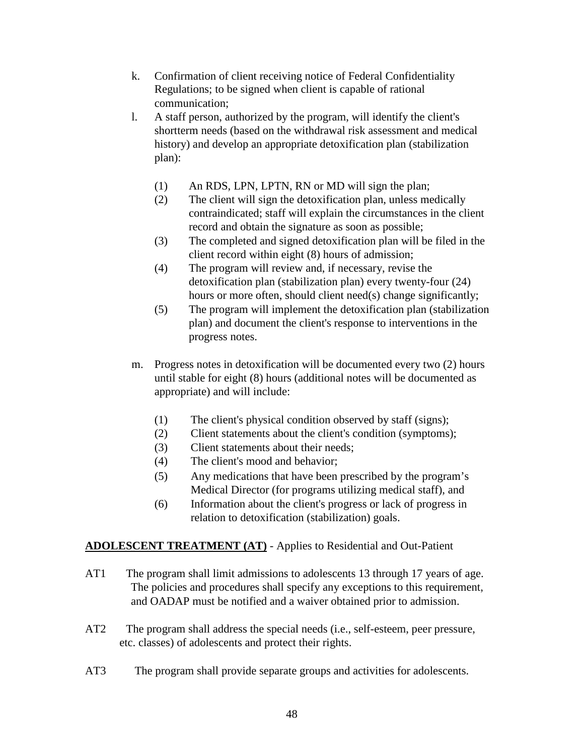k. Confirmation of client receiving notice of Federal Confidentiality Regulations; to be signed when client is capable of rational communication;

l. A staff person, authorized by the program, will identify the client's shortterm needs (based on the withdrawal risk assessment and medical history) and develop an appropriate detoxification plan (stabilization plan):

   (1) An RDS, LPN, LPTN, RN or MD will sign the plan;
   (2) The client will sign the detoxification plan, unless medically contraindicated; staff will explain the circumstances in the client record and obtain the signature as soon as possible;
   (3) The completed and signed detoxification plan will be filed in the client record within eight (8) hours of admission;
   (4) The program will review and, if necessary, revise the detoxification plan (stabilization plan) every twenty-four (24) hours or more often, should client need(s) change significantly;
   (5) The program will implement the detoxification plan (stabilization plan) and document the client's response to interventions in the progress notes.

m. Progress notes in detoxification will be documented every two (2) hours until stable for eight (8) hours (additional notes will be documented as appropriate) and will include:

   (1) The client's physical condition observed by staff (signs);
   (2) Client statements about the client's condition (symptoms);
   (3) Client statements about their needs;
   (4) The client's mood and behavior;
   (5) Any medications that have been prescribed by the program's Medical Director (for programs utilizing medical staff), and
   (6) Information about the client's progress or lack of progress in relation to detoxification (stabilization) goals.

**<u>ADOLESCENT TREATMENT (AT)</u>** - Applies to Residential and Out-Patient

AT1 The program shall limit admissions to adolescents 13 through 17 years of age. The policies and procedures shall specify any exceptions to this requirement, and OADAP must be notified and a waiver obtained prior to admission.

AT2 The program shall address the special needs (i.e., self-esteem, peer pressure, etc. classes) of adolescents and protect their rights.

AT3 The program shall provide separate groups and activities for adolescents.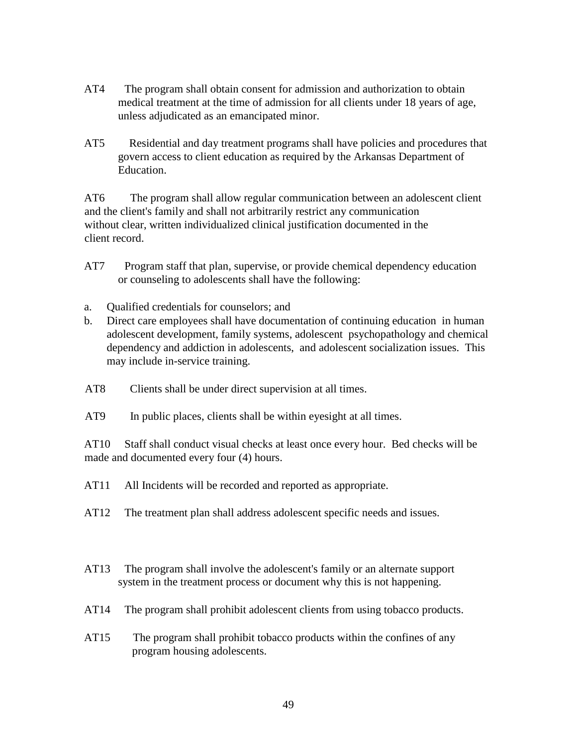AT4 The program shall obtain consent for admission and authorization to obtain medical treatment at the time of admission for all clients under 18 years of age, unless adjudicated as an emancipated minor.

AT5 Residential and day treatment programs shall have policies and procedures that govern access to client education as required by the Arkansas Department of Education.

AT6 The program shall allow regular communication between an adolescent client and the client's family and shall not arbitrarily restrict any communication without clear, written individualized clinical justification documented in the client record.

AT7 Program staff that plan, supervise, or provide chemical dependency education or counseling to adolescents shall have the following:

a. Qualified credentials for counselors; and
b. Direct care employees shall have documentation of continuing education in human adolescent development, family systems, adolescent psychopathology and chemical dependency and addiction in adolescents, and adolescent socialization issues. This may include in-service training.

AT8 Clients shall be under direct supervision at all times.

AT9 In public places, clients shall be within eyesight at all times.

AT10 Staff shall conduct visual checks at least once every hour. Bed checks will be made and documented every four (4) hours.

AT11 All Incidents will be recorded and reported as appropriate.

AT12 The treatment plan shall address adolescent specific needs and issues.

AT13 The program shall involve the adolescent's family or an alternate support system in the treatment process or document why this is not happening.

AT14 The program shall prohibit adolescent clients from using tobacco products.

AT15 The program shall prohibit tobacco products within the confines of any program housing adolescents.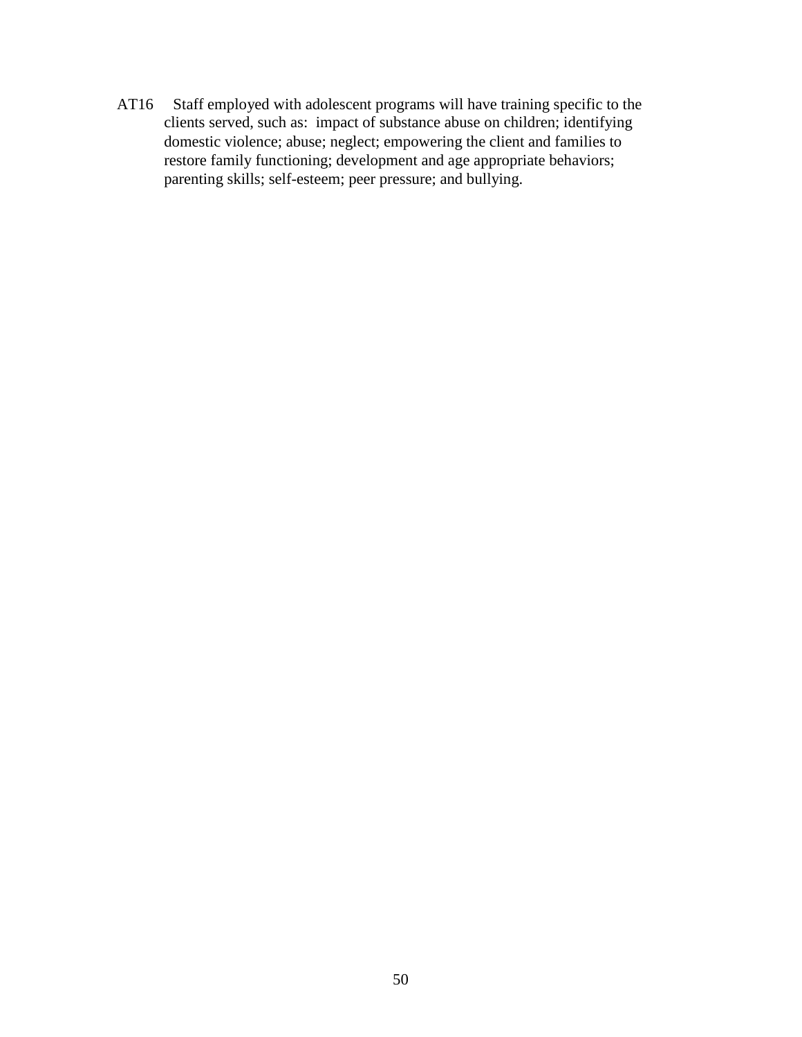AT16 Staff employed with adolescent programs will have training specific to the clients served, such as: impact of substance abuse on children; identifying domestic violence; abuse; neglect; empowering the client and families to restore family functioning; development and age appropriate behaviors; parenting skills; self-esteem; peer pressure; and bullying.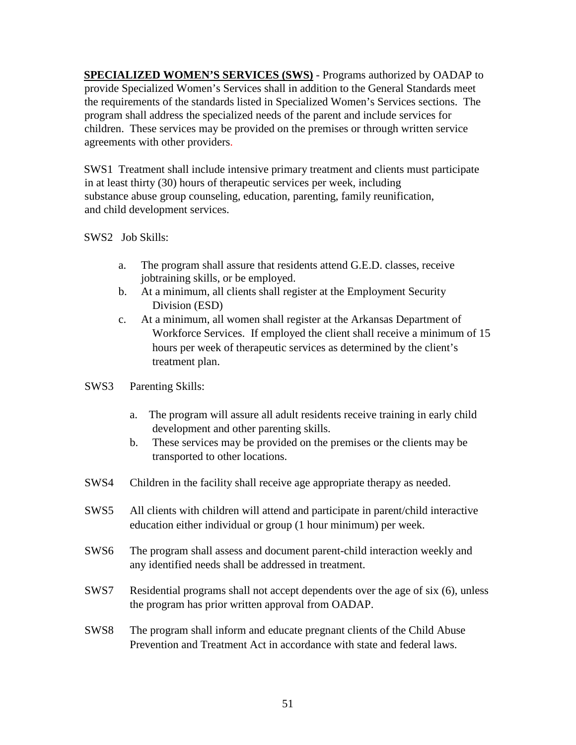**SPECIALIZED WOMEN'S SERVICES (SWS)** - Programs authorized by OADAP to provide Specialized Women's Services shall in addition to the General Standards meet the requirements of the standards listed in Specialized Women's Services sections. The program shall address the specialized needs of the parent and include services for children. These services may be provided on the premises or through written service agreements with other providers.

SWS1 Treatment shall include intensive primary treatment and clients must participate in at least thirty (30) hours of therapeutic services per week, including substance abuse group counseling, education, parenting, family reunification, and child development services.

SWS2 Job Skills:

a. The program shall assure that residents attend G.E.D. classes, receive jobtraining skills, or be employed.
b. At a minimum, all clients shall register at the Employment Security Division (ESD)
c. At a minimum, all women shall register at the Arkansas Department of Workforce Services. If employed the client shall receive a minimum of 15 hours per week of therapeutic services as determined by the client's treatment plan.

SWS3 Parenting Skills:

a. The program will assure all adult residents receive training in early child development and other parenting skills.
b. These services may be provided on the premises or the clients may be transported to other locations.

SWS4 Children in the facility shall receive age appropriate therapy as needed.

SWS5 All clients with children will attend and participate in parent/child interactive education either individual or group (1 hour minimum) per week.

SWS6 The program shall assess and document parent-child interaction weekly and any identified needs shall be addressed in treatment.

SWS7 Residential programs shall not accept dependents over the age of six (6), unless the program has prior written approval from OADAP.

SWS8 The program shall inform and educate pregnant clients of the Child Abuse Prevention and Treatment Act in accordance with state and federal laws.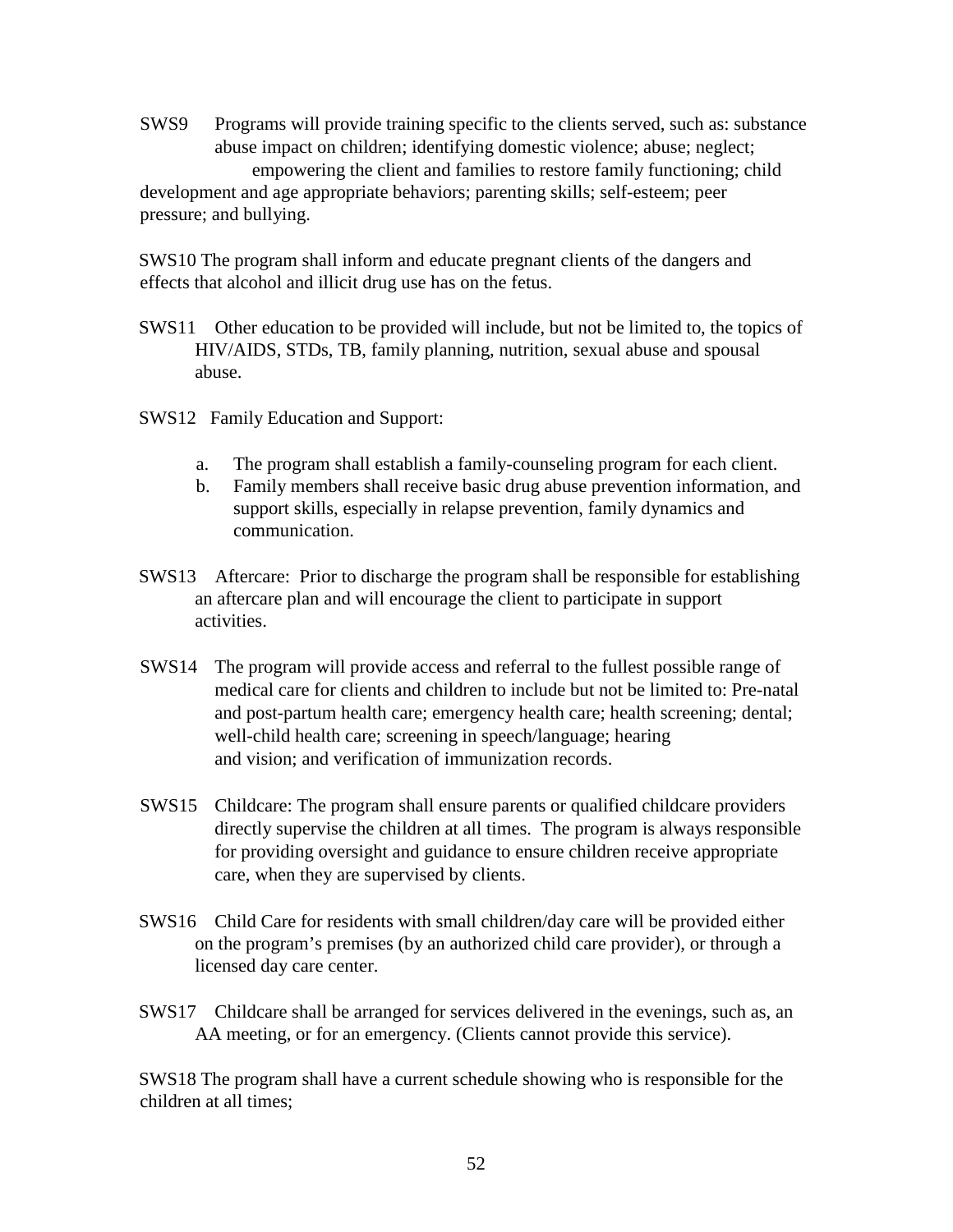SWS9 Programs will provide training specific to the clients served, such as: substance abuse impact on children; identifying domestic violence; abuse; neglect; empowering the client and families to restore family functioning; child development and age appropriate behaviors; parenting skills; self-esteem; peer pressure; and bullying.

SWS10 The program shall inform and educate pregnant clients of the dangers and effects that alcohol and illicit drug use has on the fetus.

SWS11 Other education to be provided will include, but not be limited to, the topics of HIV/AIDS, STDs, TB, family planning, nutrition, sexual abuse and spousal abuse.

SWS12 Family Education and Support:

a. The program shall establish a family-counseling program for each client.
b. Family members shall receive basic drug abuse prevention information, and support skills, especially in relapse prevention, family dynamics and communication.

SWS13 Aftercare: Prior to discharge the program shall be responsible for establishing an aftercare plan and will encourage the client to participate in support activities.

SWS14 The program will provide access and referral to the fullest possible range of medical care for clients and children to include but not be limited to: Pre-natal and post-partum health care; emergency health care; health screening; dental; well-child health care; screening in speech/language; hearing and vision; and verification of immunization records.

SWS15 Childcare: The program shall ensure parents or qualified childcare providers directly supervise the children at all times. The program is always responsible for providing oversight and guidance to ensure children receive appropriate care, when they are supervised by clients.

SWS16 Child Care for residents with small children/day care will be provided either on the program's premises (by an authorized child care provider), or through a licensed day care center.

SWS17 Childcare shall be arranged for services delivered in the evenings, such as, an AA meeting, or for an emergency. (Clients cannot provide this service).

SWS18 The program shall have a current schedule showing who is responsible for the children at all times;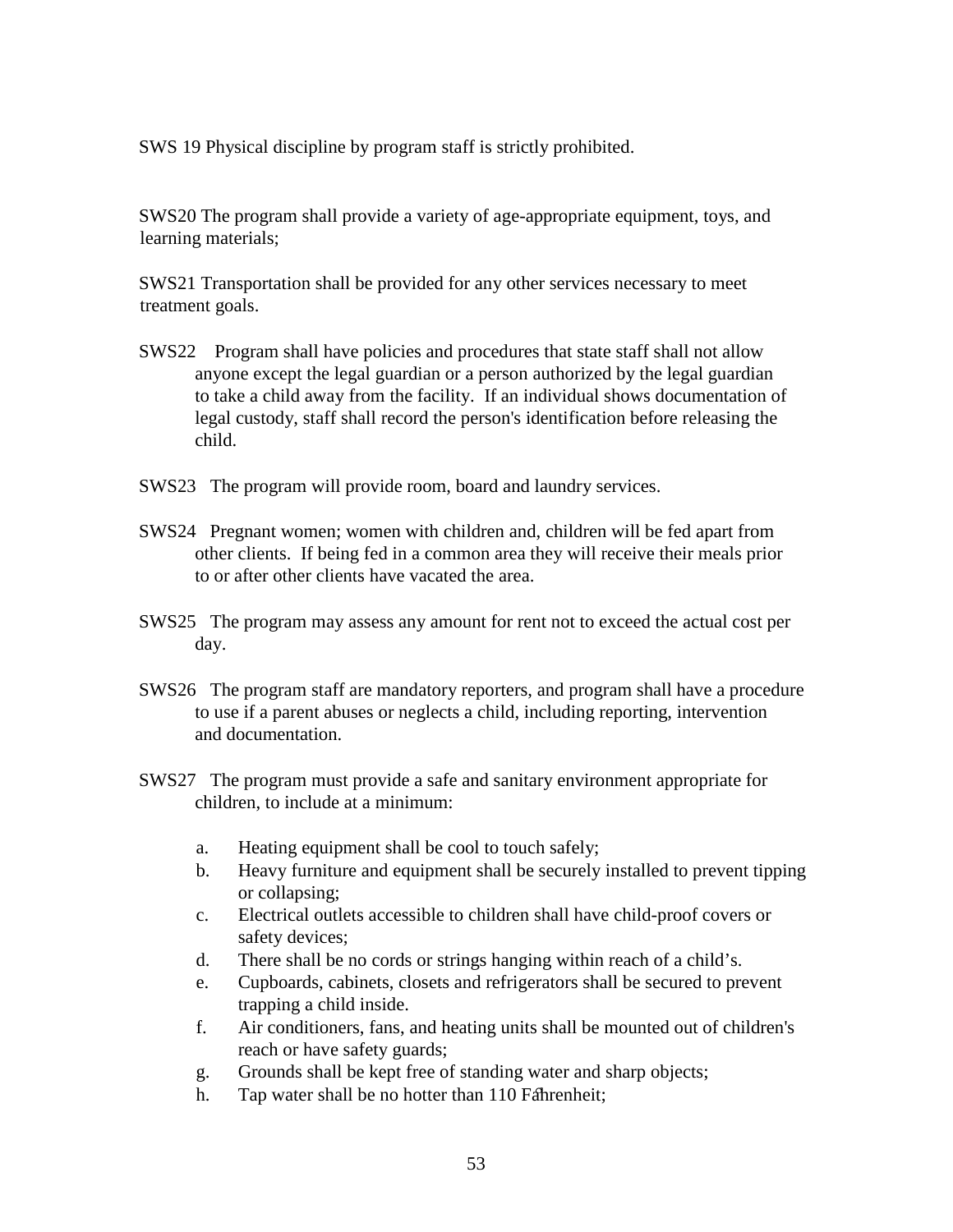SWS 19 Physical discipline by program staff is strictly prohibited.

SWS20 The program shall provide a variety of age-appropriate equipment, toys, and learning materials;

SWS21 Transportation shall be provided for any other services necessary to meet treatment goals.

SWS22 Program shall have policies and procedures that state staff shall not allow anyone except the legal guardian or a person authorized by the legal guardian to take a child away from the facility. If an individual shows documentation of legal custody, staff shall record the person's identification before releasing the child.

SWS23 The program will provide room, board and laundry services.

SWS24 Pregnant women; women with children and, children will be fed apart from other clients. If being fed in a common area they will receive their meals prior to or after other clients have vacated the area.

SWS25 The program may assess any amount for rent not to exceed the actual cost per day.

SWS26 The program staff are mandatory reporters, and program shall have a procedure to use if a parent abuses or neglects a child, including reporting, intervention and documentation.

SWS27 The program must provide a safe and sanitary environment appropriate for children, to include at a minimum:

a. Heating equipment shall be cool to touch safely;
b. Heavy furniture and equipment shall be securely installed to prevent tipping or collapsing;
c. Electrical outlets accessible to children shall have child-proof covers or safety devices;
d. There shall be no cords or strings hanging within reach of a child's.
e. Cupboards, cabinets, closets and refrigerators shall be secured to prevent trapping a child inside.
f. Air conditioners, fans, and heating units shall be mounted out of children's reach or have safety guards;
g. Grounds shall be kept free of standing water and sharp objects;
h. Tap water shall be no hotter than 110 Fahrenheit;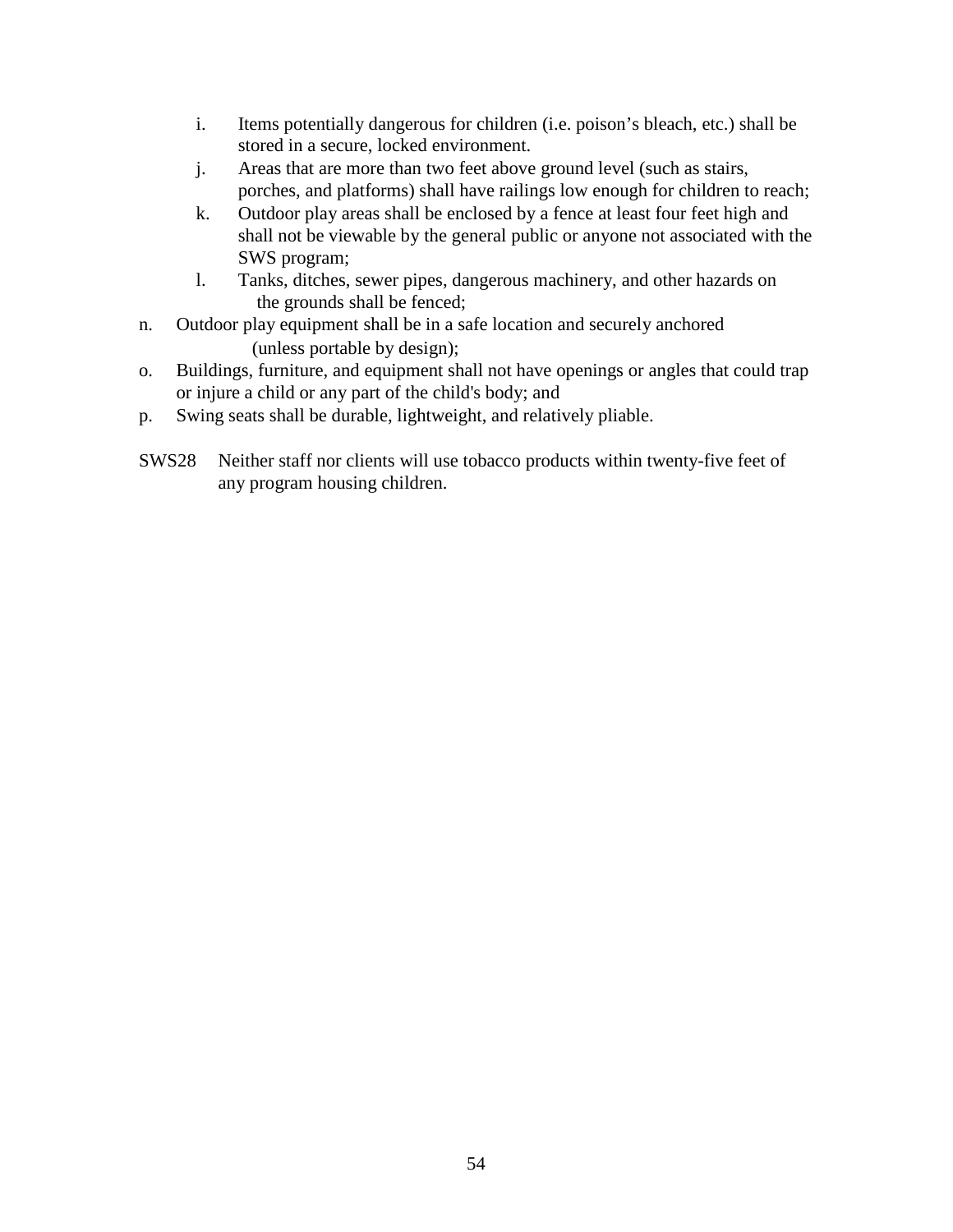- i. Items potentially dangerous for children (i.e. poison's bleach, etc.) shall be stored in a secure, locked environment.
- j. Areas that are more than two feet above ground level (such as stairs, porches, and platforms) shall have railings low enough for children to reach;
- k. Outdoor play areas shall be enclosed by a fence at least four feet high and shall not be viewable by the general public or anyone not associated with the SWS program;
- l. Tanks, ditches, sewer pipes, dangerous machinery, and other hazards on the grounds shall be fenced;

n. Outdoor play equipment shall be in a safe location and securely anchored (unless portable by design);

o. Buildings, furniture, and equipment shall not have openings or angles that could trap or injure a child or any part of the child's body; and

p. Swing seats shall be durable, lightweight, and relatively pliable.

SWS28 Neither staff nor clients will use tobacco products within twenty-five feet of any program housing children.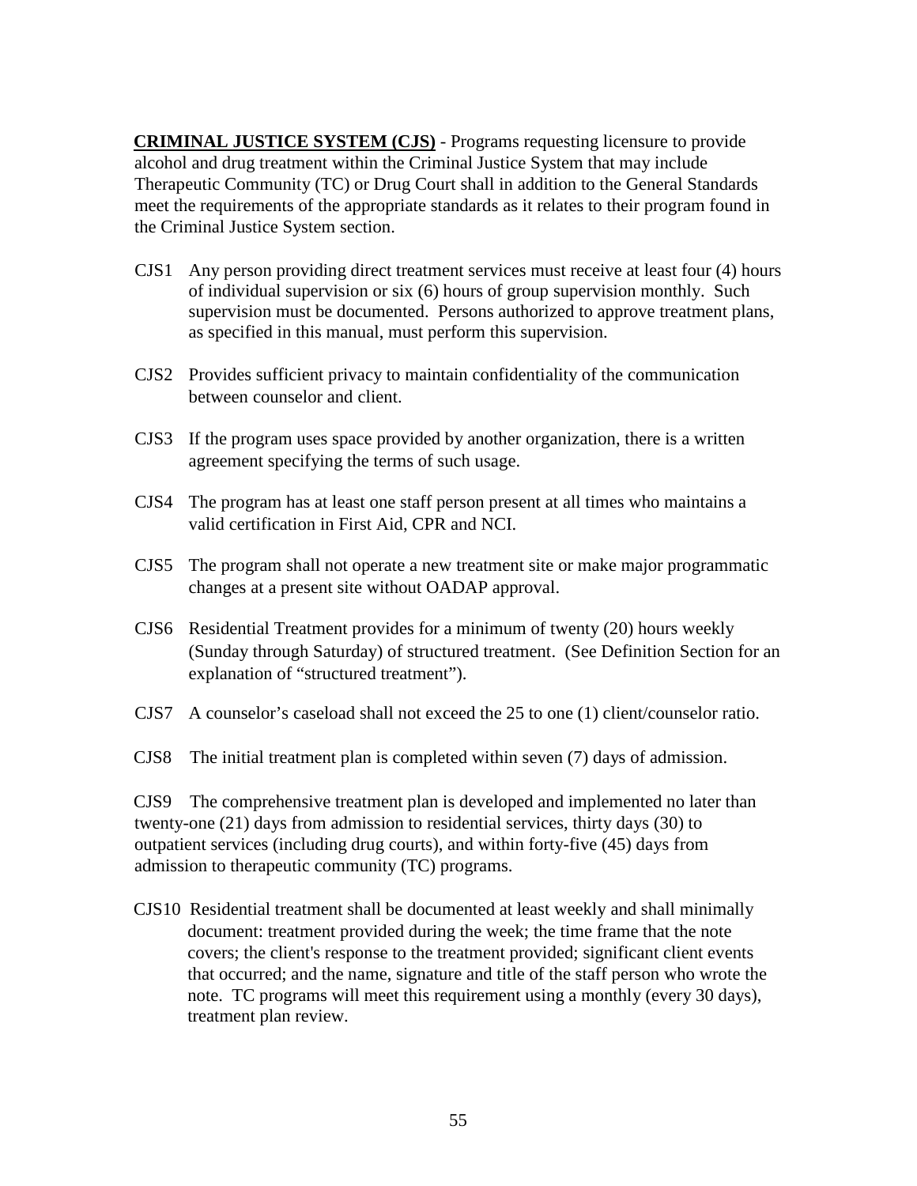**CRIMINAL JUSTICE SYSTEM (CJS)** - Programs requesting licensure to provide alcohol and drug treatment within the Criminal Justice System that may include Therapeutic Community (TC) or Drug Court shall in addition to the General Standards meet the requirements of the appropriate standards as it relates to their program found in the Criminal Justice System section.

CJS1 Any person providing direct treatment services must receive at least four (4) hours of individual supervision or six (6) hours of group supervision monthly. Such supervision must be documented. Persons authorized to approve treatment plans, as specified in this manual, must perform this supervision.

CJS2 Provides sufficient privacy to maintain confidentiality of the communication between counselor and client.

CJS3 If the program uses space provided by another organization, there is a written agreement specifying the terms of such usage.

CJS4 The program has at least one staff person present at all times who maintains a valid certification in First Aid, CPR and NCI.

CJS5 The program shall not operate a new treatment site or make major programmatic changes at a present site without OADAP approval.

CJS6 Residential Treatment provides for a minimum of twenty (20) hours weekly (Sunday through Saturday) of structured treatment. (See Definition Section for an explanation of "structured treatment").

CJS7 A counselor's caseload shall not exceed the 25 to one (1) client/counselor ratio.

CJS8 The initial treatment plan is completed within seven (7) days of admission.

CJS9 The comprehensive treatment plan is developed and implemented no later than twenty-one (21) days from admission to residential services, thirty days (30) to outpatient services (including drug courts), and within forty-five (45) days from admission to therapeutic community (TC) programs.

CJS10 Residential treatment shall be documented at least weekly and shall minimally document: treatment provided during the week; the time frame that the note covers; the client's response to the treatment provided; significant client events that occurred; and the name, signature and title of the staff person who wrote the note. TC programs will meet this requirement using a monthly (every 30 days), treatment plan review.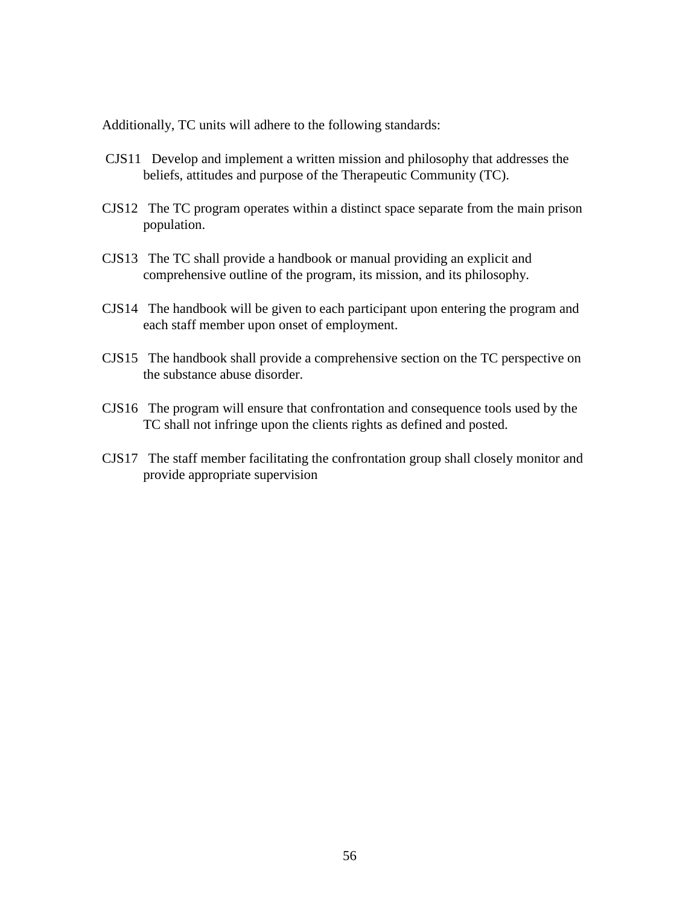Additionally, TC units will adhere to the following standards:

CJS11 Develop and implement a written mission and philosophy that addresses the beliefs, attitudes and purpose of the Therapeutic Community (TC).

CJS12 The TC program operates within a distinct space separate from the main prison population.

CJS13 The TC shall provide a handbook or manual providing an explicit and comprehensive outline of the program, its mission, and its philosophy.

CJS14 The handbook will be given to each participant upon entering the program and each staff member upon onset of employment.

CJS15 The handbook shall provide a comprehensive section on the TC perspective on the substance abuse disorder.

CJS16 The program will ensure that confrontation and consequence tools used by the TC shall not infringe upon the clients rights as defined and posted.

CJS17 The staff member facilitating the confrontation group shall closely monitor and provide appropriate supervision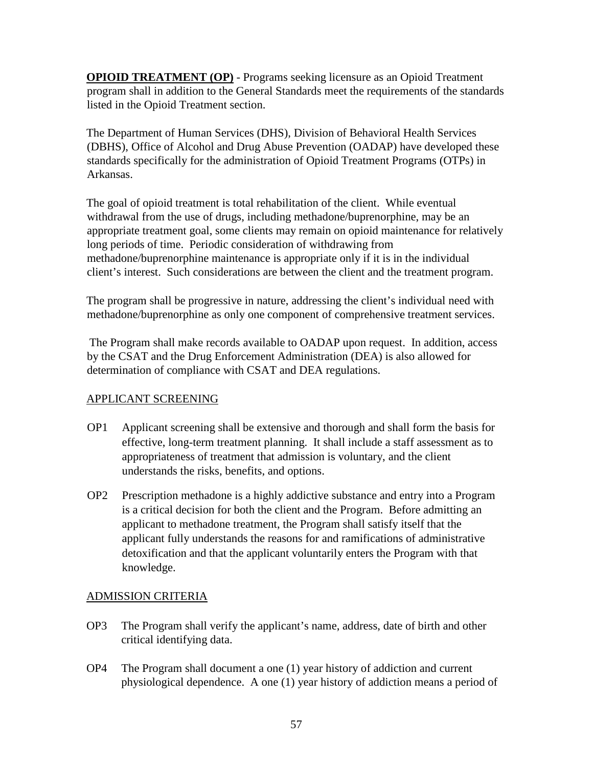**<u>OPIOID TREATMENT (OP)</u>** - Programs seeking licensure as an Opioid Treatment program shall in addition to the General Standards meet the requirements of the standards listed in the Opioid Treatment section.

The Department of Human Services (DHS), Division of Behavioral Health Services (DBHS), Office of Alcohol and Drug Abuse Prevention (OADAP) have developed these standards specifically for the administration of Opioid Treatment Programs (OTPs) in Arkansas.

The goal of opioid treatment is total rehabilitation of the client. While eventual withdrawal from the use of drugs, including methadone/buprenorphine, may be an appropriate treatment goal, some clients may remain on opioid maintenance for relatively long periods of time. Periodic consideration of withdrawing from methadone/buprenorphine maintenance is appropriate only if it is in the individual client's interest. Such considerations are between the client and the treatment program.

The program shall be progressive in nature, addressing the client's individual need with methadone/buprenorphine as only one component of comprehensive treatment services.

The Program shall make records available to OADAP upon request. In addition, access by the CSAT and the Drug Enforcement Administration (DEA) is also allowed for determination of compliance with CSAT and DEA regulations.

<u>APPLICANT SCREENING</u>

OP1 Applicant screening shall be extensive and thorough and shall form the basis for effective, long-term treatment planning. It shall include a staff assessment as to appropriateness of treatment that admission is voluntary, and the client understands the risks, benefits, and options.

OP2 Prescription methadone is a highly addictive substance and entry into a Program is a critical decision for both the client and the Program. Before admitting an applicant to methadone treatment, the Program shall satisfy itself that the applicant fully understands the reasons for and ramifications of administrative detoxification and that the applicant voluntarily enters the Program with that knowledge.

<u>ADMISSION CRITERIA</u>

OP3 The Program shall verify the applicant's name, address, date of birth and other critical identifying data.

OP4 The Program shall document a one (1) year history of addiction and current physiological dependence. A one (1) year history of addiction means a period of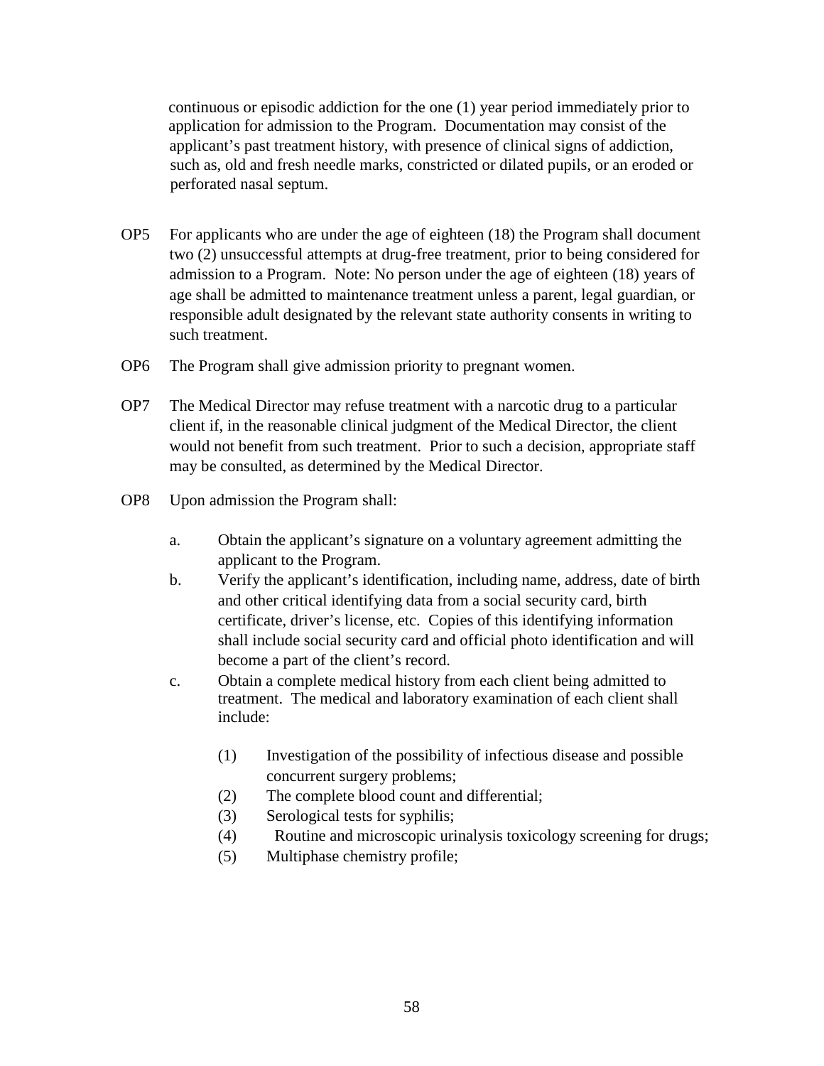continuous or episodic addiction for the one (1) year period immediately prior to application for admission to the Program. Documentation may consist of the applicant's past treatment history, with presence of clinical signs of addiction, such as, old and fresh needle marks, constricted or dilated pupils, or an eroded or perforated nasal septum.

OP5 For applicants who are under the age of eighteen (18) the Program shall document two (2) unsuccessful attempts at drug-free treatment, prior to being considered for admission to a Program. Note: No person under the age of eighteen (18) years of age shall be admitted to maintenance treatment unless a parent, legal guardian, or responsible adult designated by the relevant state authority consents in writing to such treatment.

OP6 The Program shall give admission priority to pregnant women.

OP7 The Medical Director may refuse treatment with a narcotic drug to a particular client if, in the reasonable clinical judgment of the Medical Director, the client would not benefit from such treatment. Prior to such a decision, appropriate staff may be consulted, as determined by the Medical Director.

OP8 Upon admission the Program shall:

a. Obtain the applicant's signature on a voluntary agreement admitting the applicant to the Program.

b. Verify the applicant's identification, including name, address, date of birth and other critical identifying data from a social security card, birth certificate, driver's license, etc. Copies of this identifying information shall include social security card and official photo identification and will become a part of the client's record.

c. Obtain a complete medical history from each client being admitted to treatment. The medical and laboratory examination of each client shall include:

   (1) Investigation of the possibility of infectious disease and possible concurrent surgery problems;

   (2) The complete blood count and differential;

   (3) Serological tests for syphilis;

   (4) Routine and microscopic urinalysis toxicology screening for drugs;

   (5) Multiphase chemistry profile;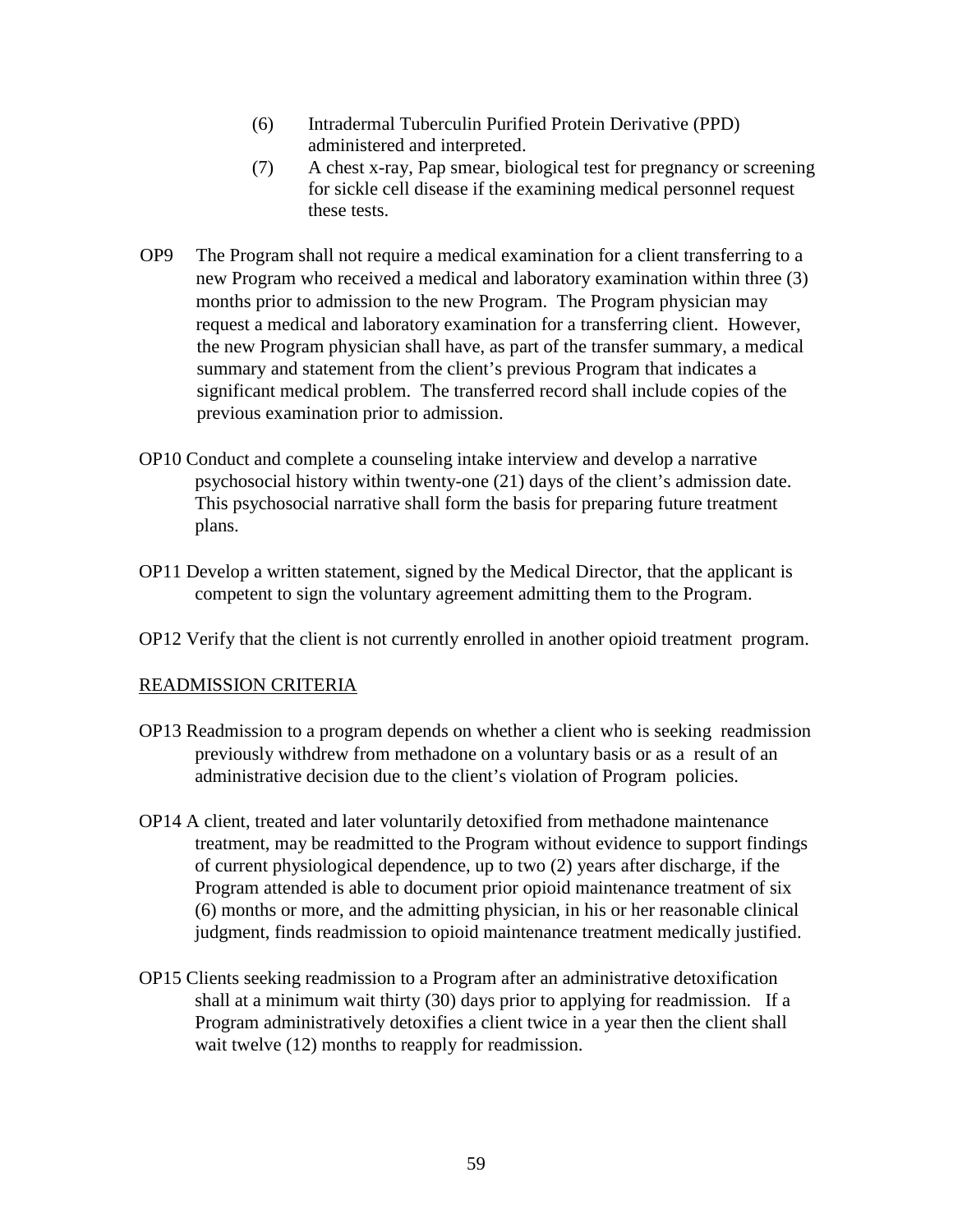(6) Intradermal Tuberculin Purified Protein Derivative (PPD) administered and interpreted.

(7) A chest x-ray, Pap smear, biological test for pregnancy or screening for sickle cell disease if the examining medical personnel request these tests.

OP9 The Program shall not require a medical examination for a client transferring to a new Program who received a medical and laboratory examination within three (3) months prior to admission to the new Program. The Program physician may request a medical and laboratory examination for a transferring client. However, the new Program physician shall have, as part of the transfer summary, a medical summary and statement from the client's previous Program that indicates a significant medical problem. The transferred record shall include copies of the previous examination prior to admission.

OP10 Conduct and complete a counseling intake interview and develop a narrative psychosocial history within twenty-one (21) days of the client's admission date. This psychosocial narrative shall form the basis for preparing future treatment plans.

OP11 Develop a written statement, signed by the Medical Director, that the applicant is competent to sign the voluntary agreement admitting them to the Program.

OP12 Verify that the client is not currently enrolled in another opioid treatment program.

READMISSION CRITERIA

OP13 Readmission to a program depends on whether a client who is seeking readmission previously withdrew from methadone on a voluntary basis or as a result of an administrative decision due to the client's violation of Program policies.

OP14 A client, treated and later voluntarily detoxified from methadone maintenance treatment, may be readmitted to the Program without evidence to support findings of current physiological dependence, up to two (2) years after discharge, if the Program attended is able to document prior opioid maintenance treatment of six (6) months or more, and the admitting physician, in his or her reasonable clinical judgment, finds readmission to opioid maintenance treatment medically justified.

OP15 Clients seeking readmission to a Program after an administrative detoxification shall at a minimum wait thirty (30) days prior to applying for readmission. If a Program administratively detoxifies a client twice in a year then the client shall wait twelve (12) months to reapply for readmission.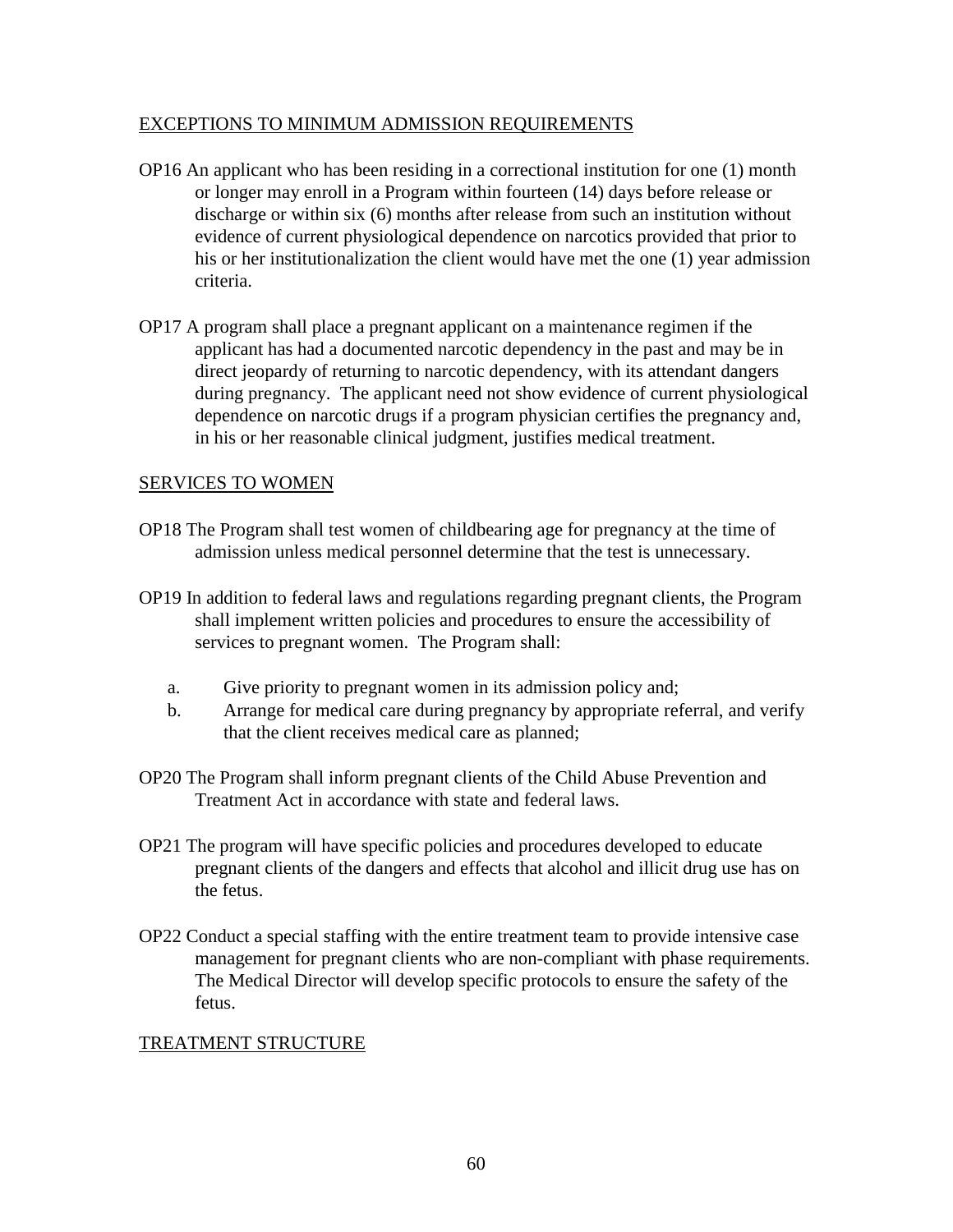EXCEPTIONS TO MINIMUM ADMISSION REQUIREMENTS

OP16 An applicant who has been residing in a correctional institution for one (1) month or longer may enroll in a Program within fourteen (14) days before release or discharge or within six (6) months after release from such an institution without evidence of current physiological dependence on narcotics provided that prior to his or her institutionalization the client would have met the one (1) year admission criteria.

OP17 A program shall place a pregnant applicant on a maintenance regimen if the applicant has had a documented narcotic dependency in the past and may be in direct jeopardy of returning to narcotic dependency, with its attendant dangers during pregnancy. The applicant need not show evidence of current physiological dependence on narcotic drugs if a program physician certifies the pregnancy and, in his or her reasonable clinical judgment, justifies medical treatment.

SERVICES TO WOMEN

OP18 The Program shall test women of childbearing age for pregnancy at the time of admission unless medical personnel determine that the test is unnecessary.

OP19 In addition to federal laws and regulations regarding pregnant clients, the Program shall implement written policies and procedures to ensure the accessibility of services to pregnant women. The Program shall:

a. Give priority to pregnant women in its admission policy and;
b. Arrange for medical care during pregnancy by appropriate referral, and verify that the client receives medical care as planned;

OP20 The Program shall inform pregnant clients of the Child Abuse Prevention and Treatment Act in accordance with state and federal laws.

OP21 The program will have specific policies and procedures developed to educate pregnant clients of the dangers and effects that alcohol and illicit drug use has on the fetus.

OP22 Conduct a special staffing with the entire treatment team to provide intensive case management for pregnant clients who are non-compliant with phase requirements. The Medical Director will develop specific protocols to ensure the safety of the fetus.

TREATMENT STRUCTURE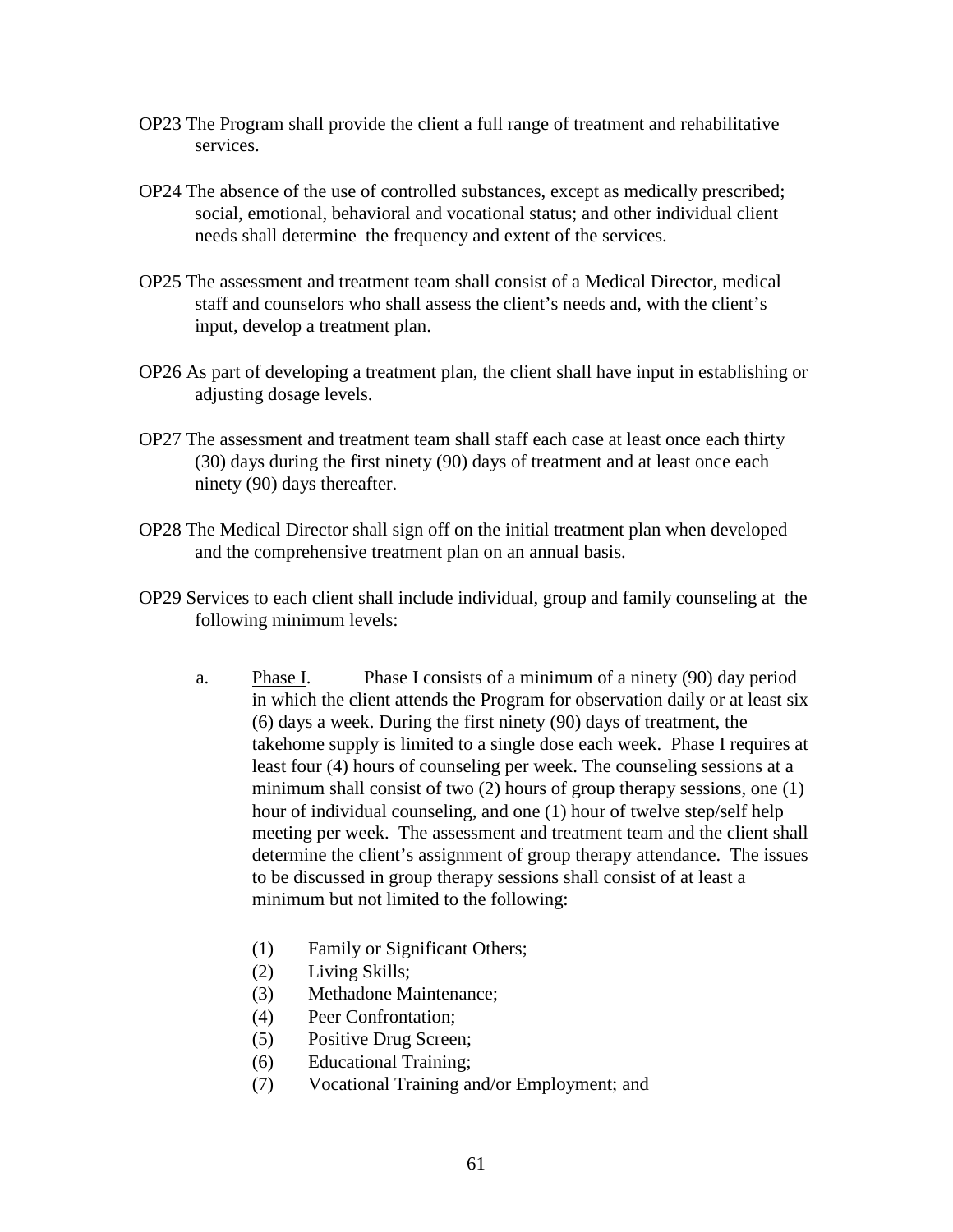OP23 The Program shall provide the client a full range of treatment and rehabilitative services.

OP24 The absence of the use of controlled substances, except as medically prescribed; social, emotional, behavioral and vocational status; and other individual client needs shall determine the frequency and extent of the services.

OP25 The assessment and treatment team shall consist of a Medical Director, medical staff and counselors who shall assess the client's needs and, with the client's input, develop a treatment plan.

OP26 As part of developing a treatment plan, the client shall have input in establishing or adjusting dosage levels.

OP27 The assessment and treatment team shall staff each case at least once each thirty (30) days during the first ninety (90) days of treatment and at least once each ninety (90) days thereafter.

OP28 The Medical Director shall sign off on the initial treatment plan when developed and the comprehensive treatment plan on an annual basis.

OP29 Services to each client shall include individual, group and family counseling at the following minimum levels:

a. Phase I. Phase I consists of a minimum of a ninety (90) day period in which the client attends the Program for observation daily or at least six (6) days a week. During the first ninety (90) days of treatment, the takehome supply is limited to a single dose each week. Phase I requires at least four (4) hours of counseling per week. The counseling sessions at a minimum shall consist of two (2) hours of group therapy sessions, one (1) hour of individual counseling, and one (1) hour of twelve step/self help meeting per week. The assessment and treatment team and the client shall determine the client's assignment of group therapy attendance. The issues to be discussed in group therapy sessions shall consist of at least a minimum but not limited to the following:

   (1) Family or Significant Others;
   (2) Living Skills;
   (3) Methadone Maintenance;
   (4) Peer Confrontation;
   (5) Positive Drug Screen;
   (6) Educational Training;
   (7) Vocational Training and/or Employment; and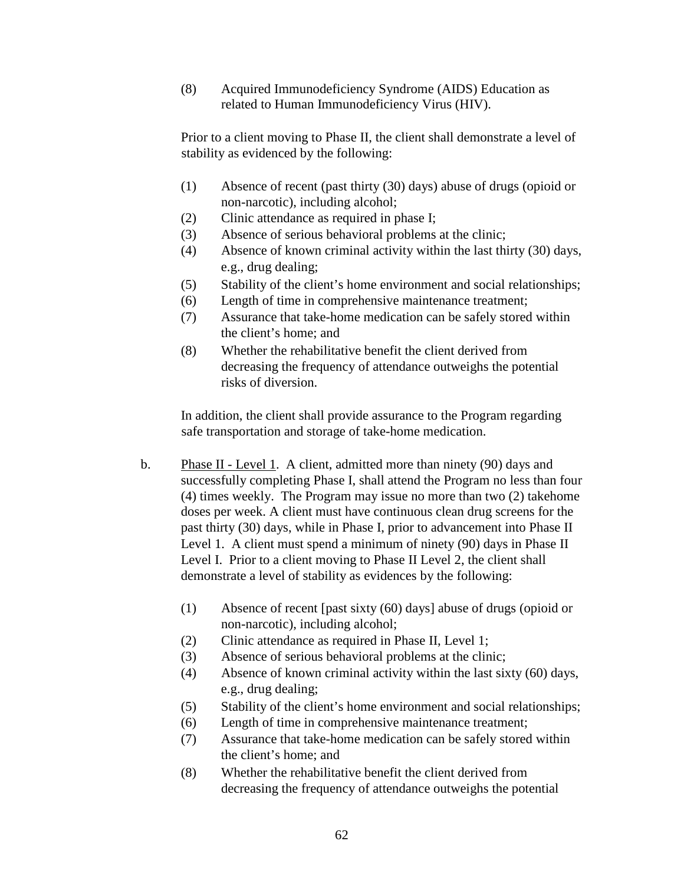(8) Acquired Immunodeficiency Syndrome (AIDS) Education as related to Human Immunodeficiency Virus (HIV).

Prior to a client moving to Phase II, the client shall demonstrate a level of stability as evidenced by the following:

(1) Absence of recent (past thirty (30) days) abuse of drugs (opioid or non-narcotic), including alcohol;
(2) Clinic attendance as required in phase I;
(3) Absence of serious behavioral problems at the clinic;
(4) Absence of known criminal activity within the last thirty (30) days, e.g., drug dealing;
(5) Stability of the client's home environment and social relationships;
(6) Length of time in comprehensive maintenance treatment;
(7) Assurance that take-home medication can be safely stored within the client's home; and
(8) Whether the rehabilitative benefit the client derived from decreasing the frequency of attendance outweighs the potential risks of diversion.

In addition, the client shall provide assurance to the Program regarding safe transportation and storage of take-home medication.

b. Phase II - Level 1. A client, admitted more than ninety (90) days and successfully completing Phase I, shall attend the Program no less than four (4) times weekly. The Program may issue no more than two (2) takehome doses per week. A client must have continuous clean drug screens for the past thirty (30) days, while in Phase I, prior to advancement into Phase II Level 1. A client must spend a minimum of ninety (90) days in Phase II Level I. Prior to a client moving to Phase II Level 2, the client shall demonstrate a level of stability as evidences by the following:

(1) Absence of recent [past sixty (60) days] abuse of drugs (opioid or non-narcotic), including alcohol;
(2) Clinic attendance as required in Phase II, Level 1;
(3) Absence of serious behavioral problems at the clinic;
(4) Absence of known criminal activity within the last sixty (60) days, e.g., drug dealing;
(5) Stability of the client's home environment and social relationships;
(6) Length of time in comprehensive maintenance treatment;
(7) Assurance that take-home medication can be safely stored within the client's home; and
(8) Whether the rehabilitative benefit the client derived from decreasing the frequency of attendance outweighs the potential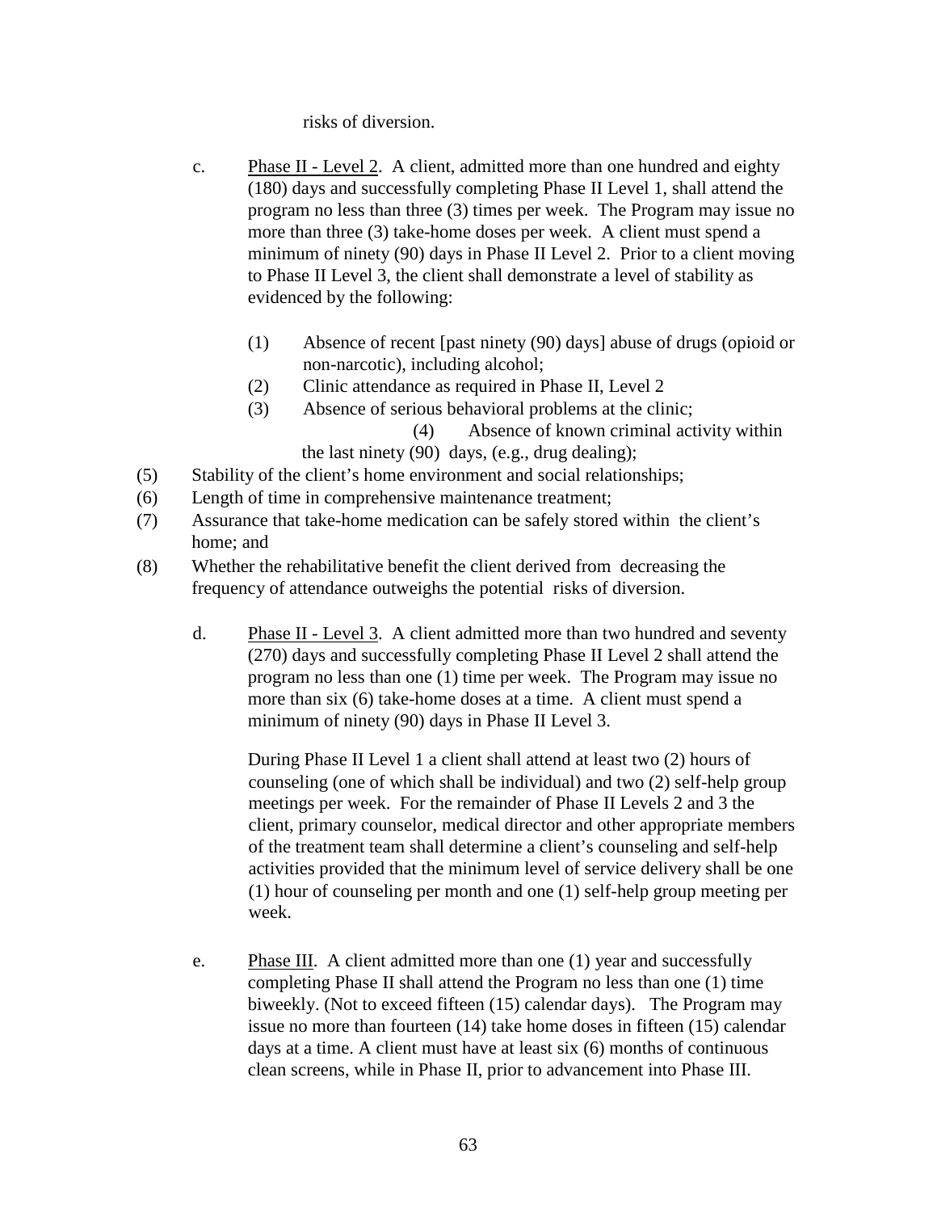risks of diversion.

c. Phase II - Level 2. A client, admitted more than one hundred and eighty (180) days and successfully completing Phase II Level 1, shall attend the program no less than three (3) times per week. The Program may issue no more than three (3) take-home doses per week. A client must spend a minimum of ninety (90) days in Phase II Level 2. Prior to a client moving to Phase II Level 3, the client shall demonstrate a level of stability as evidenced by the following:

   (1) Absence of recent [past ninety (90) days] abuse of drugs (opioid or non-narcotic), including alcohol;
   (2) Clinic attendance as required in Phase II, Level 2
   (3) Absence of serious behavioral problems at the clinic;
   (4) Absence of known criminal activity within the last ninety (90) days, (e.g., drug dealing);
   (5) Stability of the client's home environment and social relationships;
   (6) Length of time in comprehensive maintenance treatment;
   (7) Assurance that take-home medication can be safely stored within the client's home; and
   (8) Whether the rehabilitative benefit the client derived from decreasing the frequency of attendance outweighs the potential risks of diversion.

d. Phase II - Level 3. A client admitted more than two hundred and seventy (270) days and successfully completing Phase II Level 2 shall attend the program no less than one (1) time per week. The Program may issue no more than six (6) take-home doses at a time. A client must spend a minimum of ninety (90) days in Phase II Level 3.

   During Phase II Level 1 a client shall attend at least two (2) hours of counseling (one of which shall be individual) and two (2) self-help group meetings per week. For the remainder of Phase II Levels 2 and 3 the client, primary counselor, medical director and other appropriate members of the treatment team shall determine a client's counseling and self-help activities provided that the minimum level of service delivery shall be one (1) hour of counseling per month and one (1) self-help group meeting per week.

e. Phase III. A client admitted more than one (1) year and successfully completing Phase II shall attend the Program no less than one (1) time biweekly. (Not to exceed fifteen (15) calendar days). The Program may issue no more than fourteen (14) take home doses in fifteen (15) calendar days at a time. A client must have at least six (6) months of continuous clean screens, while in Phase II, prior to advancement into Phase III.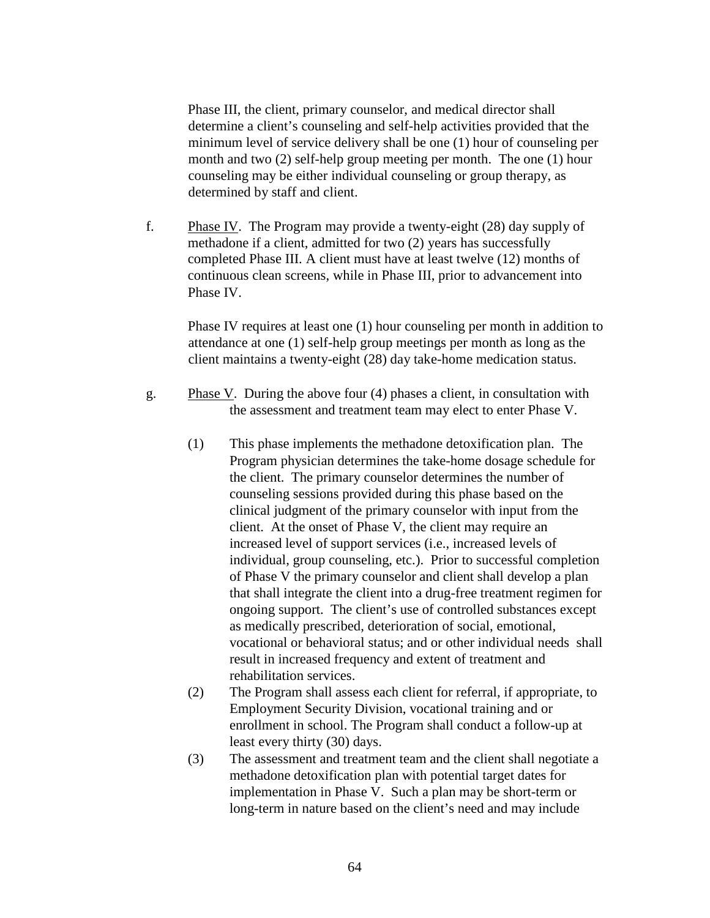Phase III, the client, primary counselor, and medical director shall determine a client's counseling and self-help activities provided that the minimum level of service delivery shall be one (1) hour of counseling per month and two (2) self-help group meeting per month. The one (1) hour counseling may be either individual counseling or group therapy, as determined by staff and client.

f. <u>Phase IV</u>. The Program may provide a twenty-eight (28) day supply of methadone if a client, admitted for two (2) years has successfully completed Phase III. A client must have at least twelve (12) months of continuous clean screens, while in Phase III, prior to advancement into Phase IV.

   Phase IV requires at least one (1) hour counseling per month in addition to attendance at one (1) self-help group meetings per month as long as the client maintains a twenty-eight (28) day take-home medication status.

g. <u>Phase V</u>. During the above four (4) phases a client, in consultation with the assessment and treatment team may elect to enter Phase V.

   (1) This phase implements the methadone detoxification plan. The Program physician determines the take-home dosage schedule for the client. The primary counselor determines the number of counseling sessions provided during this phase based on the clinical judgment of the primary counselor with input from the client. At the onset of Phase V, the client may require an increased level of support services (i.e., increased levels of individual, group counseling, etc.). Prior to successful completion of Phase V the primary counselor and client shall develop a plan that shall integrate the client into a drug-free treatment regimen for ongoing support. The client's use of controlled substances except as medically prescribed, deterioration of social, emotional, vocational or behavioral status; and or other individual needs shall result in increased frequency and extent of treatment and rehabilitation services.

   (2) The Program shall assess each client for referral, if appropriate, to Employment Security Division, vocational training and or enrollment in school. The Program shall conduct a follow-up at least every thirty (30) days.

   (3) The assessment and treatment team and the client shall negotiate a methadone detoxification plan with potential target dates for implementation in Phase V. Such a plan may be short-term or long-term in nature based on the client's need and may include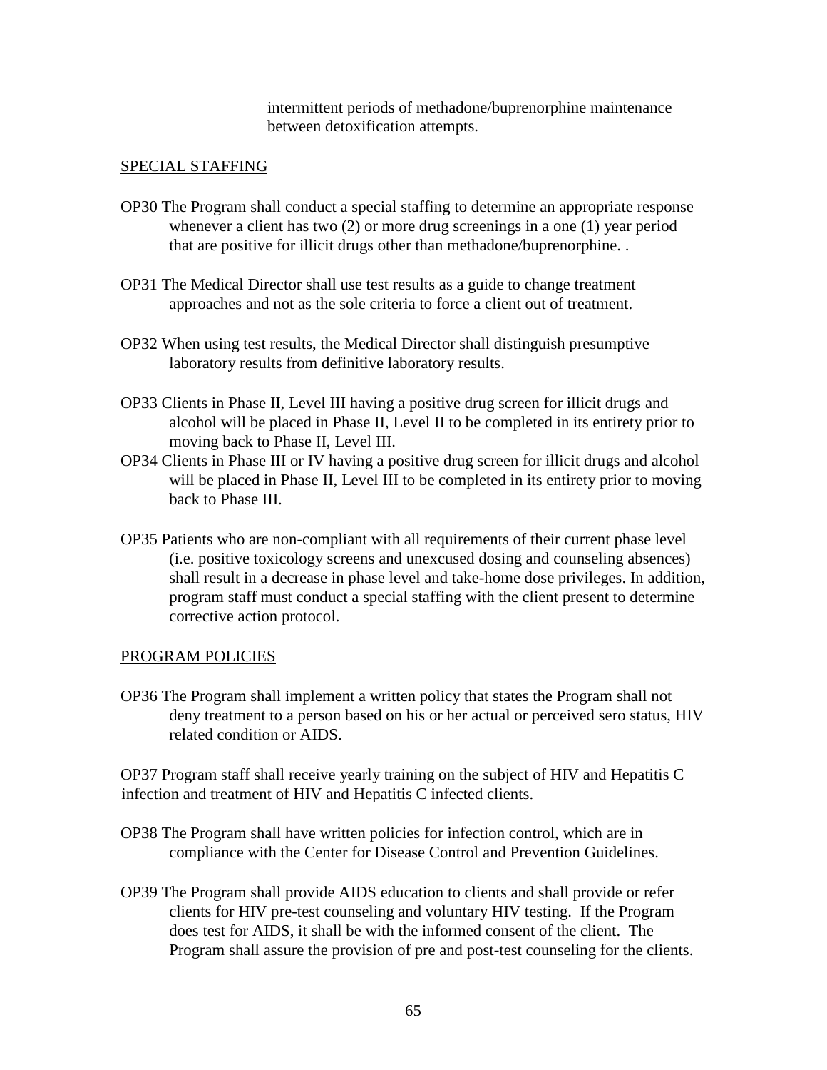intermittent periods of methadone/buprenorphine maintenance between detoxification attempts.

SPECIAL STAFFING

OP30 The Program shall conduct a special staffing to determine an appropriate response whenever a client has two (2) or more drug screenings in a one (1) year period that are positive for illicit drugs other than methadone/buprenorphine. .

OP31 The Medical Director shall use test results as a guide to change treatment approaches and not as the sole criteria to force a client out of treatment.

OP32 When using test results, the Medical Director shall distinguish presumptive laboratory results from definitive laboratory results.

OP33 Clients in Phase II, Level III having a positive drug screen for illicit drugs and alcohol will be placed in Phase II, Level II to be completed in its entirety prior to moving back to Phase II, Level III.

OP34 Clients in Phase III or IV having a positive drug screen for illicit drugs and alcohol will be placed in Phase II, Level III to be completed in its entirety prior to moving back to Phase III.

OP35 Patients who are non-compliant with all requirements of their current phase level (i.e. positive toxicology screens and unexcused dosing and counseling absences) shall result in a decrease in phase level and take-home dose privileges. In addition, program staff must conduct a special staffing with the client present to determine corrective action protocol.

PROGRAM POLICIES

OP36 The Program shall implement a written policy that states the Program shall not deny treatment to a person based on his or her actual or perceived sero status, HIV related condition or AIDS.

OP37 Program staff shall receive yearly training on the subject of HIV and Hepatitis C infection and treatment of HIV and Hepatitis C infected clients.

OP38 The Program shall have written policies for infection control, which are in compliance with the Center for Disease Control and Prevention Guidelines.

OP39 The Program shall provide AIDS education to clients and shall provide or refer clients for HIV pre-test counseling and voluntary HIV testing. If the Program does test for AIDS, it shall be with the informed consent of the client. The Program shall assure the provision of pre and post-test counseling for the clients.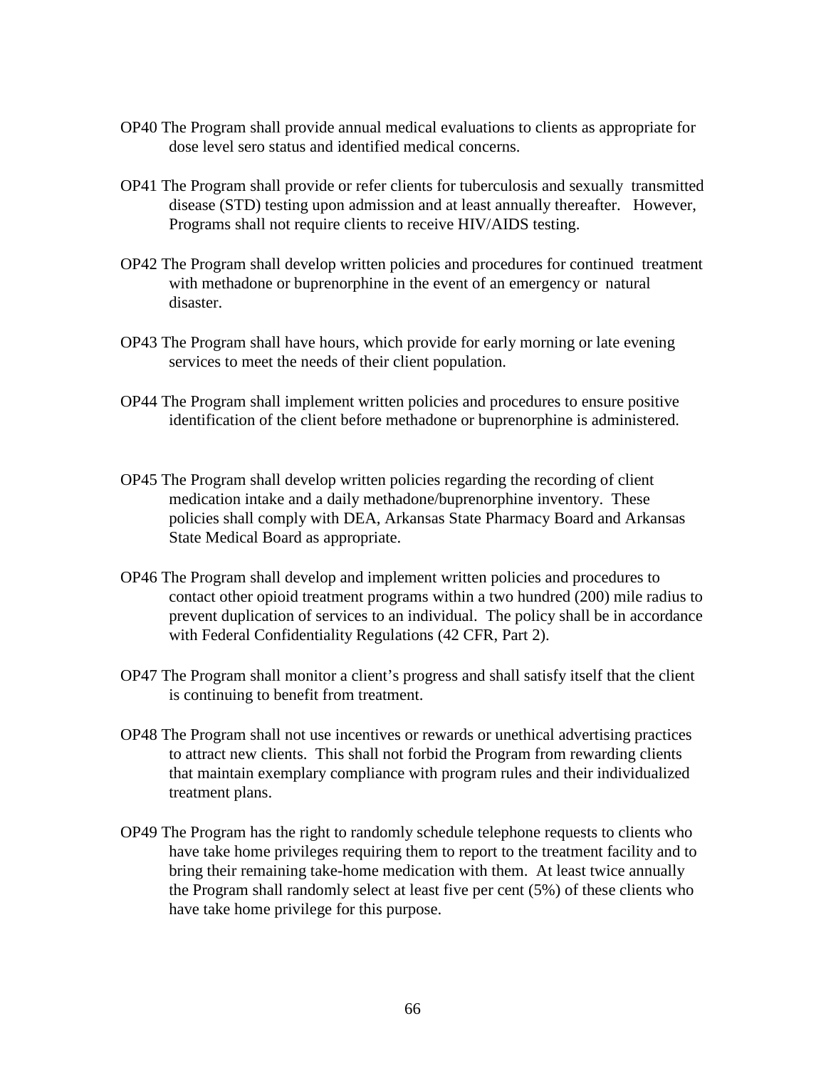OP40 The Program shall provide annual medical evaluations to clients as appropriate for dose level sero status and identified medical concerns.

OP41 The Program shall provide or refer clients for tuberculosis and sexually transmitted disease (STD) testing upon admission and at least annually thereafter. However, Programs shall not require clients to receive HIV/AIDS testing.

OP42 The Program shall develop written policies and procedures for continued treatment with methadone or buprenorphine in the event of an emergency or natural disaster.

OP43 The Program shall have hours, which provide for early morning or late evening services to meet the needs of their client population.

OP44 The Program shall implement written policies and procedures to ensure positive identification of the client before methadone or buprenorphine is administered.

OP45 The Program shall develop written policies regarding the recording of client medication intake and a daily methadone/buprenorphine inventory. These policies shall comply with DEA, Arkansas State Pharmacy Board and Arkansas State Medical Board as appropriate.

OP46 The Program shall develop and implement written policies and procedures to contact other opioid treatment programs within a two hundred (200) mile radius to prevent duplication of services to an individual. The policy shall be in accordance with Federal Confidentiality Regulations (42 CFR, Part 2).

OP47 The Program shall monitor a client's progress and shall satisfy itself that the client is continuing to benefit from treatment.

OP48 The Program shall not use incentives or rewards or unethical advertising practices to attract new clients. This shall not forbid the Program from rewarding clients that maintain exemplary compliance with program rules and their individualized treatment plans.

OP49 The Program has the right to randomly schedule telephone requests to clients who have take home privileges requiring them to report to the treatment facility and to bring their remaining take-home medication with them. At least twice annually the Program shall randomly select at least five per cent (5%) of these clients who have take home privilege for this purpose.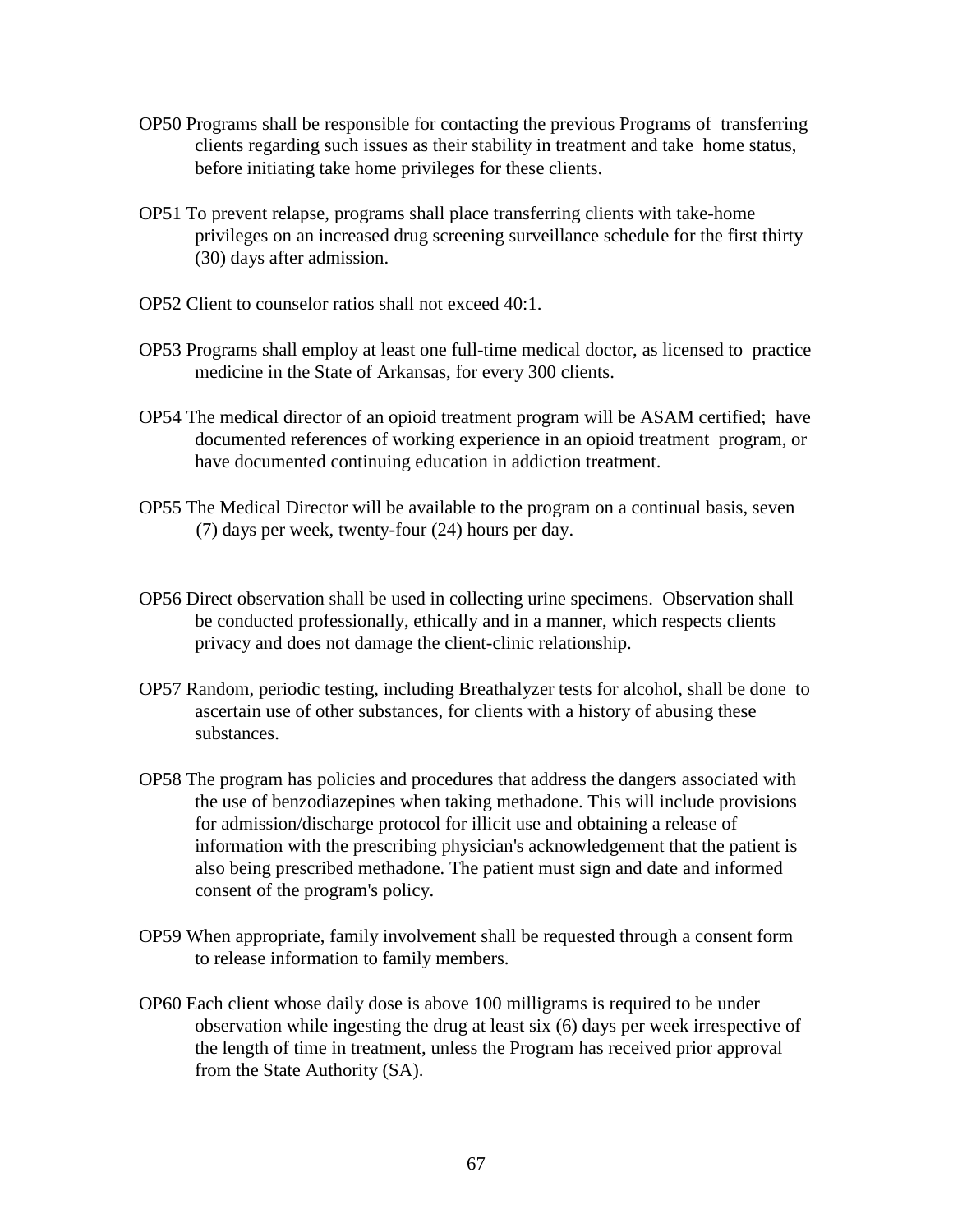OP50 Programs shall be responsible for contacting the previous Programs of transferring clients regarding such issues as their stability in treatment and take home status, before initiating take home privileges for these clients.

OP51 To prevent relapse, programs shall place transferring clients with take-home privileges on an increased drug screening surveillance schedule for the first thirty (30) days after admission.

OP52 Client to counselor ratios shall not exceed 40:1.

OP53 Programs shall employ at least one full-time medical doctor, as licensed to practice medicine in the State of Arkansas, for every 300 clients.

OP54 The medical director of an opioid treatment program will be ASAM certified; have documented references of working experience in an opioid treatment program, or have documented continuing education in addiction treatment.

OP55 The Medical Director will be available to the program on a continual basis, seven (7) days per week, twenty-four (24) hours per day.

OP56 Direct observation shall be used in collecting urine specimens. Observation shall be conducted professionally, ethically and in a manner, which respects clients privacy and does not damage the client-clinic relationship.

OP57 Random, periodic testing, including Breathalyzer tests for alcohol, shall be done to ascertain use of other substances, for clients with a history of abusing these substances.

OP58 The program has policies and procedures that address the dangers associated with the use of benzodiazepines when taking methadone. This will include provisions for admission/discharge protocol for illicit use and obtaining a release of information with the prescribing physician's acknowledgement that the patient is also being prescribed methadone. The patient must sign and date and informed consent of the program's policy.

OP59 When appropriate, family involvement shall be requested through a consent form to release information to family members.

OP60 Each client whose daily dose is above 100 milligrams is required to be under observation while ingesting the drug at least six (6) days per week irrespective of the length of time in treatment, unless the Program has received prior approval from the State Authority (SA).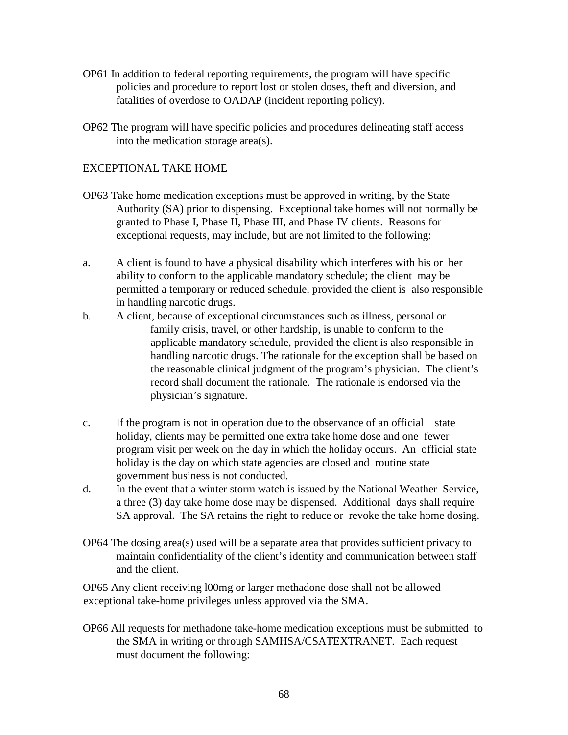OP61 In addition to federal reporting requirements, the program will have specific policies and procedure to report lost or stolen doses, theft and diversion, and fatalities of overdose to OADAP (incident reporting policy).

OP62 The program will have specific policies and procedures delineating staff access into the medication storage area(s).

EXCEPTIONAL TAKE HOME

OP63 Take home medication exceptions must be approved in writing, by the State Authority (SA) prior to dispensing. Exceptional take homes will not normally be granted to Phase I, Phase II, Phase III, and Phase IV clients. Reasons for exceptional requests, may include, but are not limited to the following:

a. A client is found to have a physical disability which interferes with his or her ability to conform to the applicable mandatory schedule; the client may be permitted a temporary or reduced schedule, provided the client is also responsible in handling narcotic drugs.

b. A client, because of exceptional circumstances such as illness, personal or family crisis, travel, or other hardship, is unable to conform to the applicable mandatory schedule, provided the client is also responsible in handling narcotic drugs. The rationale for the exception shall be based on the reasonable clinical judgment of the program's physician. The client's record shall document the rationale. The rationale is endorsed via the physician's signature.

c. If the program is not in operation due to the observance of an official state holiday, clients may be permitted one extra take home dose and one fewer program visit per week on the day in which the holiday occurs. An official state holiday is the day on which state agencies are closed and routine state government business is not conducted.

d. In the event that a winter storm watch is issued by the National Weather Service, a three (3) day take home dose may be dispensed. Additional days shall require SA approval. The SA retains the right to reduce or revoke the take home dosing.

OP64 The dosing area(s) used will be a separate area that provides sufficient privacy to maintain confidentiality of the client's identity and communication between staff and the client.

OP65 Any client receiving l00mg or larger methadone dose shall not be allowed exceptional take-home privileges unless approved via the SMA.

OP66 All requests for methadone take-home medication exceptions must be submitted to the SMA in writing or through SAMHSA/CSATEXTRANET. Each request must document the following: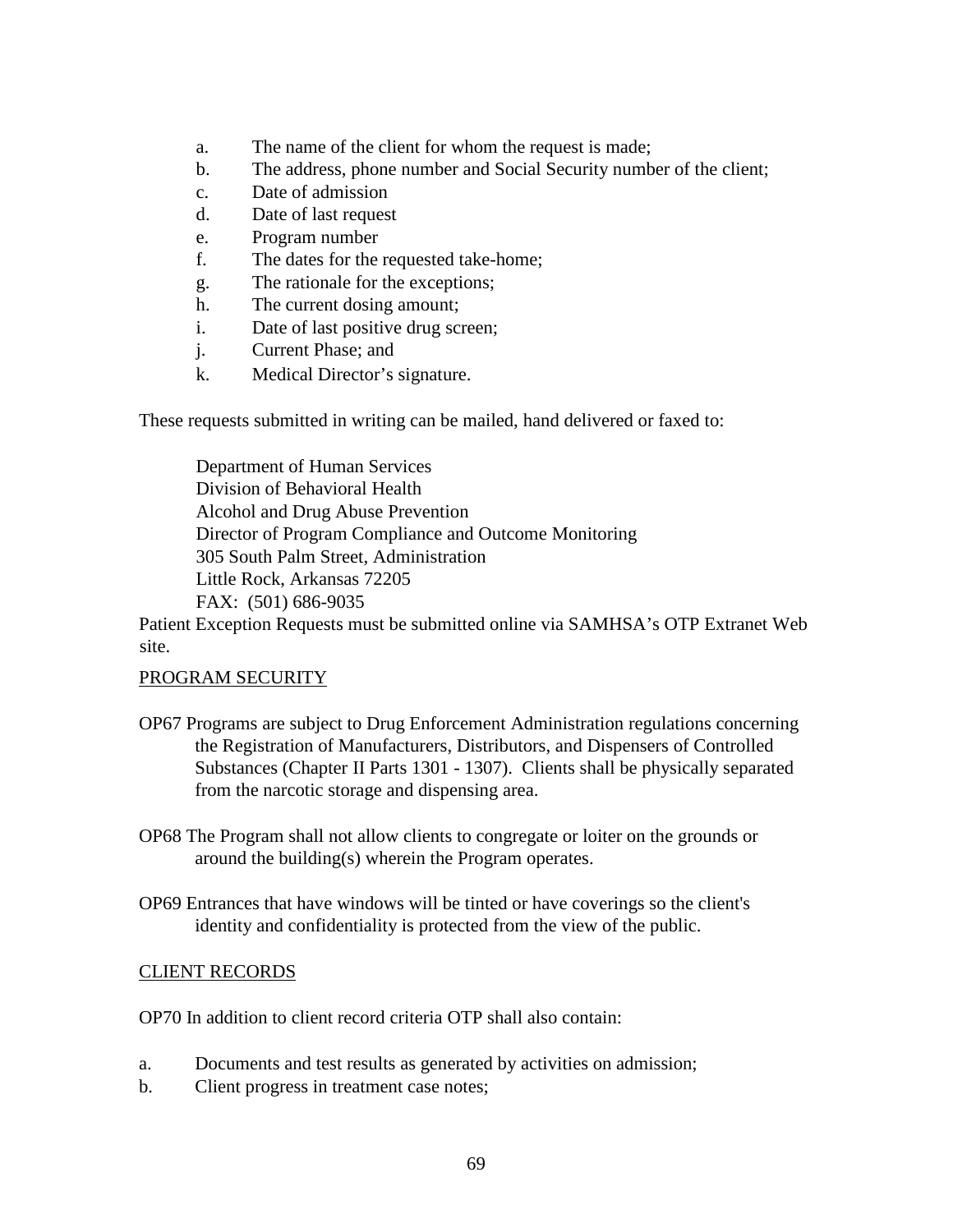a. The name of the client for whom the request is made;
b. The address, phone number and Social Security number of the client;
c. Date of admission
d. Date of last request
e. Program number
f. The dates for the requested take-home;
g. The rationale for the exceptions;
h. The current dosing amount;
i. Date of last positive drug screen;
j. Current Phase; and
k. Medical Director's signature.

These requests submitted in writing can be mailed, hand delivered or faxed to:

Department of Human Services
Division of Behavioral Health
Alcohol and Drug Abuse Prevention
Director of Program Compliance and Outcome Monitoring
305 South Palm Street, Administration
Little Rock, Arkansas 72205
FAX: (501) 686-9035

Patient Exception Requests must be submitted online via SAMHSA's OTP Extranet Web site.

<u>PROGRAM SECURITY</u>

OP67 Programs are subject to Drug Enforcement Administration regulations concerning the Registration of Manufacturers, Distributors, and Dispensers of Controlled Substances (Chapter II Parts 1301 - 1307). Clients shall be physically separated from the narcotic storage and dispensing area.

OP68 The Program shall not allow clients to congregate or loiter on the grounds or around the building(s) wherein the Program operates.

OP69 Entrances that have windows will be tinted or have coverings so the client's identity and confidentiality is protected from the view of the public.

<u>CLIENT RECORDS</u>

OP70 In addition to client record criteria OTP shall also contain:

a. Documents and test results as generated by activities on admission;
b. Client progress in treatment case notes;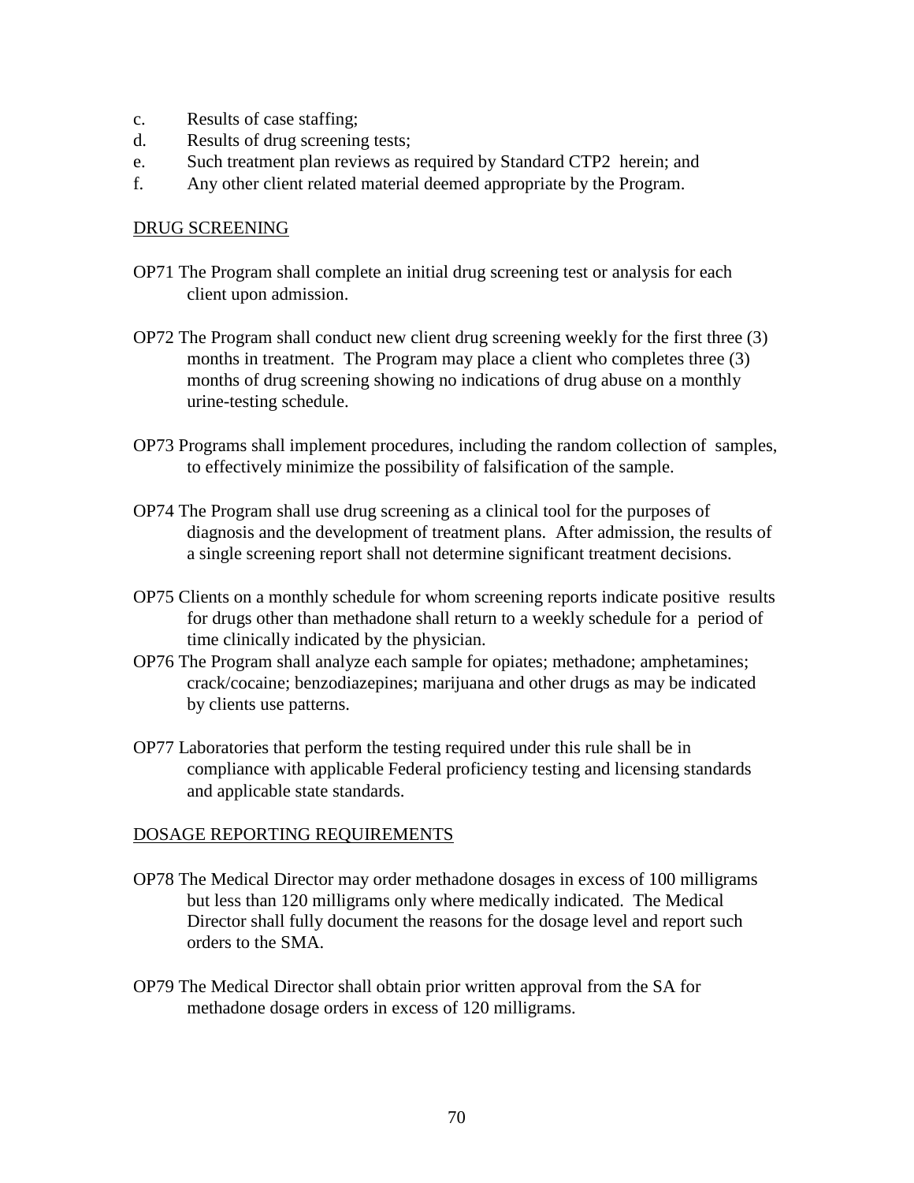c. Results of case staffing;
d. Results of drug screening tests;
e. Such treatment plan reviews as required by Standard CTP2 herein; and
f. Any other client related material deemed appropriate by the Program.

## DRUG SCREENING

OP71 The Program shall complete an initial drug screening test or analysis for each client upon admission.

OP72 The Program shall conduct new client drug screening weekly for the first three (3) months in treatment. The Program may place a client who completes three (3) months of drug screening showing no indications of drug abuse on a monthly urine-testing schedule.

OP73 Programs shall implement procedures, including the random collection of samples, to effectively minimize the possibility of falsification of the sample.

OP74 The Program shall use drug screening as a clinical tool for the purposes of diagnosis and the development of treatment plans. After admission, the results of a single screening report shall not determine significant treatment decisions.

OP75 Clients on a monthly schedule for whom screening reports indicate positive results for drugs other than methadone shall return to a weekly schedule for a period of time clinically indicated by the physician.

OP76 The Program shall analyze each sample for opiates; methadone; amphetamines; crack/cocaine; benzodiazepines; marijuana and other drugs as may be indicated by clients use patterns.

OP77 Laboratories that perform the testing required under this rule shall be in compliance with applicable Federal proficiency testing and licensing standards and applicable state standards.

## DOSAGE REPORTING REQUIREMENTS

OP78 The Medical Director may order methadone dosages in excess of 100 milligrams but less than 120 milligrams only where medically indicated. The Medical Director shall fully document the reasons for the dosage level and report such orders to the SMA.

OP79 The Medical Director shall obtain prior written approval from the SA for methadone dosage orders in excess of 120 milligrams.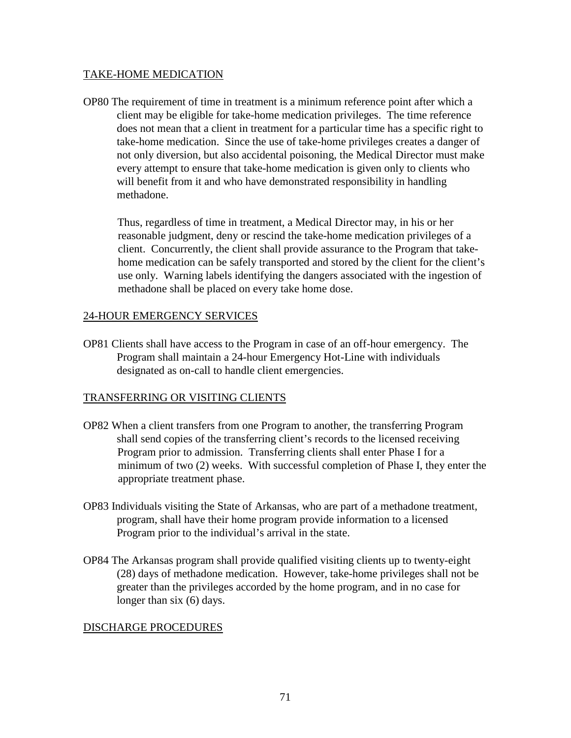## TAKE-HOME MEDICATION

OP80 The requirement of time in treatment is a minimum reference point after which a client may be eligible for take-home medication privileges. The time reference does not mean that a client in treatment for a particular time has a specific right to take-home medication. Since the use of take-home privileges creates a danger of not only diversion, but also accidental poisoning, the Medical Director must make every attempt to ensure that take-home medication is given only to clients who will benefit from it and who have demonstrated responsibility in handling methadone.

Thus, regardless of time in treatment, a Medical Director may, in his or her reasonable judgment, deny or rescind the take-home medication privileges of a client. Concurrently, the client shall provide assurance to the Program that take-home medication can be safely transported and stored by the client for the client's use only. Warning labels identifying the dangers associated with the ingestion of methadone shall be placed on every take home dose.

## 24-HOUR EMERGENCY SERVICES

OP81 Clients shall have access to the Program in case of an off-hour emergency. The Program shall maintain a 24-hour Emergency Hot-Line with individuals designated as on-call to handle client emergencies.

## TRANSFERRING OR VISITING CLIENTS

OP82 When a client transfers from one Program to another, the transferring Program shall send copies of the transferring client's records to the licensed receiving Program prior to admission. Transferring clients shall enter Phase I for a minimum of two (2) weeks. With successful completion of Phase I, they enter the appropriate treatment phase.

OP83 Individuals visiting the State of Arkansas, who are part of a methadone treatment, program, shall have their home program provide information to a licensed Program prior to the individual's arrival in the state.

OP84 The Arkansas program shall provide qualified visiting clients up to twenty-eight (28) days of methadone medication. However, take-home privileges shall not be greater than the privileges accorded by the home program, and in no case for longer than six (6) days.

## DISCHARGE PROCEDURES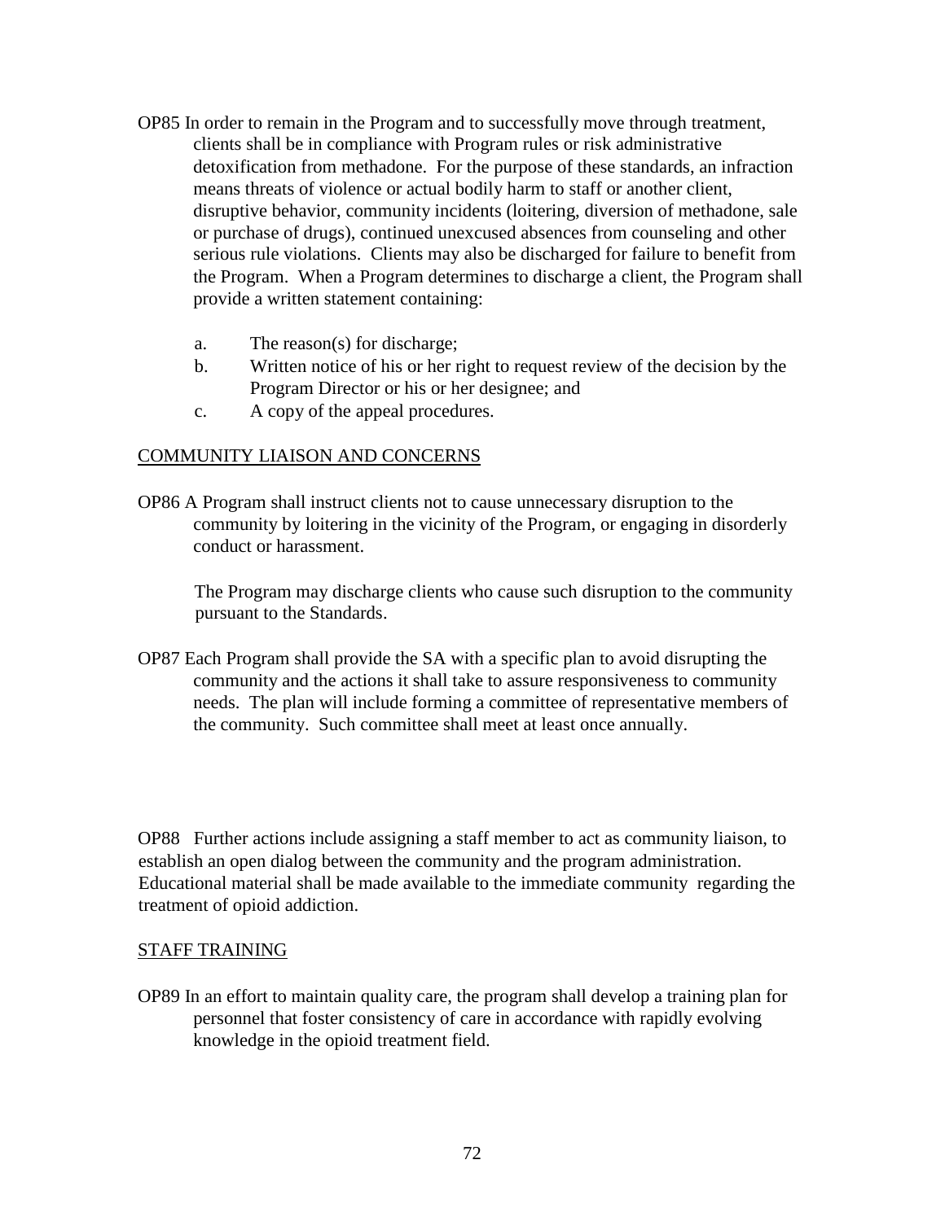OP85 In order to remain in the Program and to successfully move through treatment, clients shall be in compliance with Program rules or risk administrative detoxification from methadone. For the purpose of these standards, an infraction means threats of violence or actual bodily harm to staff or another client, disruptive behavior, community incidents (loitering, diversion of methadone, sale or purchase of drugs), continued unexcused absences from counseling and other serious rule violations. Clients may also be discharged for failure to benefit from the Program. When a Program determines to discharge a client, the Program shall provide a written statement containing:

a. The reason(s) for discharge;
b. Written notice of his or her right to request review of the decision by the Program Director or his or her designee; and
c. A copy of the appeal procedures.

COMMUNITY LIAISON AND CONCERNS

OP86 A Program shall instruct clients not to cause unnecessary disruption to the community by loitering in the vicinity of the Program, or engaging in disorderly conduct or harassment.

The Program may discharge clients who cause such disruption to the community pursuant to the Standards.

OP87 Each Program shall provide the SA with a specific plan to avoid disrupting the community and the actions it shall take to assure responsiveness to community needs. The plan will include forming a committee of representative members of the community. Such committee shall meet at least once annually.

OP88 Further actions include assigning a staff member to act as community liaison, to establish an open dialog between the community and the program administration. Educational material shall be made available to the immediate community regarding the treatment of opioid addiction.

STAFF TRAINING

OP89 In an effort to maintain quality care, the program shall develop a training plan for personnel that foster consistency of care in accordance with rapidly evolving knowledge in the opioid treatment field.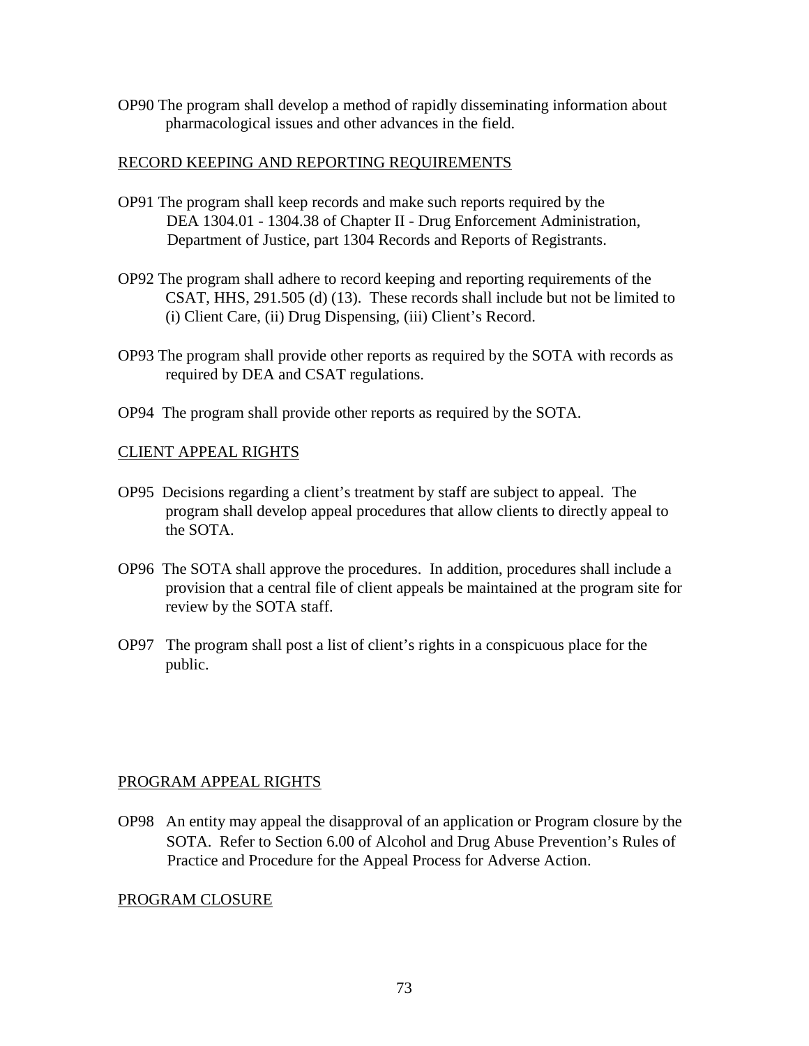OP90 The program shall develop a method of rapidly disseminating information about pharmacological issues and other advances in the field.

## RECORD KEEPING AND REPORTING REQUIREMENTS

OP91 The program shall keep records and make such reports required by the DEA 1304.01 - 1304.38 of Chapter II - Drug Enforcement Administration, Department of Justice, part 1304 Records and Reports of Registrants.

OP92 The program shall adhere to record keeping and reporting requirements of the CSAT, HHS, 291.505 (d) (13). These records shall include but not be limited to (i) Client Care, (ii) Drug Dispensing, (iii) Client's Record.

OP93 The program shall provide other reports as required by the SOTA with records as required by DEA and CSAT regulations.

OP94 The program shall provide other reports as required by the SOTA.

## CLIENT APPEAL RIGHTS

OP95 Decisions regarding a client's treatment by staff are subject to appeal. The program shall develop appeal procedures that allow clients to directly appeal to the SOTA.

OP96 The SOTA shall approve the procedures. In addition, procedures shall include a provision that a central file of client appeals be maintained at the program site for review by the SOTA staff.

OP97 The program shall post a list of client's rights in a conspicuous place for the public.

## PROGRAM APPEAL RIGHTS

OP98 An entity may appeal the disapproval of an application or Program closure by the SOTA. Refer to Section 6.00 of Alcohol and Drug Abuse Prevention's Rules of Practice and Procedure for the Appeal Process for Adverse Action.

## PROGRAM CLOSURE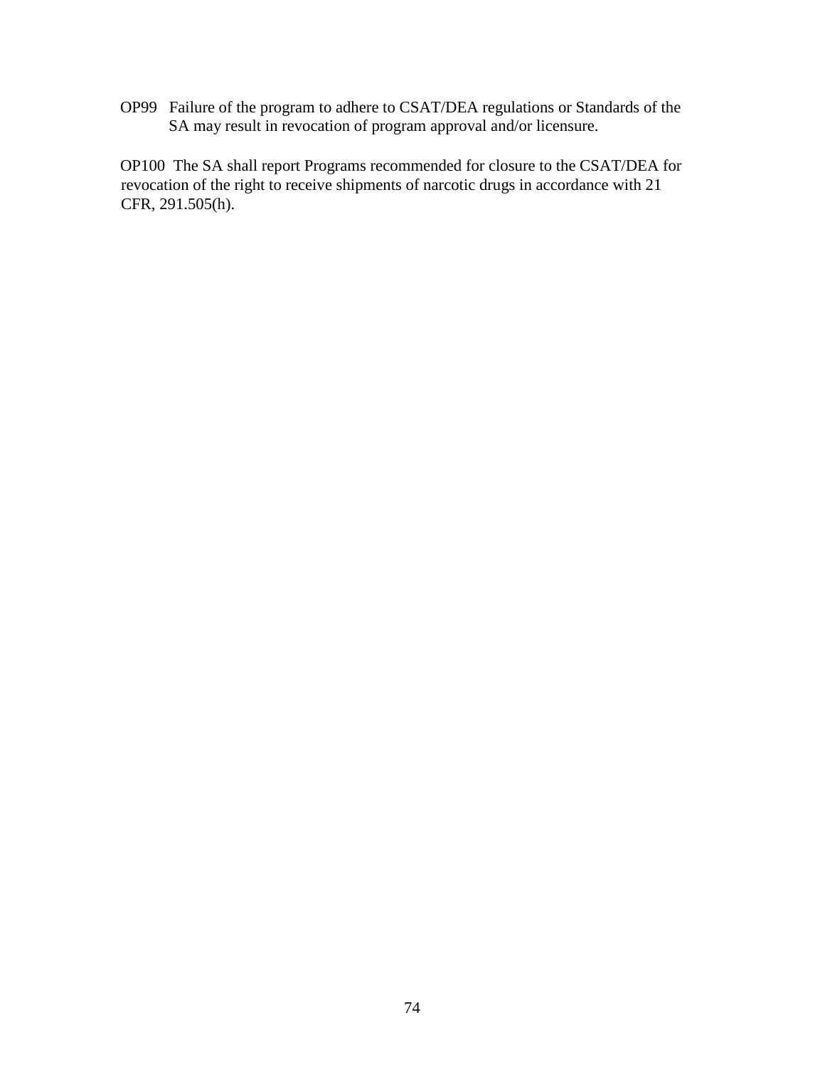OP99 Failure of the program to adhere to CSAT/DEA regulations or Standards of the SA may result in revocation of program approval and/or licensure.

OP100 The SA shall report Programs recommended for closure to the CSAT/DEA for revocation of the right to receive shipments of narcotic drugs in accordance with 21 CFR, 291.505(h).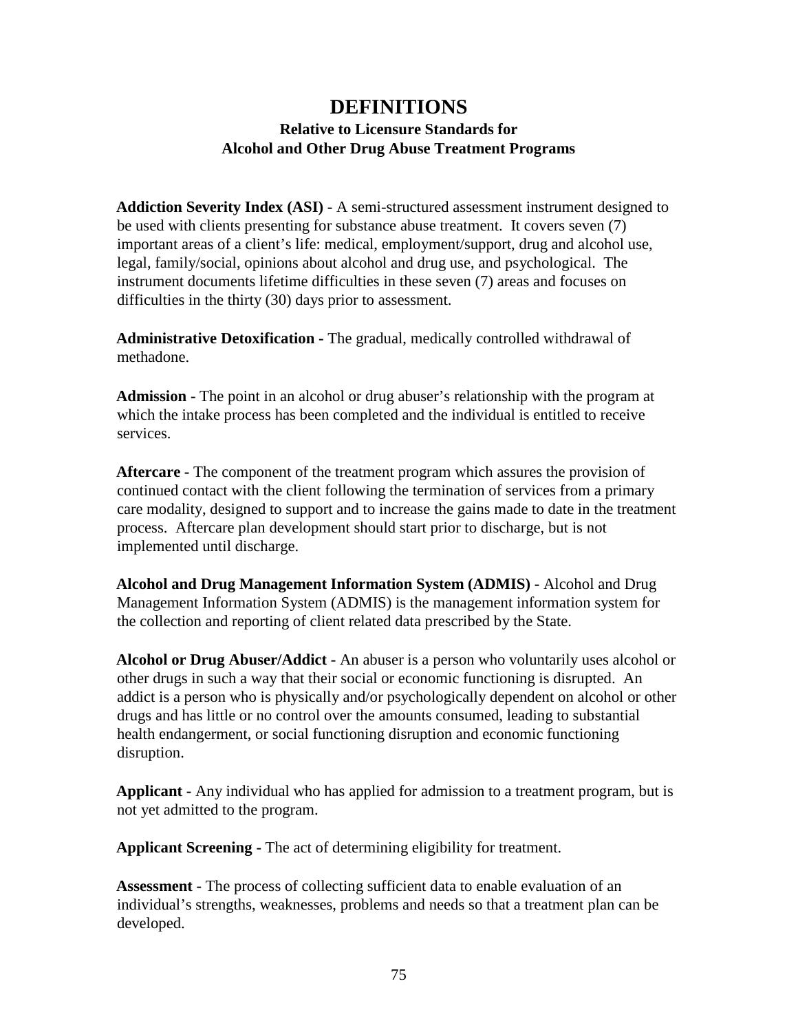# DEFINITIONS

### Relative to Licensure Standards for Alcohol and Other Drug Abuse Treatment Programs

**Addiction Severity Index (ASI) -** A semi-structured assessment instrument designed to be used with clients presenting for substance abuse treatment. It covers seven (7) important areas of a client's life: medical, employment/support, drug and alcohol use, legal, family/social, opinions about alcohol and drug use, and psychological. The instrument documents lifetime difficulties in these seven (7) areas and focuses on difficulties in the thirty (30) days prior to assessment.

**Administrative Detoxification -** The gradual, medically controlled withdrawal of methadone.

**Admission -** The point in an alcohol or drug abuser's relationship with the program at which the intake process has been completed and the individual is entitled to receive services.

**Aftercare -** The component of the treatment program which assures the provision of continued contact with the client following the termination of services from a primary care modality, designed to support and to increase the gains made to date in the treatment process. Aftercare plan development should start prior to discharge, but is not implemented until discharge.

**Alcohol and Drug Management Information System (ADMIS) -** Alcohol and Drug Management Information System (ADMIS) is the management information system for the collection and reporting of client related data prescribed by the State.

**Alcohol or Drug Abuser/Addict -** An abuser is a person who voluntarily uses alcohol or other drugs in such a way that their social or economic functioning is disrupted. An addict is a person who is physically and/or psychologically dependent on alcohol or other drugs and has little or no control over the amounts consumed, leading to substantial health endangerment, or social functioning disruption and economic functioning disruption.

**Applicant -** Any individual who has applied for admission to a treatment program, but is not yet admitted to the program.

**Applicant Screening -** The act of determining eligibility for treatment.

**Assessment -** The process of collecting sufficient data to enable evaluation of an individual's strengths, weaknesses, problems and needs so that a treatment plan can be developed.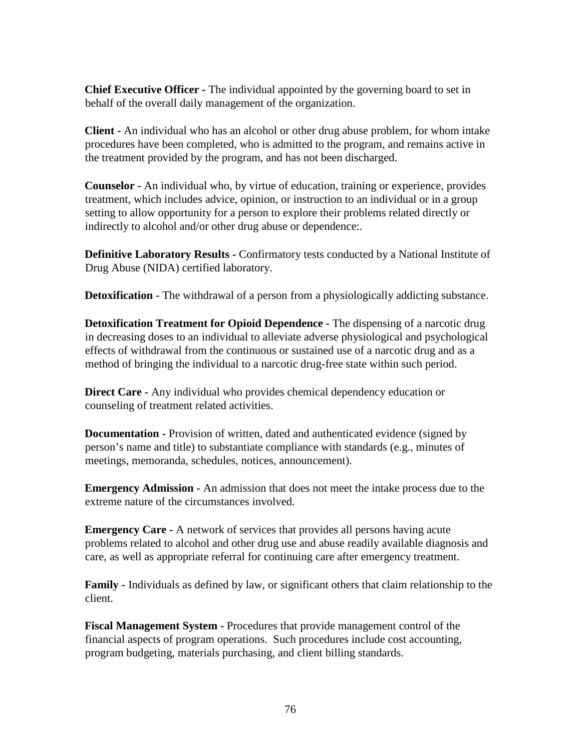**Chief Executive Officer -** The individual appointed by the governing board to set in behalf of the overall daily management of the organization.

**Client -** An individual who has an alcohol or other drug abuse problem, for whom intake procedures have been completed, who is admitted to the program, and remains active in the treatment provided by the program, and has not been discharged.

**Counselor -** An individual who, by virtue of education, training or experience, provides treatment, which includes advice, opinion, or instruction to an individual or in a group setting to allow opportunity for a person to explore their problems related directly or indirectly to alcohol and/or other drug abuse or dependence:.

**Definitive Laboratory Results -** Confirmatory tests conducted by a National Institute of Drug Abuse (NIDA) certified laboratory.

**Detoxification -** The withdrawal of a person from a physiologically addicting substance.

**Detoxification Treatment for Opioid Dependence -** The dispensing of a narcotic drug in decreasing doses to an individual to alleviate adverse physiological and psychological effects of withdrawal from the continuous or sustained use of a narcotic drug and as a method of bringing the individual to a narcotic drug-free state within such period.

**Direct Care -** Any individual who provides chemical dependency education or counseling of treatment related activities.

**Documentation -** Provision of written, dated and authenticated evidence (signed by person's name and title) to substantiate compliance with standards (e.g., minutes of meetings, memoranda, schedules, notices, announcement).

**Emergency Admission -** An admission that does not meet the intake process due to the extreme nature of the circumstances involved.

**Emergency Care -** A network of services that provides all persons having acute problems related to alcohol and other drug use and abuse readily available diagnosis and care, as well as appropriate referral for continuing care after emergency treatment.

**Family -** Individuals as defined by law, or significant others that claim relationship to the client.

**Fiscal Management System -** Procedures that provide management control of the financial aspects of program operations. Such procedures include cost accounting, program budgeting, materials purchasing, and client billing standards.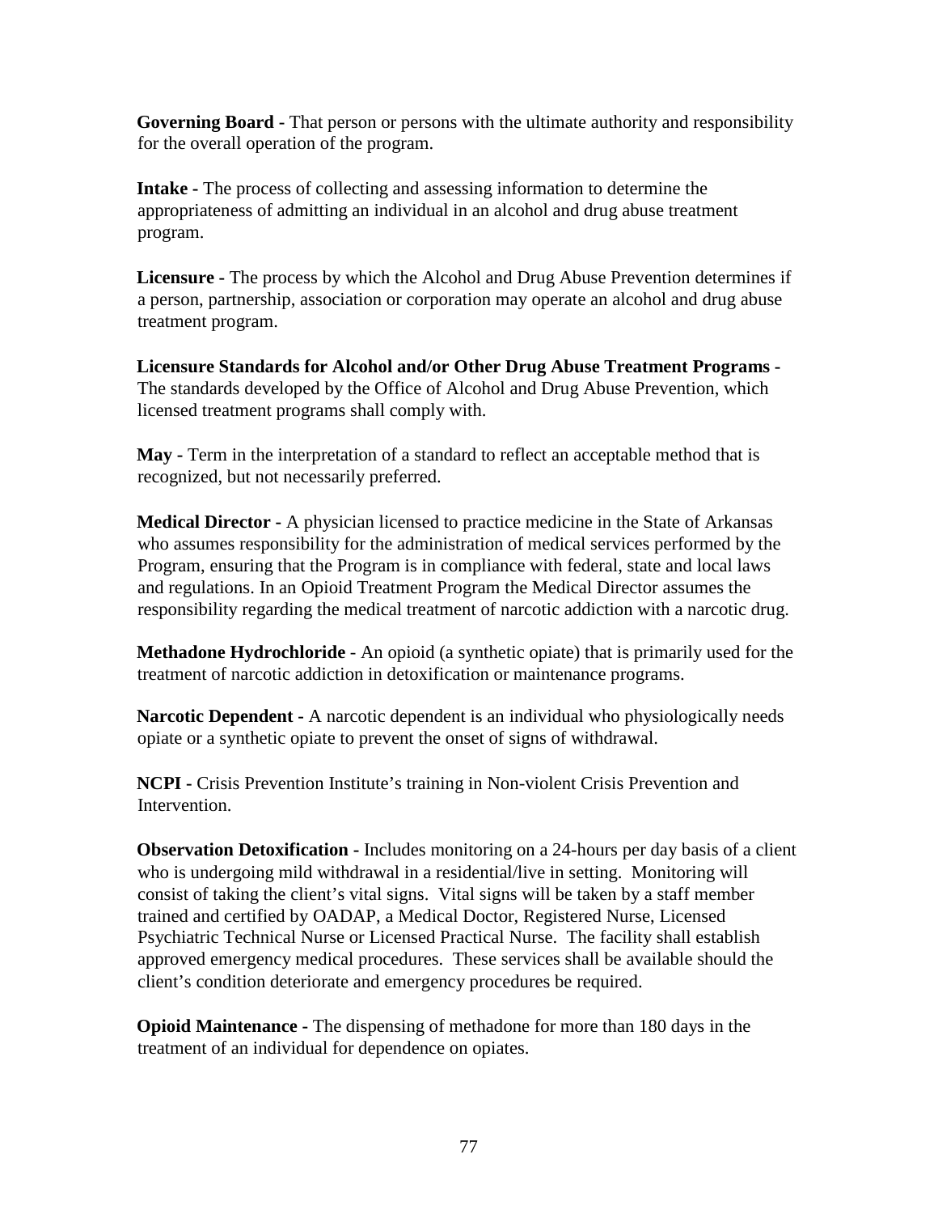**Governing Board -** That person or persons with the ultimate authority and responsibility for the overall operation of the program.

**Intake -** The process of collecting and assessing information to determine the appropriateness of admitting an individual in an alcohol and drug abuse treatment program.

**Licensure -** The process by which the Alcohol and Drug Abuse Prevention determines if a person, partnership, association or corporation may operate an alcohol and drug abuse treatment program.

**Licensure Standards for Alcohol and/or Other Drug Abuse Treatment Programs -** The standards developed by the Office of Alcohol and Drug Abuse Prevention, which licensed treatment programs shall comply with.

**May -** Term in the interpretation of a standard to reflect an acceptable method that is recognized, but not necessarily preferred.

**Medical Director -** A physician licensed to practice medicine in the State of Arkansas who assumes responsibility for the administration of medical services performed by the Program, ensuring that the Program is in compliance with federal, state and local laws and regulations. In an Opioid Treatment Program the Medical Director assumes the responsibility regarding the medical treatment of narcotic addiction with a narcotic drug.

**Methadone Hydrochloride** - An opioid (a synthetic opiate) that is primarily used for the treatment of narcotic addiction in detoxification or maintenance programs.

**Narcotic Dependent -** A narcotic dependent is an individual who physiologically needs opiate or a synthetic opiate to prevent the onset of signs of withdrawal.

**NCPI -** Crisis Prevention Institute's training in Non-violent Crisis Prevention and Intervention.

**Observation Detoxification -** Includes monitoring on a 24-hours per day basis of a client who is undergoing mild withdrawal in a residential/live in setting. Monitoring will consist of taking the client's vital signs. Vital signs will be taken by a staff member trained and certified by OADAP, a Medical Doctor, Registered Nurse, Licensed Psychiatric Technical Nurse or Licensed Practical Nurse. The facility shall establish approved emergency medical procedures. These services shall be available should the client's condition deteriorate and emergency procedures be required.

**Opioid Maintenance -** The dispensing of methadone for more than 180 days in the treatment of an individual for dependence on opiates.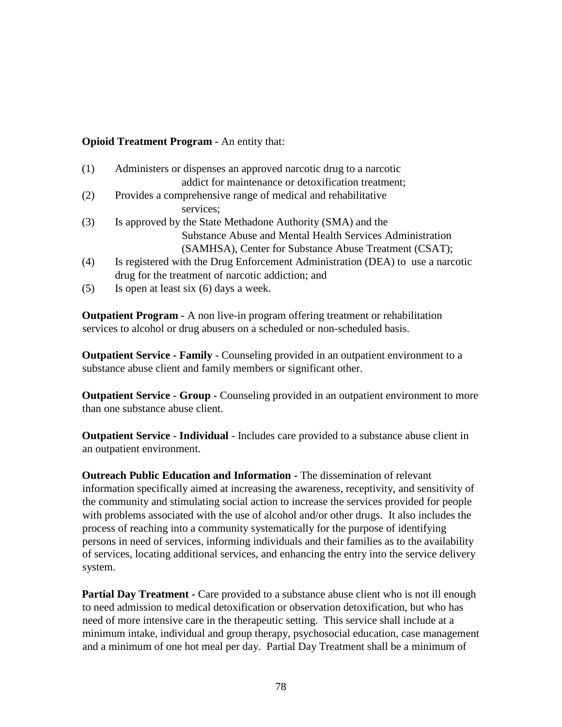**Opioid Treatment Program -** An entity that:

(1) Administers or dispenses an approved narcotic drug to a narcotic addict for maintenance or detoxification treatment;

(2) Provides a comprehensive range of medical and rehabilitative services;

(3) Is approved by the State Methadone Authority (SMA) and the Substance Abuse and Mental Health Services Administration (SAMHSA), Center for Substance Abuse Treatment (CSAT);

(4) Is registered with the Drug Enforcement Administration (DEA) to use a narcotic drug for the treatment of narcotic addiction; and

(5) Is open at least six (6) days a week.

**Outpatient Program -** A non live-in program offering treatment or rehabilitation services to alcohol or drug abusers on a scheduled or non-scheduled basis.

**Outpatient Service - Family** - Counseling provided in an outpatient environment to a substance abuse client and family members or significant other.

**Outpatient Service - Group -** Counseling provided in an outpatient environment to more than one substance abuse client.

**Outpatient Service - Individual** - Includes care provided to a substance abuse client in an outpatient environment.

**Outreach Public Education and Information -** The dissemination of relevant information specifically aimed at increasing the awareness, receptivity, and sensitivity of the community and stimulating social action to increase the services provided for people with problems associated with the use of alcohol and/or other drugs. It also includes the process of reaching into a community systematically for the purpose of identifying persons in need of services, informing individuals and their families as to the availability of services, locating additional services, and enhancing the entry into the service delivery system.

**Partial Day Treatment -** Care provided to a substance abuse client who is not ill enough to need admission to medical detoxification or observation detoxification, but who has need of more intensive care in the therapeutic setting. This service shall include at a minimum intake, individual and group therapy, psychosocial education, case management and a minimum of one hot meal per day. Partial Day Treatment shall be a minimum of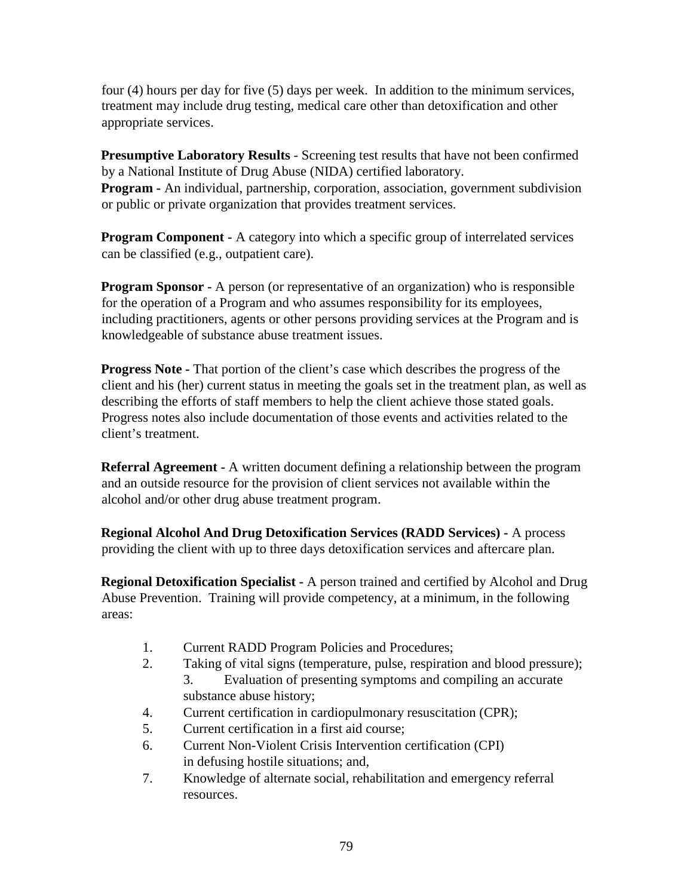four (4) hours per day for five (5) days per week. In addition to the minimum services, treatment may include drug testing, medical care other than detoxification and other appropriate services.

**Presumptive Laboratory Results** - Screening test results that have not been confirmed by a National Institute of Drug Abuse (NIDA) certified laboratory.

**Program -** An individual, partnership, corporation, association, government subdivision or public or private organization that provides treatment services.

**Program Component -** A category into which a specific group of interrelated services can be classified (e.g., outpatient care).

**Program Sponsor -** A person (or representative of an organization) who is responsible for the operation of a Program and who assumes responsibility for its employees, including practitioners, agents or other persons providing services at the Program and is knowledgeable of substance abuse treatment issues.

**Progress Note -** That portion of the client's case which describes the progress of the client and his (her) current status in meeting the goals set in the treatment plan, as well as describing the efforts of staff members to help the client achieve those stated goals. Progress notes also include documentation of those events and activities related to the client's treatment.

**Referral Agreement -** A written document defining a relationship between the program and an outside resource for the provision of client services not available within the alcohol and/or other drug abuse treatment program.

**Regional Alcohol And Drug Detoxification Services (RADD Services) -** A process providing the client with up to three days detoxification services and aftercare plan.

**Regional Detoxification Specialist -** A person trained and certified by Alcohol and Drug Abuse Prevention. Training will provide competency, at a minimum, in the following areas:

1. Current RADD Program Policies and Procedures;
2. Taking of vital signs (temperature, pulse, respiration and blood pressure);
3. Evaluation of presenting symptoms and compiling an accurate substance abuse history;
4. Current certification in cardiopulmonary resuscitation (CPR);
5. Current certification in a first aid course;
6. Current Non-Violent Crisis Intervention certification (CPI) in defusing hostile situations; and,
7. Knowledge of alternate social, rehabilitation and emergency referral resources.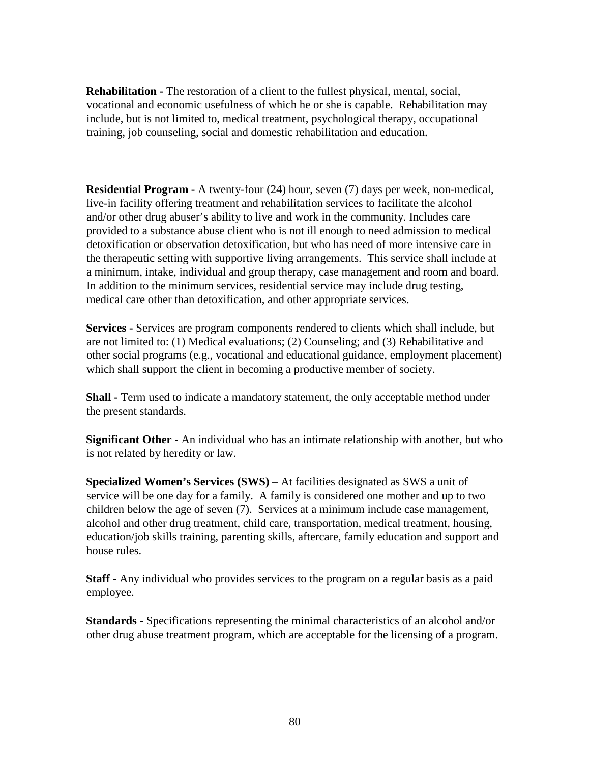**Rehabilitation -** The restoration of a client to the fullest physical, mental, social, vocational and economic usefulness of which he or she is capable. Rehabilitation may include, but is not limited to, medical treatment, psychological therapy, occupational training, job counseling, social and domestic rehabilitation and education.

**Residential Program -** A twenty-four (24) hour, seven (7) days per week, non-medical, live-in facility offering treatment and rehabilitation services to facilitate the alcohol and/or other drug abuser's ability to live and work in the community. Includes care provided to a substance abuse client who is not ill enough to need admission to medical detoxification or observation detoxification, but who has need of more intensive care in the therapeutic setting with supportive living arrangements. This service shall include at a minimum, intake, individual and group therapy, case management and room and board. In addition to the minimum services, residential service may include drug testing, medical care other than detoxification, and other appropriate services.

**Services -** Services are program components rendered to clients which shall include, but are not limited to: (1) Medical evaluations; (2) Counseling; and (3) Rehabilitative and other social programs (e.g., vocational and educational guidance, employment placement) which shall support the client in becoming a productive member of society.

**Shall -** Term used to indicate a mandatory statement, the only acceptable method under the present standards.

**Significant Other -** An individual who has an intimate relationship with another, but who is not related by heredity or law.

**Specialized Women's Services (SWS)** – At facilities designated as SWS a unit of service will be one day for a family. A family is considered one mother and up to two children below the age of seven (7). Services at a minimum include case management, alcohol and other drug treatment, child care, transportation, medical treatment, housing, education/job skills training, parenting skills, aftercare, family education and support and house rules.

**Staff -** Any individual who provides services to the program on a regular basis as a paid employee.

**Standards -** Specifications representing the minimal characteristics of an alcohol and/or other drug abuse treatment program, which are acceptable for the licensing of a program.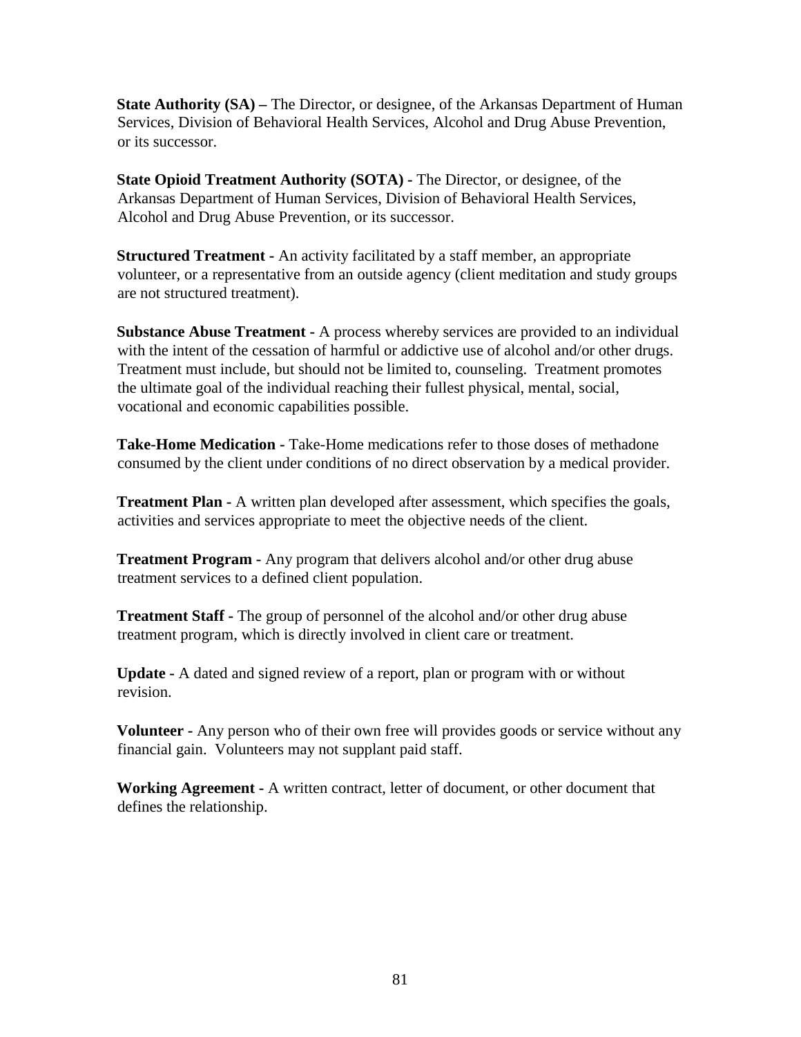**State Authority (SA) –** The Director, or designee, of the Arkansas Department of Human Services, Division of Behavioral Health Services, Alcohol and Drug Abuse Prevention, or its successor.

**State Opioid Treatment Authority (SOTA) -** The Director, or designee, of the Arkansas Department of Human Services, Division of Behavioral Health Services, Alcohol and Drug Abuse Prevention, or its successor.

**Structured Treatment -** An activity facilitated by a staff member, an appropriate volunteer, or a representative from an outside agency (client meditation and study groups are not structured treatment).

**Substance Abuse Treatment -** A process whereby services are provided to an individual with the intent of the cessation of harmful or addictive use of alcohol and/or other drugs. Treatment must include, but should not be limited to, counseling. Treatment promotes the ultimate goal of the individual reaching their fullest physical, mental, social, vocational and economic capabilities possible.

**Take-Home Medication** - Take-Home medications refer to those doses of methadone consumed by the client under conditions of no direct observation by a medical provider.

**Treatment Plan -** A written plan developed after assessment, which specifies the goals, activities and services appropriate to meet the objective needs of the client.

**Treatment Program -** Any program that delivers alcohol and/or other drug abuse treatment services to a defined client population.

**Treatment Staff -** The group of personnel of the alcohol and/or other drug abuse treatment program, which is directly involved in client care or treatment.

**Update -** A dated and signed review of a report, plan or program with or without revision.

**Volunteer -** Any person who of their own free will provides goods or service without any financial gain. Volunteers may not supplant paid staff.

**Working Agreement -** A written contract, letter of document, or other document that defines the relationship.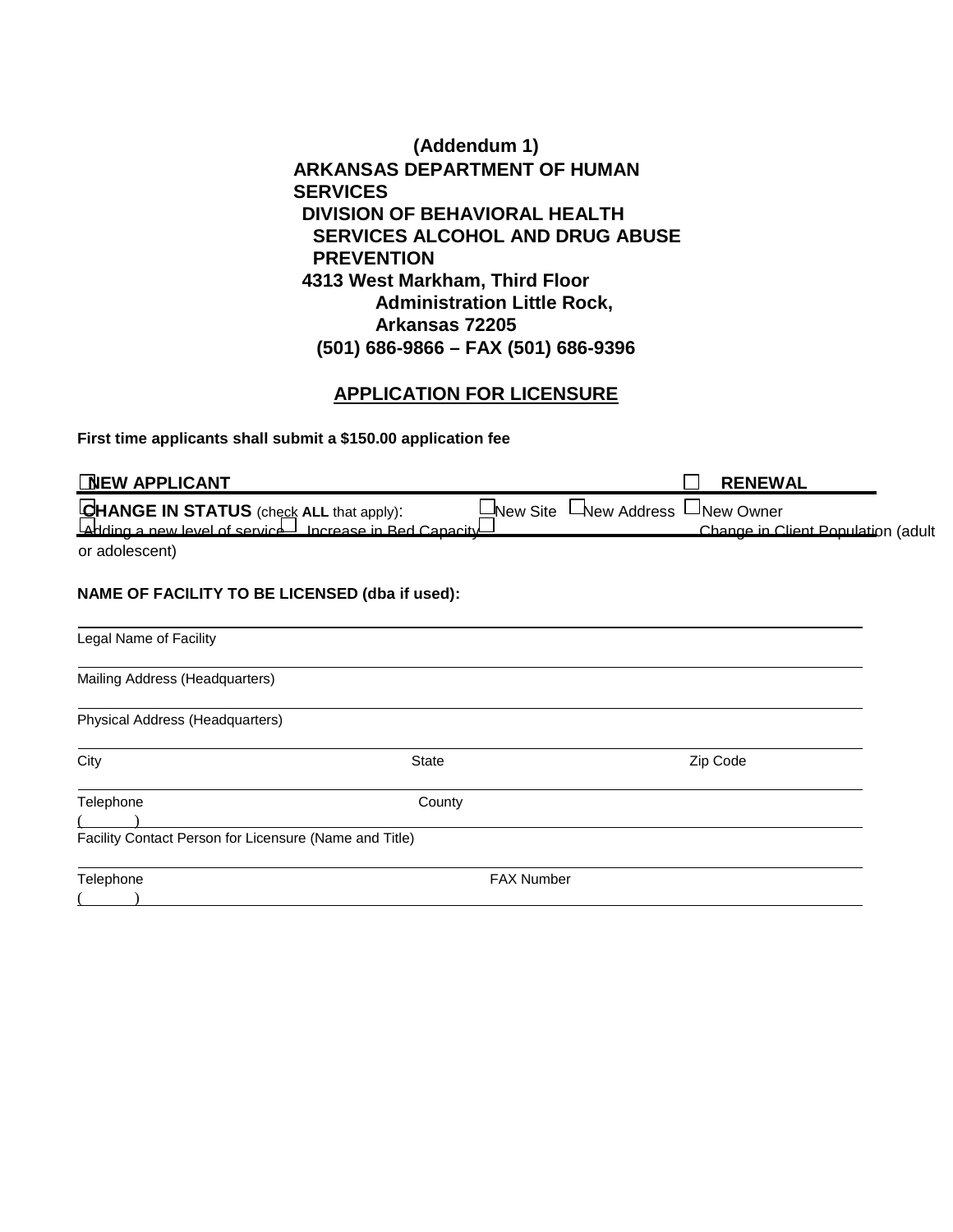**(Addendum 1)**

**ARKANSAS DEPARTMENT OF HUMAN SERVICES**
**DIVISION OF BEHAVIORAL HEALTH SERVICES ALCOHOL AND DRUG ABUSE PREVENTION**
**4313 West Markham, Third Floor Administration Little Rock, Arkansas 72205**
**(501) 686-9866 – FAX (501) 686-9396**

## APPLICATION FOR LICENSURE

**First time applicants shall submit a $150.00 application fee**

☐ **NEW APPLICANT** ☐ **RENEWAL**

☐ **CHANGE IN STATUS** (check **ALL** that apply): ☐ New Site ☐ New Address ☐ New Owner

☐ Adding a new level of service ☐ Increase in Bed Capacity ☐ Change in Client Population (adult or adolescent)

**NAME OF FACILITY TO BE LICENSED (dba if used):**

Legal Name of Facility

Mailing Address (Headquarters)

Physical Address (Headquarters)

City State Zip Code

Telephone ( ) County

Facility Contact Person for Licensure (Name and Title)

Telephone ( ) FAX Number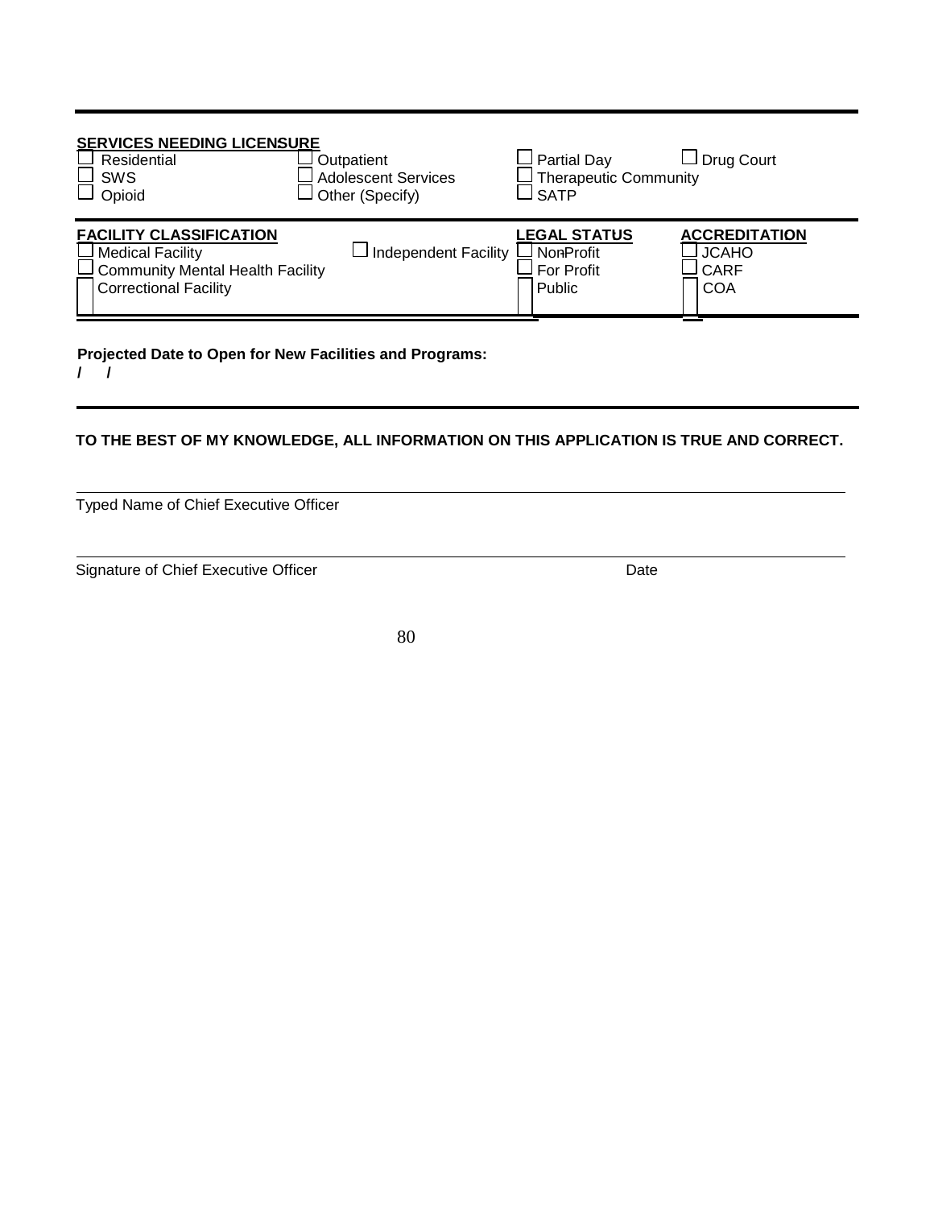**SERVICES NEEDING LICENSURE**

- ☐ Residential
- ☐ SWS
- ☐ Opioid
- ☐ Outpatient
- ☐ Adolescent Services
- ☐ Other (Specify)
- ☐ Partial Day
- ☐ Therapeutic Community
- ☐ SATP
- ☐ Drug Court

**FACILITY CLASSIFICATION**

- ☐ Medical Facility
- ☐ Community Mental Health Facility
- ☐ Correctional Facility
- ☐ Independent Facility

**LEGAL STATUS**

- ☐ Non-Profit
- ☐ For Profit
- ☐ Public

**ACCREDITATION**

- ☐ JCAHO
- ☐ CARF
- ☐ COA

**Projected Date to Open for New Facilities and Programs:**
**/ /**

**TO THE BEST OF MY KNOWLEDGE, ALL INFORMATION ON THIS APPLICATION IS TRUE AND CORRECT.**

______________________________________________
Typed Name of Chief Executive Officer

______________________________________________
Signature of Chief Executive Officer Date